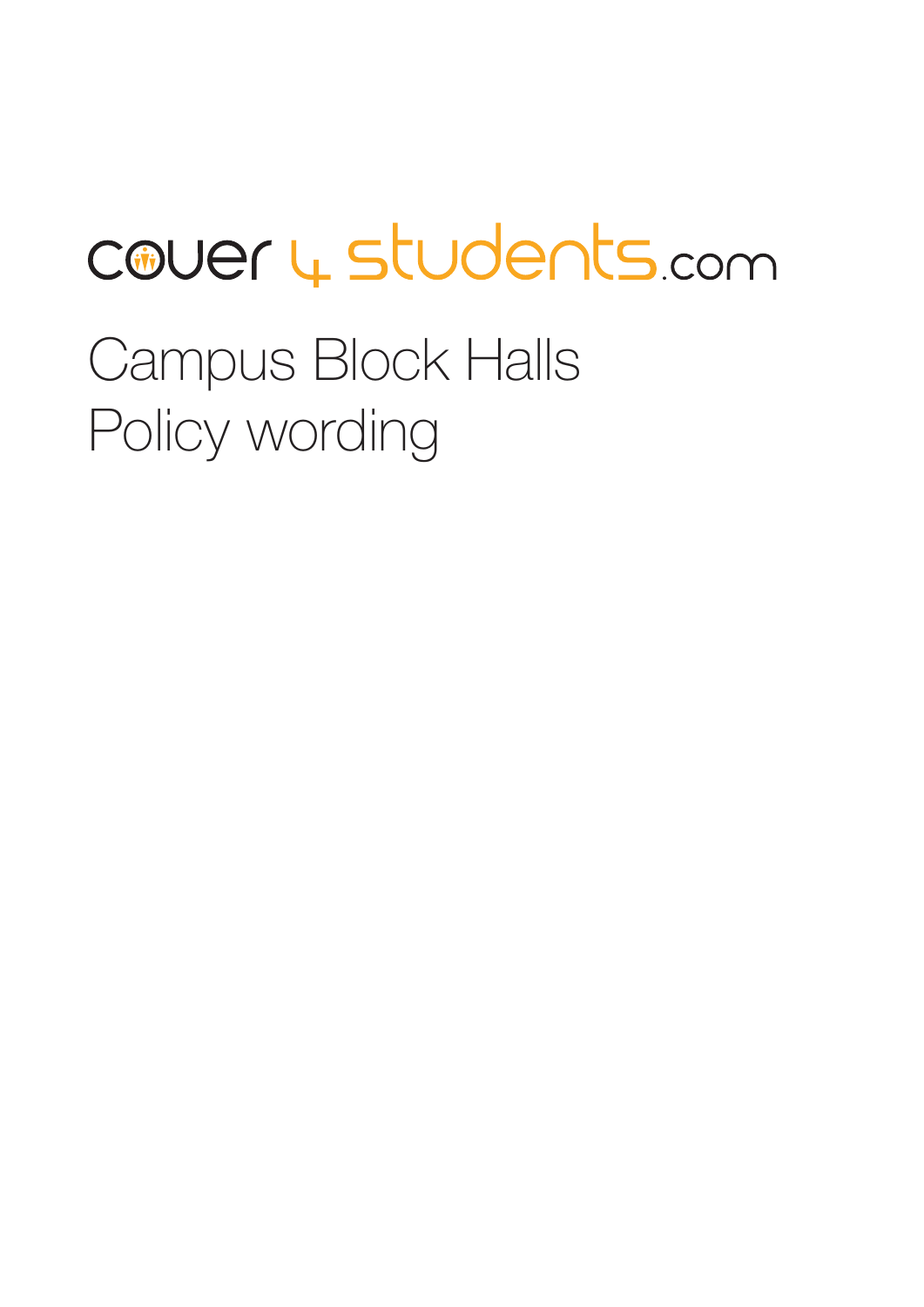cover 4 students.com

# Campus Block Halls Policy wording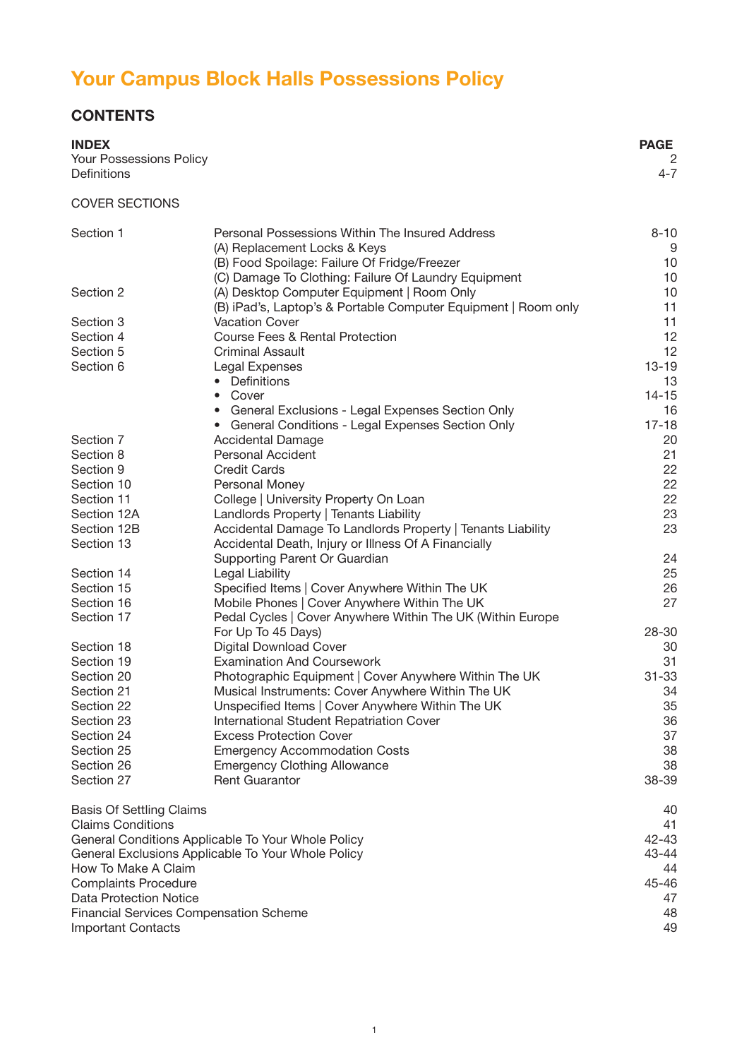# Your Campus Block Halls Possessions Policy

## CONTENTS

| **INDEX** | | **PAGE** |
|---|---|---|
| Your Possessions Policy | | 2 |
| Definitions | | 4-7 |

COVER SECTIONS

| | | |
|---|---|---|
| Section 1 | Personal Possessions Within The Insured Address | 8-10 |
| | (A) Replacement Locks & Keys | 9 |
| | (B) Food Spoilage: Failure Of Fridge/Freezer | 10 |
| | (C) Damage To Clothing: Failure Of Laundry Equipment | 10 |
| Section 2 | (A) Desktop Computer Equipment \| Room Only | 10 |
| | (B) iPad's, Laptop's & Portable Computer Equipment \| Room only | 11 |
| Section 3 | Vacation Cover | 11 |
| Section 4 | Course Fees & Rental Protection | 12 |
| Section 5 | Criminal Assault | 12 |
| Section 6 | Legal Expenses | 13-19 |
| | • Definitions | 13 |
| | • Cover | 14-15 |
| | • General Exclusions - Legal Expenses Section Only | 16 |
| | • General Conditions - Legal Expenses Section Only | 17-18 |
| Section 7 | Accidental Damage | 20 |
| Section 8 | Personal Accident | 21 |
| Section 9 | Credit Cards | 22 |
| Section 10 | Personal Money | 22 |
| Section 11 | College \| University Property On Loan | 22 |
| Section 12A | Landlords Property \| Tenants Liability | 23 |
| Section 12B | Accidental Damage To Landlords Property \| Tenants Liability | 23 |
| Section 13 | Accidental Death, Injury or Illness Of A Financially Supporting Parent Or Guardian | 24 |
| Section 14 | Legal Liability | 25 |
| Section 15 | Specified Items \| Cover Anywhere Within The UK | 26 |
| Section 16 | Mobile Phones \| Cover Anywhere Within The UK | 27 |
| Section 17 | Pedal Cycles \| Cover Anywhere Within The UK (Within Europe For Up To 45 Days) | 28-30 |
| Section 18 | Digital Download Cover | 30 |
| Section 19 | Examination And Coursework | 31 |
| Section 20 | Photographic Equipment \| Cover Anywhere Within The UK | 31-33 |
| Section 21 | Musical Instruments: Cover Anywhere Within The UK | 34 |
| Section 22 | Unspecified Items \| Cover Anywhere Within The UK | 35 |
| Section 23 | International Student Repatriation Cover | 36 |
| Section 24 | Excess Protection Cover | 37 |
| Section 25 | Emergency Accommodation Costs | 38 |
| Section 26 | Emergency Clothing Allowance | 38 |
| Section 27 | Rent Guarantor | 38-39 |

| | |
|---|---|
| Basis Of Settling Claims | 40 |
| Claims Conditions | 41 |
| General Conditions Applicable To Your Whole Policy | 42-43 |
| General Exclusions Applicable To Your Whole Policy | 43-44 |
| How To Make A Claim | 44 |
| Complaints Procedure | 45-46 |
| Data Protection Notice | 47 |
| Financial Services Compensation Scheme | 48 |
| Important Contacts | 49 |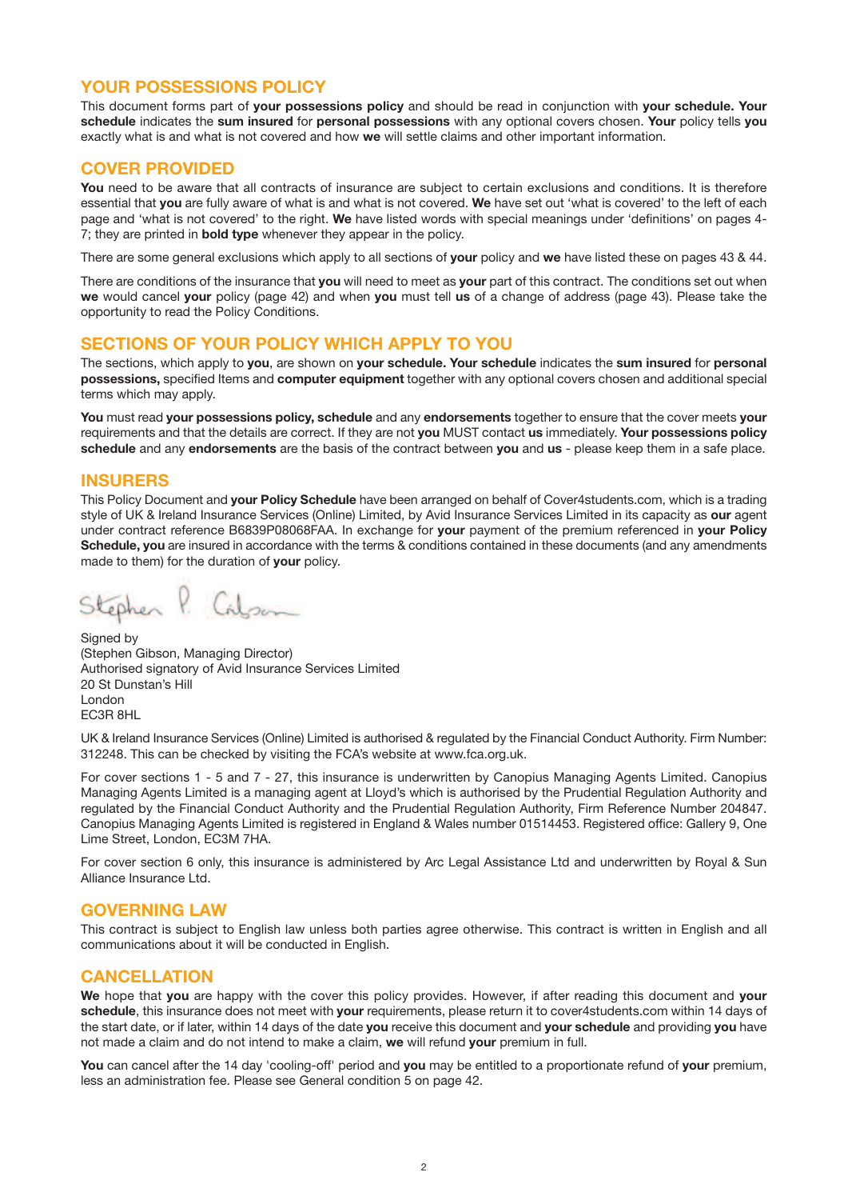## YOUR POSSESSIONS POLICY

This document forms part of **your possessions policy** and should be read in conjunction with **your schedule. Your schedule** indicates the **sum insured** for **personal possessions** with any optional covers chosen. **Your** policy tells **you** exactly what is and what is not covered and how **we** will settle claims and other important information.

## COVER PROVIDED

**You** need to be aware that all contracts of insurance are subject to certain exclusions and conditions. It is therefore essential that **you** are fully aware of what is and what is not covered. **We** have set out 'what is covered' to the left of each page and 'what is not covered' to the right. **We** have listed words with special meanings under 'definitions' on pages 4-7; they are printed in **bold type** whenever they appear in the policy.

There are some general exclusions which apply to all sections of **your** policy and **we** have listed these on pages 43 & 44.

There are conditions of the insurance that **you** will need to meet as **your** part of this contract. The conditions set out when **we** would cancel **your** policy (page 42) and when **you** must tell **us** of a change of address (page 43). Please take the opportunity to read the Policy Conditions.

## SECTIONS OF YOUR POLICY WHICH APPLY TO YOU

The sections, which apply to **you**, are shown on **your schedule. Your schedule** indicates the **sum insured** for **personal possessions,** specified Items and **computer equipment** together with any optional covers chosen and additional special terms which may apply.

**You** must read **your possessions policy, schedule** and any **endorsements** together to ensure that the cover meets **your** requirements and that the details are correct. If they are not **you** MUST contact **us** immediately. **Your possessions policy schedule** and any **endorsements** are the basis of the contract between **you** and **us** - please keep them in a safe place.

## INSURERS

This Policy Document and **your Policy Schedule** have been arranged on behalf of Cover4students.com, which is a trading style of UK & Ireland Insurance Services (Online) Limited, by Avid Insurance Services Limited in its capacity as **our** agent under contract reference B6839P08068FAA. In exchange for **your** payment of the premium referenced in **your Policy Schedule, you** are insured in accordance with the terms & conditions contained in these documents (and any amendments made to them) for the duration of **your** policy.

Stephen P. Gibson

Signed by
(Stephen Gibson, Managing Director)
Authorised signatory of Avid Insurance Services Limited
20 St Dunstan's Hill
London
EC3R 8HL

UK & Ireland Insurance Services (Online) Limited is authorised & regulated by the Financial Conduct Authority. Firm Number: 312248. This can be checked by visiting the FCA's website at www.fca.org.uk.

For cover sections 1 - 5 and 7 - 27, this insurance is underwritten by Canopius Managing Agents Limited. Canopius Managing Agents Limited is a managing agent at Lloyd's which is authorised by the Prudential Regulation Authority and regulated by the Financial Conduct Authority and the Prudential Regulation Authority, Firm Reference Number 204847. Canopius Managing Agents Limited is registered in England & Wales number 01514453. Registered office: Gallery 9, One Lime Street, London, EC3M 7HA.

For cover section 6 only, this insurance is administered by Arc Legal Assistance Ltd and underwritten by Royal & Sun Alliance Insurance Ltd.

## GOVERNING LAW

This contract is subject to English law unless both parties agree otherwise. This contract is written in English and all communications about it will be conducted in English.

## CANCELLATION

**We** hope that **you** are happy with the cover this policy provides. However, if after reading this document and **your schedule**, this insurance does not meet with **your** requirements, please return it to cover4students.com within 14 days of the start date, or if later, within 14 days of the date **you** receive this document and **your schedule** and providing **you** have not made a claim and do not intend to make a claim, **we** will refund **your** premium in full.

**You** can cancel after the 14 day 'cooling-off' period and **you** may be entitled to a proportionate refund of **your** premium, less an administration fee. Please see General condition 5 on page 42.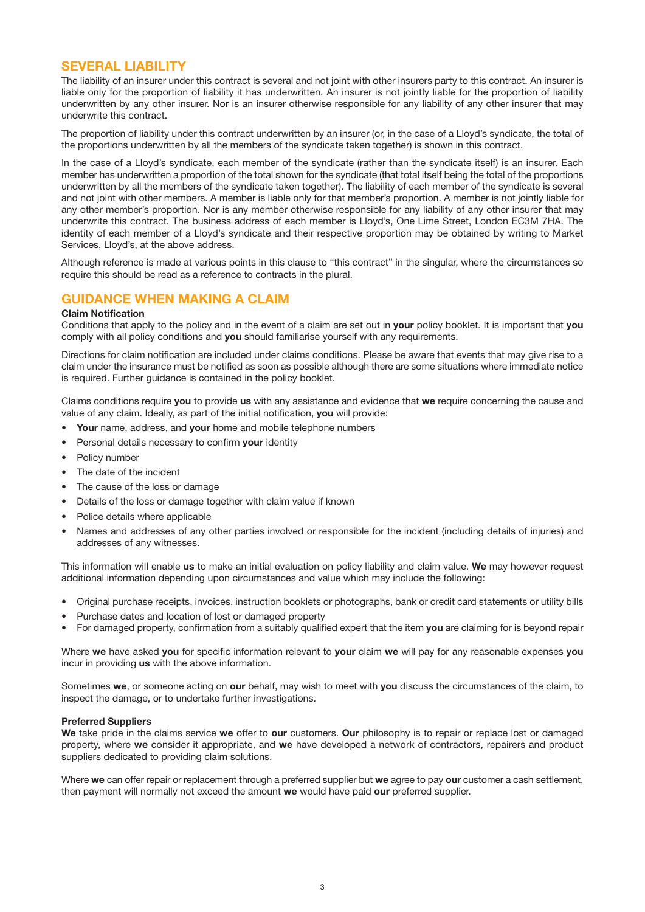## SEVERAL LIABILITY

The liability of an insurer under this contract is several and not joint with other insurers party to this contract. An insurer is liable only for the proportion of liability it has underwritten. An insurer is not jointly liable for the proportion of liability underwritten by any other insurer. Nor is an insurer otherwise responsible for any liability of any other insurer that may underwrite this contract.

The proportion of liability under this contract underwritten by an insurer (or, in the case of a Lloyd's syndicate, the total of the proportions underwritten by all the members of the syndicate taken together) is shown in this contract.

In the case of a Lloyd's syndicate, each member of the syndicate (rather than the syndicate itself) is an insurer. Each member has underwritten a proportion of the total shown for the syndicate (that total itself being the total of the proportions underwritten by all the members of the syndicate taken together). The liability of each member of the syndicate is several and not joint with other members. A member is liable only for that member's proportion. A member is not jointly liable for any other member's proportion. Nor is any member otherwise responsible for any liability of any other insurer that may underwrite this contract. The business address of each member is Lloyd's, One Lime Street, London EC3M 7HA. The identity of each member of a Lloyd's syndicate and their respective proportion may be obtained by writing to Market Services, Lloyd's, at the above address.

Although reference is made at various points in this clause to "this contract" in the singular, where the circumstances so require this should be read as a reference to contracts in the plural.

## GUIDANCE WHEN MAKING A CLAIM

**Claim Notification**

Conditions that apply to the policy and in the event of a claim are set out in **your** policy booklet. It is important that **you** comply with all policy conditions and **you** should familiarise yourself with any requirements.

Directions for claim notification are included under claims conditions. Please be aware that events that may give rise to a claim under the insurance must be notified as soon as possible although there are some situations where immediate notice is required. Further guidance is contained in the policy booklet.

Claims conditions require **you** to provide **us** with any assistance and evidence that **we** require concerning the cause and value of any claim. Ideally, as part of the initial notification, **you** will provide:

- **Your** name, address, and **your** home and mobile telephone numbers
- Personal details necessary to confirm **your** identity
- Policy number
- The date of the incident
- The cause of the loss or damage
- Details of the loss or damage together with claim value if known
- Police details where applicable
- Names and addresses of any other parties involved or responsible for the incident (including details of injuries) and addresses of any witnesses.

This information will enable **us** to make an initial evaluation on policy liability and claim value. **We** may however request additional information depending upon circumstances and value which may include the following:

- Original purchase receipts, invoices, instruction booklets or photographs, bank or credit card statements or utility bills
- Purchase dates and location of lost or damaged property
- For damaged property, confirmation from a suitably qualified expert that the item **you** are claiming for is beyond repair

Where **we** have asked **you** for specific information relevant to **your** claim **we** will pay for any reasonable expenses **you** incur in providing **us** with the above information.

Sometimes **we**, or someone acting on **our** behalf, may wish to meet with **you** discuss the circumstances of the claim, to inspect the damage, or to undertake further investigations.

**Preferred Suppliers**

**We** take pride in the claims service **we** offer to **our** customers. **Our** philosophy is to repair or replace lost or damaged property, where **we** consider it appropriate, and **we** have developed a network of contractors, repairers and product suppliers dedicated to providing claim solutions.

Where **we** can offer repair or replacement through a preferred supplier but **we** agree to pay **our** customer a cash settlement, then payment will normally not exceed the amount **we** would have paid **our** preferred supplier.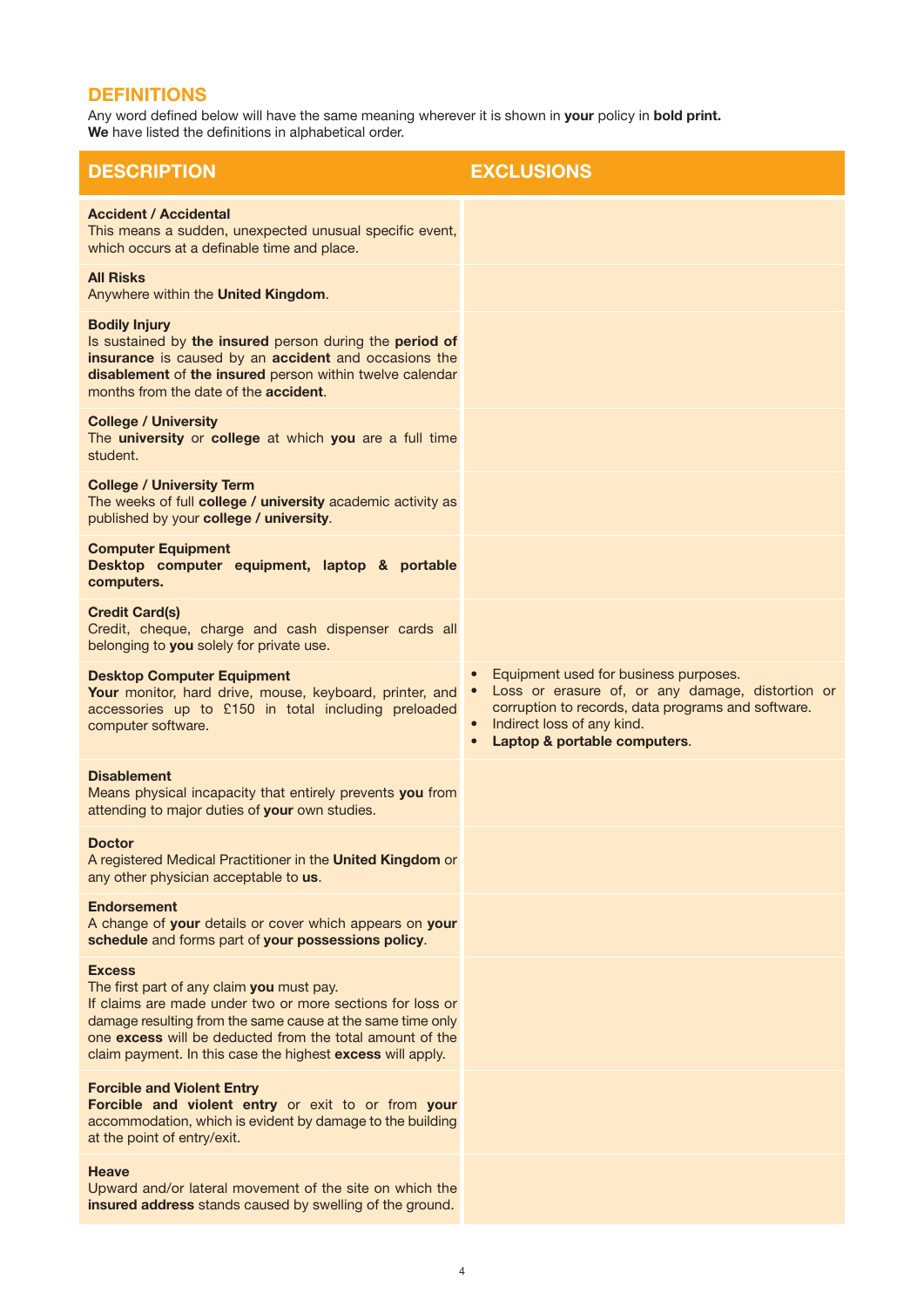## DEFINITIONS

Any word defined below will have the same meaning wherever it is shown in **your** policy in **bold print.**
**We** have listed the definitions in alphabetical order.

| DESCRIPTION | EXCLUSIONS |
|---|---|
| **Accident / Accidental**<br>This means a sudden, unexpected unusual specific event, which occurs at a definable time and place. | |
| **All Risks**<br>Anywhere within the **United Kingdom**. | |
| **Bodily Injury**<br>Is sustained by **the insured** person during the **period of insurance** is caused by an **accident** and occasions the **disablement** of **the insured** person within twelve calendar months from the date of the **accident**. | |
| **College / University**<br>The **university** or **college** at which **you** are a full time student. | |
| **College / University Term**<br>The weeks of full **college / university** academic activity as published by your **college / university**. | |
| **Computer Equipment**<br>**Desktop computer equipment, laptop & portable computers.** | |
| **Credit Card(s)**<br>Credit, cheque, charge and cash dispenser cards all belonging to **you** solely for private use. | |
| **Desktop Computer Equipment**<br>**Your** monitor, hard drive, mouse, keyboard, printer, and accessories up to £150 in total including preloaded computer software. | • Equipment used for business purposes.<br>• Loss or erasure of, or any damage, distortion or corruption to records, data programs and software.<br>• Indirect loss of any kind.<br>• **Laptop & portable computers**. |
| **Disablement**<br>Means physical incapacity that entirely prevents **you** from attending to major duties of **your** own studies. | |
| **Doctor**<br>A registered Medical Practitioner in the **United Kingdom** or any other physician acceptable to **us**. | |
| **Endorsement**<br>A change of **your** details or cover which appears on **your schedule** and forms part of **your possessions policy**. | |
| **Excess**<br>The first part of any claim **you** must pay.<br>If claims are made under two or more sections for loss or damage resulting from the same cause at the same time only one **excess** will be deducted from the total amount of the claim payment. In this case the highest **excess** will apply. | |
| **Forcible and Violent Entry**<br>**Forcible and violent entry** or exit to or from **your** accommodation, which is evident by damage to the building at the point of entry/exit. | |
| **Heave**<br>Upward and/or lateral movement of the site on which the **insured address** stands caused by swelling of the ground. | |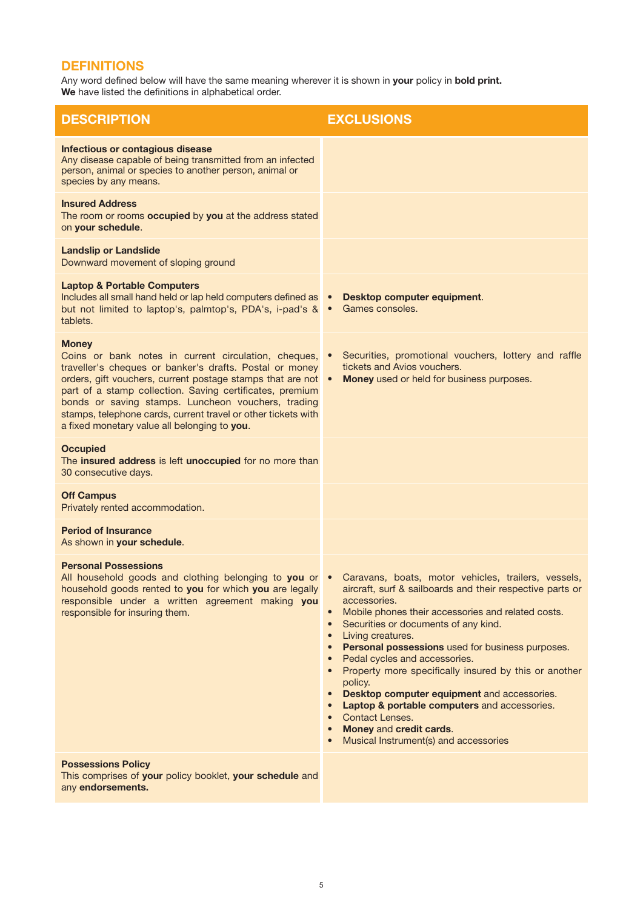## DEFINITIONS

Any word defined below will have the same meaning wherever it is shown in **your** policy in **bold print.**
**We** have listed the definitions in alphabetical order.

| DESCRIPTION | EXCLUSIONS |
| --- | --- |
| **Infectious or contagious disease**<br>Any disease capable of being transmitted from an infected person, animal or species to another person, animal or species by any means. | |
| **Insured Address**<br>The room or rooms **occupied** by **you** at the address stated on **your schedule**. | |
| **Landslip or Landslide**<br>Downward movement of sloping ground | |
| **Laptop & Portable Computers**<br>Includes all small hand held or lap held computers defined as but not limited to laptop's, palmtop's, PDA's, i-pad's & tablets. | • **Desktop computer equipment**.<br>• Games consoles. |
| **Money**<br>Coins or bank notes in current circulation, cheques, traveller's cheques or banker's drafts. Postal or money orders, gift vouchers, current postage stamps that are not part of a stamp collection. Saving certificates, premium bonds or saving stamps. Luncheon vouchers, trading stamps, telephone cards, current travel or other tickets with a fixed monetary value all belonging to **you**. | • Securities, promotional vouchers, lottery and raffle tickets and Avios vouchers.<br>• **Money** used or held for business purposes. |
| **Occupied**<br>The **insured address** is left **unoccupied** for no more than 30 consecutive days. | |
| **Off Campus**<br>Privately rented accommodation. | |
| **Period of Insurance**<br>As shown in **your schedule**. | |
| **Personal Possessions**<br>All household goods and clothing belonging to **you** or household goods rented to **you** for which **you** are legally responsible under a written agreement making **you** responsible for insuring them. | • Caravans, boats, motor vehicles, trailers, vessels, aircraft, surf & sailboards and their respective parts or accessories.<br>• Mobile phones their accessories and related costs.<br>• Securities or documents of any kind.<br>• Living creatures.<br>• **Personal possessions** used for business purposes.<br>• Pedal cycles and accessories.<br>• Property more specifically insured by this or another policy.<br>• **Desktop computer equipment** and accessories.<br>• **Laptop & portable computers** and accessories.<br>• Contact Lenses.<br>• **Money** and **credit cards**.<br>• Musical Instrument(s) and accessories |
| **Possessions Policy**<br>This comprises of **your** policy booklet, **your schedule** and any **endorsements.** | |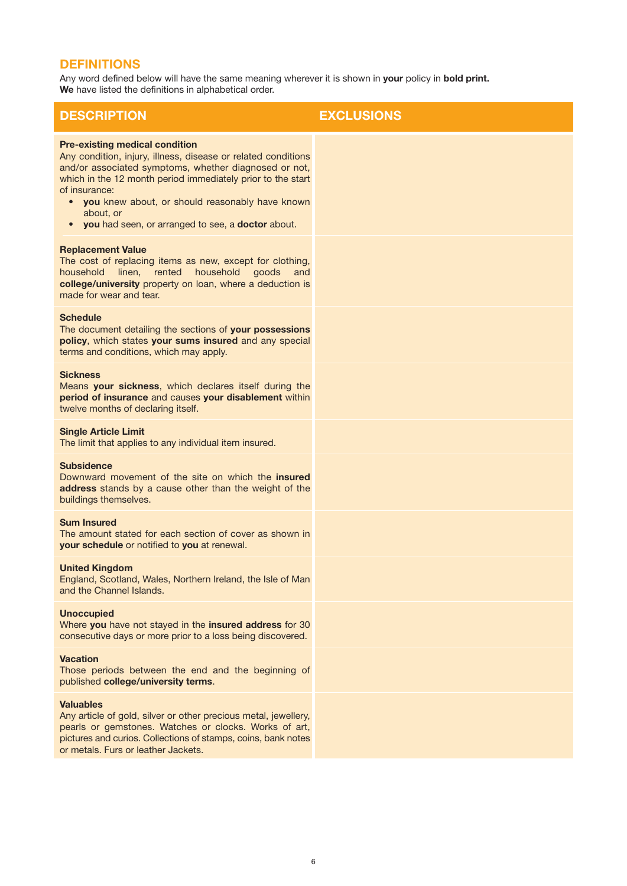## DEFINITIONS

Any word defined below will have the same meaning wherever it is shown in **your** policy in **bold print.**
**We** have listed the definitions in alphabetical order.

| DESCRIPTION | EXCLUSIONS |
|---|---|
| **Pre-existing medical condition**<br>Any condition, injury, illness, disease or related conditions and/or associated symptoms, whether diagnosed or not, which in the 12 month period immediately prior to the start of insurance:<br>• **you** knew about, or should reasonably have known about, or<br>• **you** had seen, or arranged to see, a **doctor** about. | |
| **Replacement Value**<br>The cost of replacing items as new, except for clothing, household linen, rented household goods and **college/university** property on loan, where a deduction is made for wear and tear. | |
| **Schedule**<br>The document detailing the sections of **your possessions policy**, which states **your sums insured** and any special terms and conditions, which may apply. | |
| **Sickness**<br>Means **your sickness**, which declares itself during the **period of insurance** and causes **your disablement** within twelve months of declaring itself. | |
| **Single Article Limit**<br>The limit that applies to any individual item insured. | |
| **Subsidence**<br>Downward movement of the site on which the **insured address** stands by a cause other than the weight of the buildings themselves. | |
| **Sum Insured**<br>The amount stated for each section of cover as shown in **your schedule** or notified to **you** at renewal. | |
| **United Kingdom**<br>England, Scotland, Wales, Northern Ireland, the Isle of Man and the Channel Islands. | |
| **Unoccupied**<br>Where **you** have not stayed in the **insured address** for 30 consecutive days or more prior to a loss being discovered. | |
| **Vacation**<br>Those periods between the end and the beginning of published **college/university terms**. | |
| **Valuables**<br>Any article of gold, silver or other precious metal, jewellery, pearls or gemstones. Watches or clocks. Works of art, pictures and curios. Collections of stamps, coins, bank notes or metals. Furs or leather Jackets. | |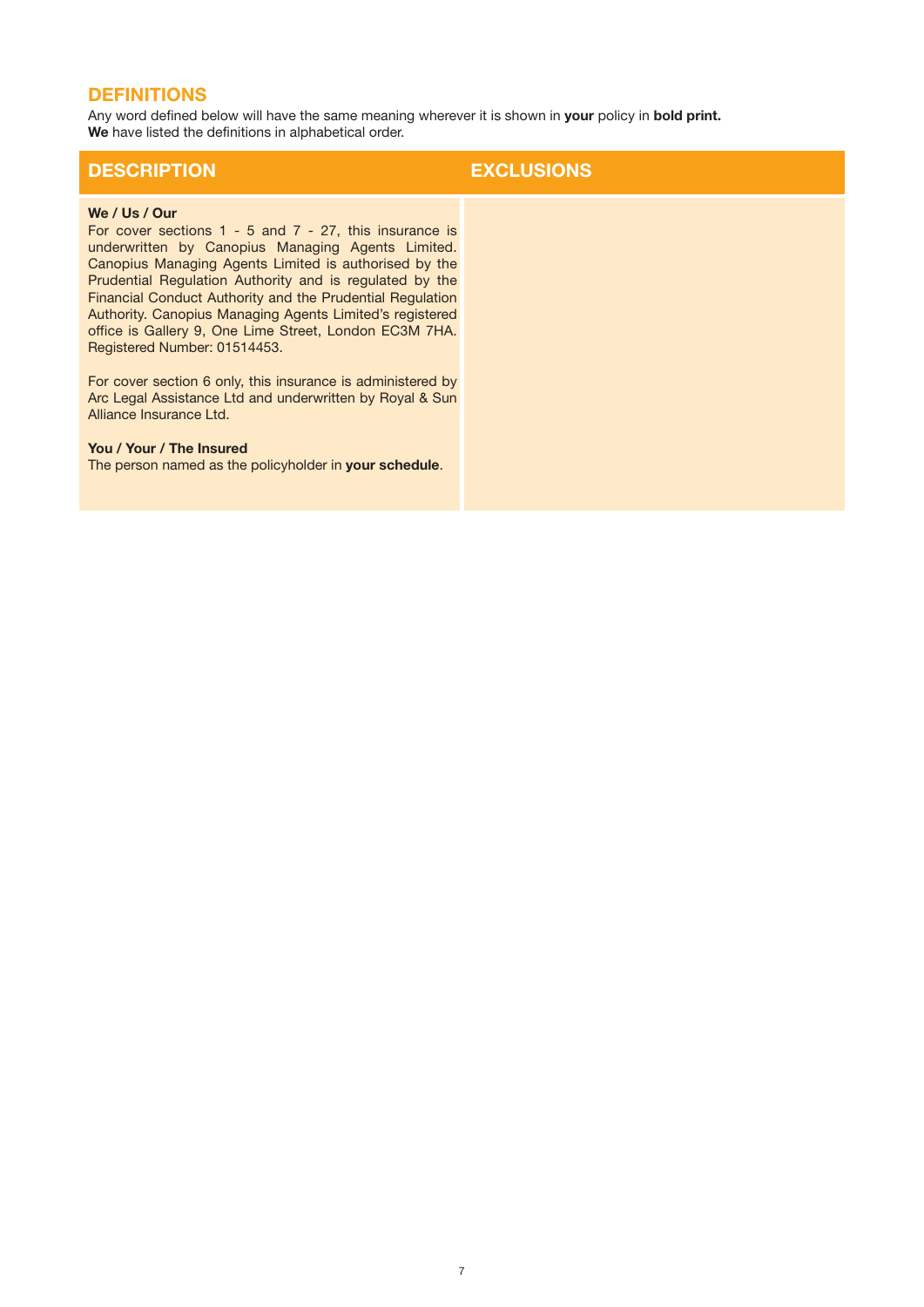## DEFINITIONS

Any word defined below will have the same meaning wherever it is shown in **your** policy in **bold print.**
**We** have listed the definitions in alphabetical order.

| DESCRIPTION | EXCLUSIONS |
|---|---|
| **We / Us / Our**<br>For cover sections 1 - 5 and 7 - 27, this insurance is underwritten by Canopius Managing Agents Limited. Canopius Managing Agents Limited is authorised by the Prudential Regulation Authority and is regulated by the Financial Conduct Authority and the Prudential Regulation Authority. Canopius Managing Agents Limited's registered office is Gallery 9, One Lime Street, London EC3M 7HA. Registered Number: 01514453.<br><br>For cover section 6 only, this insurance is administered by Arc Legal Assistance Ltd and underwritten by Royal & Sun Alliance Insurance Ltd.<br><br>**You / Your / The Insured**<br>The person named as the policyholder in **your schedule**. | |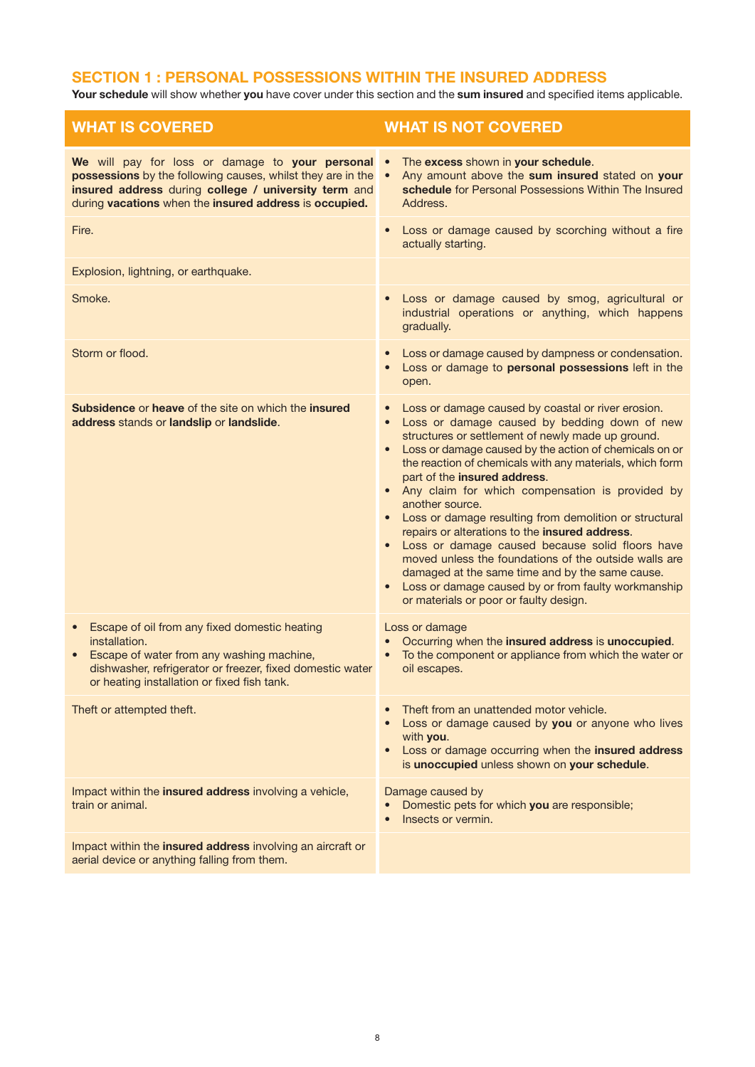## SECTION 1 : PERSONAL POSSESSIONS WITHIN THE INSURED ADDRESS

**Your schedule** will show whether **you** have cover under this section and the **sum insured** and specified items applicable.

| WHAT IS COVERED | WHAT IS NOT COVERED |
|---|---|
| **We** will pay for loss or damage to **your personal possessions** by the following causes, whilst they are in the **insured address** during **college / university term** and during **vacations** when the **insured address** is **occupied.** | • The **excess** shown in **your schedule**.<br>• Any amount above the **sum insured** stated on **your schedule** for Personal Possessions Within The Insured Address. |
| Fire. | • Loss or damage caused by scorching without a fire actually starting. |
| Explosion, lightning, or earthquake. | |
| Smoke. | • Loss or damage caused by smog, agricultural or industrial operations or anything, which happens gradually. |
| Storm or flood. | • Loss or damage caused by dampness or condensation.<br>• Loss or damage to **personal possessions** left in the open. |
| **Subsidence** or **heave** of the site on which the **insured address** stands or **landslip** or **landslide**. | • Loss or damage caused by coastal or river erosion.<br>• Loss or damage caused by bedding down of new structures or settlement of newly made up ground.<br>• Loss or damage caused by the action of chemicals on or the reaction of chemicals with any materials, which form part of the **insured address**.<br>• Any claim for which compensation is provided by another source.<br>• Loss or damage resulting from demolition or structural repairs or alterations to the **insured address**.<br>• Loss or damage caused because solid floors have moved unless the foundations of the outside walls are damaged at the same time and by the same cause.<br>• Loss or damage caused by or from faulty workmanship or materials or poor or faulty design. |
| • Escape of oil from any fixed domestic heating installation.<br>• Escape of water from any washing machine, dishwasher, refrigerator or freezer, fixed domestic water or heating installation or fixed fish tank. | Loss or damage<br>• Occurring when the **insured address** is **unoccupied**.<br>• To the component or appliance from which the water or oil escapes. |
| Theft or attempted theft. | • Theft from an unattended motor vehicle.<br>• Loss or damage caused by **you** or anyone who lives with **you**.<br>• Loss or damage occurring when the **insured address** is **unoccupied** unless shown on **your schedule**. |
| Impact within the **insured address** involving a vehicle, train or animal. | Damage caused by<br>• Domestic pets for which **you** are responsible;<br>• Insects or vermin. |
| Impact within the **insured address** involving an aircraft or aerial device or anything falling from them. | |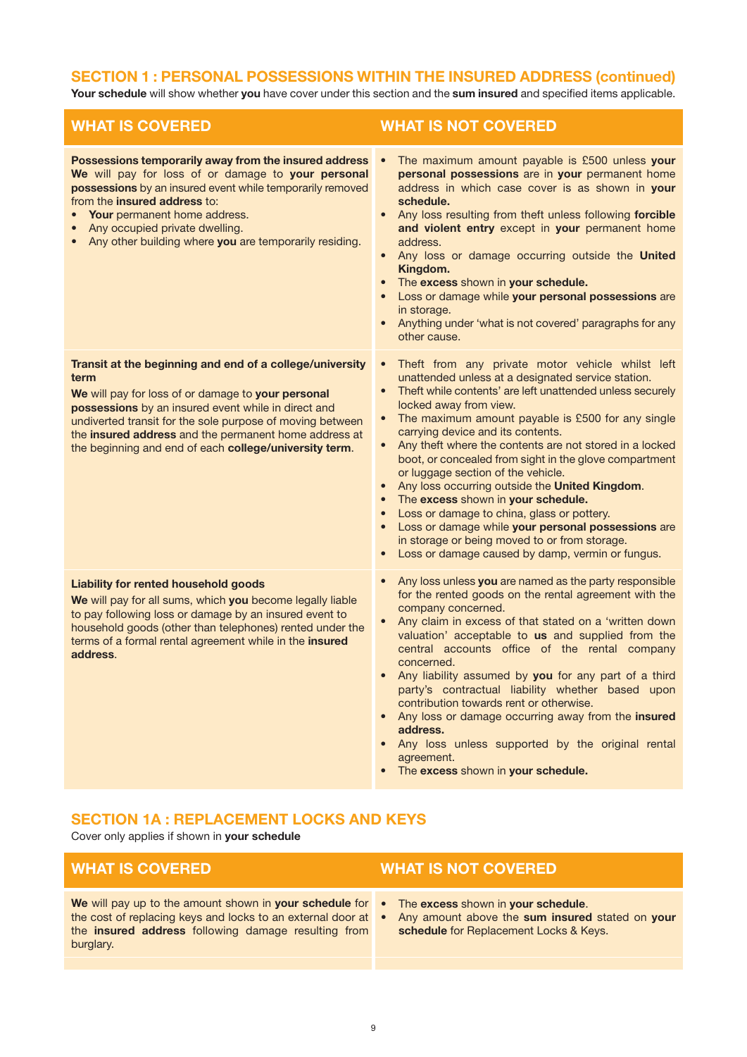## SECTION 1 : PERSONAL POSSESSIONS WITHIN THE INSURED ADDRESS (continued)

**Your schedule** will show whether **you** have cover under this section and the **sum insured** and specified items applicable.

| WHAT IS COVERED | WHAT IS NOT COVERED |
|---|---|
| **Possessions temporarily away from the insured address**<br>**We** will pay for loss of or damage to **your personal possessions** by an insured event while temporarily removed from the **insured address** to:<br>• **Your** permanent home address.<br>• Any occupied private dwelling.<br>• Any other building where **you** are temporarily residing. | • The maximum amount payable is £500 unless **your personal possessions** are in **your** permanent home address in which case cover is as shown in **your schedule.**<br>• Any loss resulting from theft unless following **forcible and violent entry** except in **your** permanent home address.<br>• Any loss or damage occurring outside the **United Kingdom.**<br>• The **excess** shown in **your schedule.**<br>• Loss or damage while **your personal possessions** are in storage.<br>• Anything under 'what is not covered' paragraphs for any other cause. |
| **Transit at the beginning and end of a college/university term**<br>**We** will pay for loss of or damage to **your personal possessions** by an insured event while in direct and undiverted transit for the sole purpose of moving between the **insured address** and the permanent home address at the beginning and end of each **college/university term**. | • Theft from any private motor vehicle whilst left unattended unless at a designated service station.<br>• Theft while contents' are left unattended unless securely locked away from view.<br>• The maximum amount payable is £500 for any single carrying device and its contents.<br>• Any theft where the contents are not stored in a locked boot, or concealed from sight in the glove compartment or luggage section of the vehicle.<br>• Any loss occurring outside the **United Kingdom**.<br>• The **excess** shown in **your schedule**.<br>• Loss or damage to china, glass or pottery.<br>• Loss or damage while **your personal possessions** are in storage or being moved to or from storage.<br>• Loss or damage caused by damp, vermin or fungus. |
| **Liability for rented household goods**<br>**We** will pay for all sums, which **you** become legally liable to pay following loss or damage by an insured event to household goods (other than telephones) rented under the terms of a formal rental agreement while in the **insured address**. | • Any loss unless **you** are named as the party responsible for the rented goods on the rental agreement with the company concerned.<br>• Any claim in excess of that stated on a 'written down valuation' acceptable to **us** and supplied from the central accounts office of the rental company concerned.<br>• Any liability assumed by **you** for any part of a third party's contractual liability whether based upon contribution towards rent or otherwise.<br>• Any loss or damage occurring away from the **insured address.**<br>• Any loss unless supported by the original rental agreement.<br>• The **excess** shown in **your schedule.** |

## SECTION 1A : REPLACEMENT LOCKS AND KEYS

Cover only applies if shown in **your schedule**

| WHAT IS COVERED | WHAT IS NOT COVERED |
|---|---|
| **We** will pay up to the amount shown in **your schedule** for the cost of replacing keys and locks to an external door at the **insured address** following damage resulting from burglary. | • The **excess** shown in **your schedule**.<br>• Any amount above the **sum insured** stated on **your schedule** for Replacement Locks & Keys. |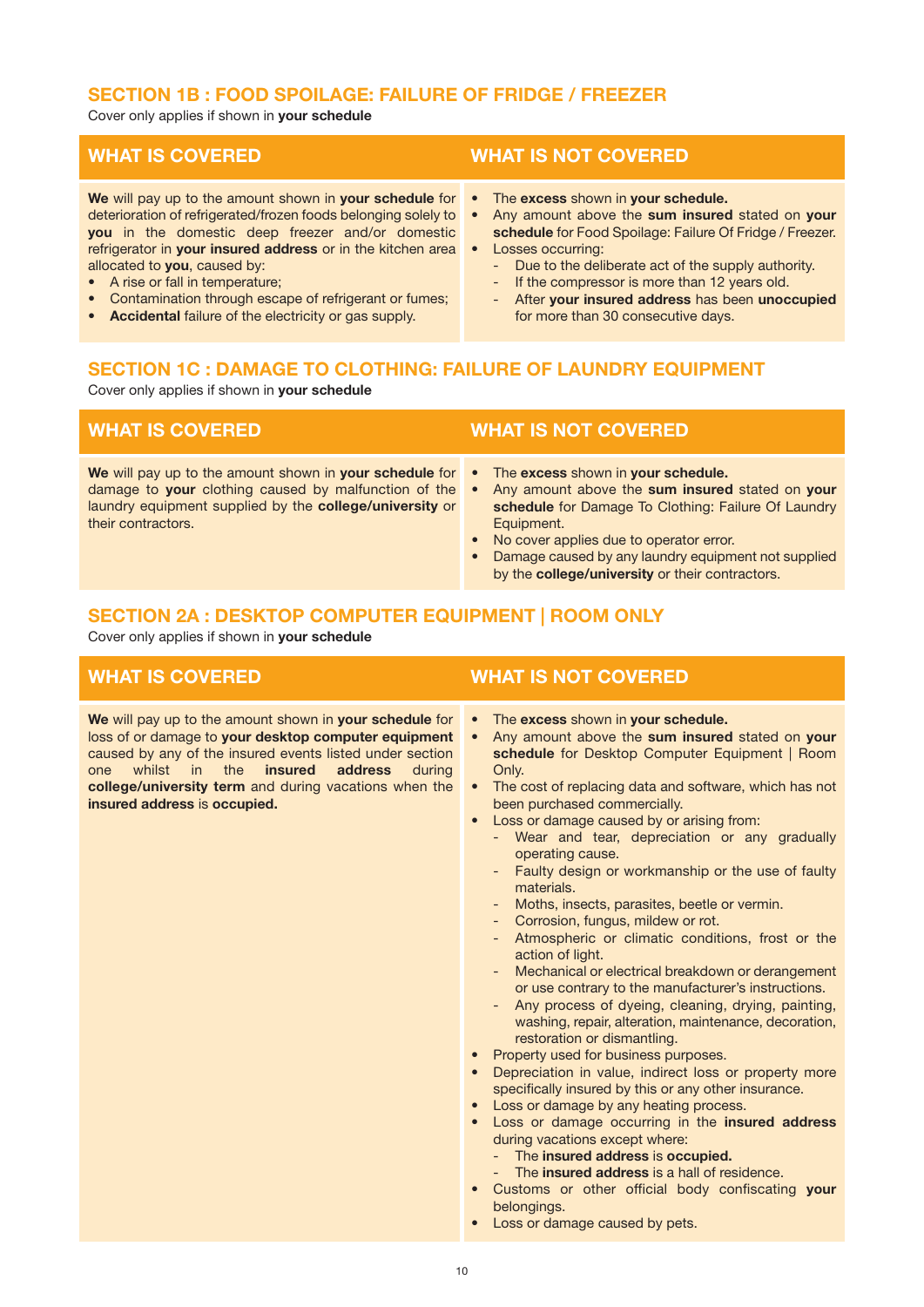## SECTION 1B : FOOD SPOILAGE: FAILURE OF FRIDGE / FREEZER

Cover only applies if shown in **your schedule**

### WHAT IS COVERED

**We** will pay up to the amount shown in **your schedule** for deterioration of refrigerated/frozen foods belonging solely to **you** in the domestic deep freezer and/or domestic refrigerator in **your insured address** or in the kitchen area allocated to **you**, caused by:

- A rise or fall in temperature;
- Contamination through escape of refrigerant or fumes;
- **Accidental** failure of the electricity or gas supply.

### WHAT IS NOT COVERED

- The **excess** shown in **your schedule.**
- Any amount above the **sum insured** stated on **your schedule** for Food Spoilage: Failure Of Fridge / Freezer.
- Losses occurring:
  - Due to the deliberate act of the supply authority.
  - If the compressor is more than 12 years old.
  - After **your insured address** has been **unoccupied** for more than 30 consecutive days.

## SECTION 1C : DAMAGE TO CLOTHING: FAILURE OF LAUNDRY EQUIPMENT

Cover only applies if shown in **your schedule**

### WHAT IS COVERED

**We** will pay up to the amount shown in **your schedule** for damage to **your** clothing caused by malfunction of the laundry equipment supplied by the **college/university** or their contractors.

### WHAT IS NOT COVERED

- The **excess** shown in **your schedule.**
- Any amount above the **sum insured** stated on **your schedule** for Damage To Clothing: Failure Of Laundry Equipment.
- No cover applies due to operator error.
- Damage caused by any laundry equipment not supplied by the **college/university** or their contractors.

## SECTION 2A : DESKTOP COMPUTER EQUIPMENT | ROOM ONLY

Cover only applies if shown in **your schedule**

### WHAT IS COVERED

**We** will pay up to the amount shown in **your schedule** for loss of or damage to **your desktop computer equipment** caused by any of the insured events listed under section one whilst in the **insured address** during **college/university term** and during vacations when the **insured address** is **occupied.**

### WHAT IS NOT COVERED

- The **excess** shown in **your schedule.**
- Any amount above the **sum insured** stated on **your schedule** for Desktop Computer Equipment | Room Only.
- The cost of replacing data and software, which has not been purchased commercially.
- Loss or damage caused by or arising from:
  - Wear and tear, depreciation or any gradually operating cause.
  - Faulty design or workmanship or the use of faulty materials.
  - Moths, insects, parasites, beetle or vermin.
  - Corrosion, fungus, mildew or rot.
  - Atmospheric or climatic conditions, frost or the action of light.
  - Mechanical or electrical breakdown or derangement or use contrary to the manufacturer's instructions.
  - Any process of dyeing, cleaning, drying, painting, washing, repair, alteration, maintenance, decoration, restoration or dismantling.
- Property used for business purposes.
- Depreciation in value, indirect loss or property more specifically insured by this or any other insurance.
- Loss or damage by any heating process.
- Loss or damage occurring in the **insured address** during vacations except where:
  - The **insured address** is **occupied.**
  - The **insured address** is a hall of residence.
- Customs or other official body confiscating **your** belongings.
- Loss or damage caused by pets.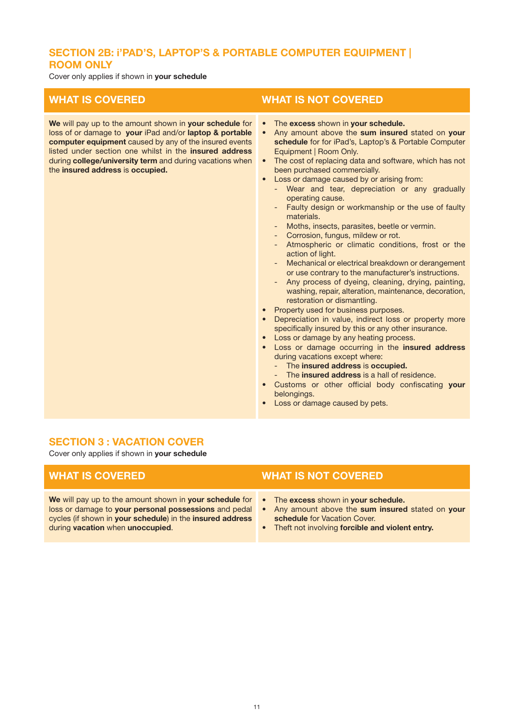## SECTION 2B: i'PAD'S, LAPTOP'S & PORTABLE COMPUTER EQUIPMENT | ROOM ONLY

Cover only applies if shown in **your schedule**

| WHAT IS COVERED | WHAT IS NOT COVERED |
| --- | --- |
| **We** will pay up to the amount shown in **your schedule** for loss of or damage to **your** iPad and/or **laptop & portable computer equipment** caused by any of the insured events listed under section one whilst in the **insured address** during **college/university term** and during vacations when the **insured address** is **occupied.** | • The **excess** shown in **your schedule.**<br>• Any amount above the **sum insured** stated on **your schedule** for for iPad's, Laptop's & Portable Computer Equipment \| Room Only.<br>• The cost of replacing data and software, which has not been purchased commercially.<br>• Loss or damage caused by or arising from:<br>  - Wear and tear, depreciation or any gradually operating cause.<br>  - Faulty design or workmanship or the use of faulty materials.<br>  - Moths, insects, parasites, beetle or vermin.<br>  - Corrosion, fungus, mildew or rot.<br>  - Atmospheric or climatic conditions, frost or the action of light.<br>  - Mechanical or electrical breakdown or derangement or use contrary to the manufacturer's instructions.<br>  - Any process of dyeing, cleaning, drying, painting, washing, repair, alteration, maintenance, decoration, restoration or dismantling.<br>• Property used for business purposes.<br>• Depreciation in value, indirect loss or property more specifically insured by this or any other insurance.<br>• Loss or damage by any heating process.<br>• Loss or damage occurring in the **insured address** during vacations except where:<br>  - The **insured address** is **occupied.**<br>  - The **insured address** is a hall of residence.<br>• Customs or other official body confiscating **your** belongings.<br>• Loss or damage caused by pets. |

## SECTION 3 : VACATION COVER

Cover only applies if shown in **your schedule**

| WHAT IS COVERED | WHAT IS NOT COVERED |
| --- | --- |
| **We** will pay up to the amount shown in **your schedule** for loss or damage to **your personal possessions** and pedal cycles (if shown in **your schedule**) in the **insured address** during **vacation** when **unoccupied**. | • The **excess** shown in **your schedule.**<br>• Any amount above the **sum insured** stated on **your schedule** for Vacation Cover.<br>• Theft not involving **forcible and violent entry.** |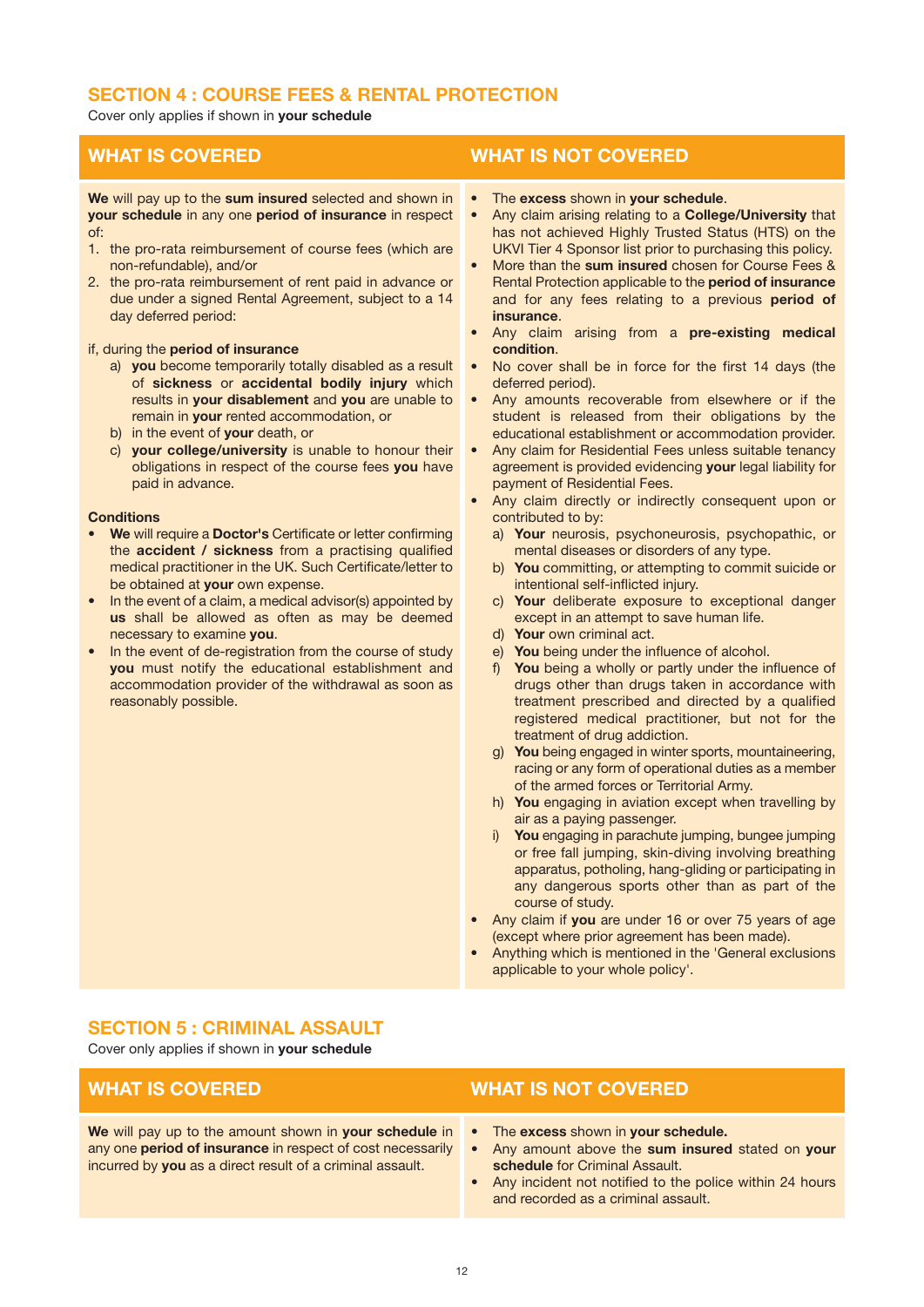## SECTION 4 : COURSE FEES & RENTAL PROTECTION

Cover only applies if shown in **your schedule**

### WHAT IS COVERED

**We** will pay up to the **sum insured** selected and shown in **your schedule** in any one **period of insurance** in respect of:

1. the pro-rata reimbursement of course fees (which are non-refundable), and/or
2. the pro-rata reimbursement of rent paid in advance or due under a signed Rental Agreement, subject to a 14 day deferred period:

if, during the **period of insurance**

- a) **you** become temporarily totally disabled as a result of **sickness** or **accidental bodily injury** which results in **your disablement** and **you** are unable to remain in **your** rented accommodation, or
- b) in the event of **your** death, or
- c) **your college/university** is unable to honour their obligations in respect of the course fees **you** have paid in advance.

**Conditions**

- **We** will require a **Doctor's** Certificate or letter confirming the **accident / sickness** from a practising qualified medical practitioner in the UK. Such Certificate/letter to be obtained at **your** own expense.
- In the event of a claim, a medical advisor(s) appointed by **us** shall be allowed as often as may be deemed necessary to examine **you**.
- In the event of de-registration from the course of study **you** must notify the educational establishment and accommodation provider of the withdrawal as soon as reasonably possible.

### WHAT IS NOT COVERED

- The **excess** shown in **your schedule**.
- Any claim arising relating to a **College/University** that has not achieved Highly Trusted Status (HTS) on the UKVI Tier 4 Sponsor list prior to purchasing this policy.
- More than the **sum insured** chosen for Course Fees & Rental Protection applicable to the **period of insurance** and for any fees relating to a previous **period of insurance**.
- Any claim arising from a **pre-existing medical condition**.
- No cover shall be in force for the first 14 days (the deferred period).
- Any amounts recoverable from elsewhere or if the student is released from their obligations by the educational establishment or accommodation provider.
- Any claim for Residential Fees unless suitable tenancy agreement is provided evidencing **your** legal liability for payment of Residential Fees.
- Any claim directly or indirectly consequent upon or contributed to by:
  - a) **Your** neurosis, psychoneurosis, psychopathic, or mental diseases or disorders of any type.
  - b) **You** committing, or attempting to commit suicide or intentional self-inflicted injury.
  - c) **Your** deliberate exposure to exceptional danger except in an attempt to save human life.
  - d) **Your** own criminal act.
  - e) **You** being under the influence of alcohol.
  - f) **You** being a wholly or partly under the influence of drugs other than drugs taken in accordance with treatment prescribed and directed by a qualified registered medical practitioner, but not for the treatment of drug addiction.
  - g) **You** being engaged in winter sports, mountaineering, racing or any form of operational duties as a member of the armed forces or Territorial Army.
  - h) **You** engaging in aviation except when travelling by air as a paying passenger.
  - i) **You** engaging in parachute jumping, bungee jumping or free fall jumping, skin-diving involving breathing apparatus, potholing, hang-gliding or participating in any dangerous sports other than as part of the course of study.
- Any claim if **you** are under 16 or over 75 years of age (except where prior agreement has been made).
- Anything which is mentioned in the 'General exclusions applicable to your whole policy'.

## SECTION 5 : CRIMINAL ASSAULT

Cover only applies if shown in **your schedule**

### WHAT IS COVERED

**We** will pay up to the amount shown in **your schedule** in any one **period of insurance** in respect of cost necessarily incurred by **you** as a direct result of a criminal assault.

### WHAT IS NOT COVERED

- The **excess** shown in **your schedule.**
- Any amount above the **sum insured** stated on **your schedule** for Criminal Assault.
- Any incident not notified to the police within 24 hours and recorded as a criminal assault.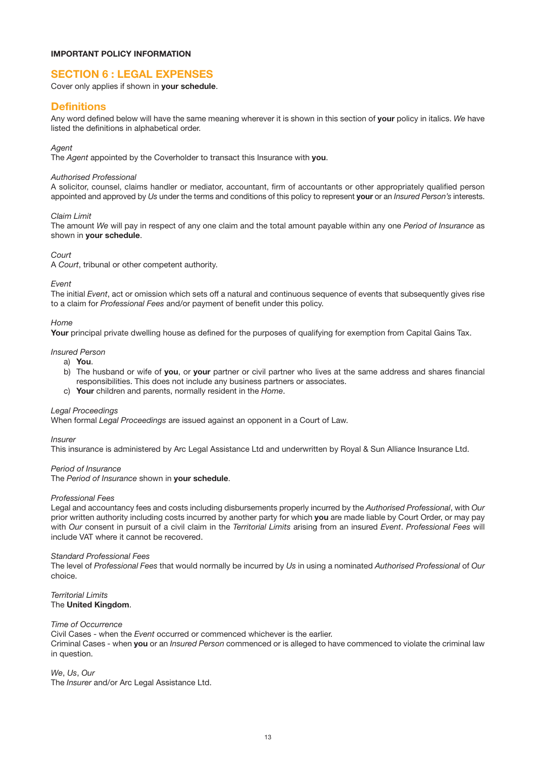**IMPORTANT POLICY INFORMATION**

## SECTION 6 : LEGAL EXPENSES

Cover only applies if shown in **your schedule**.

## Definitions

Any word defined below will have the same meaning wherever it is shown in this section of **your** policy in italics. *We* have listed the definitions in alphabetical order.

*Agent*
The *Agent* appointed by the Coverholder to transact this Insurance with **you**.

*Authorised Professional*
A solicitor, counsel, claims handler or mediator, accountant, firm of accountants or other appropriately qualified person appointed and approved by *Us* under the terms and conditions of this policy to represent **your** or an *Insured Person's* interests.

*Claim Limit*
The amount *We* will pay in respect of any one claim and the total amount payable within any one *Period of Insurance* as shown in **your schedule**.

*Court*
A *Court*, tribunal or other competent authority.

*Event*
The initial *Event*, act or omission which sets off a natural and continuous sequence of events that subsequently gives rise to a claim for *Professional Fees* and/or payment of benefit under this policy.

*Home*
**Your** principal private dwelling house as defined for the purposes of qualifying for exemption from Capital Gains Tax.

*Insured Person*

a) **You**.
b) The husband or wife of **you**, or **your** partner or civil partner who lives at the same address and shares financial responsibilities. This does not include any business partners or associates.
c) **Your** children and parents, normally resident in the *Home*.

*Legal Proceedings*
When formal *Legal Proceedings* are issued against an opponent in a Court of Law.

*Insurer*
This insurance is administered by Arc Legal Assistance Ltd and underwritten by Royal & Sun Alliance Insurance Ltd.

*Period of Insurance*
The *Period of Insurance* shown in **your schedule**.

*Professional Fees*
Legal and accountancy fees and costs including disbursements properly incurred by the *Authorised Professional*, with *Our* prior written authority including costs incurred by another party for which **you** are made liable by Court Order, or may pay with *Our* consent in pursuit of a civil claim in the *Territorial Limits* arising from an insured *Event*. *Professional Fees* will include VAT where it cannot be recovered.

*Standard Professional Fees*
The level of *Professional Fees* that would normally be incurred by *Us* in using a nominated *Authorised Professional* of *Our* choice.

*Territorial Limits*
The **United Kingdom**.

*Time of Occurrence*
Civil Cases - when the *Event* occurred or commenced whichever is the earlier.
Criminal Cases - when **you** or an *Insured Person* commenced or is alleged to have commenced to violate the criminal law in question.

*We*, *Us*, *Our*
The *Insurer* and/or Arc Legal Assistance Ltd.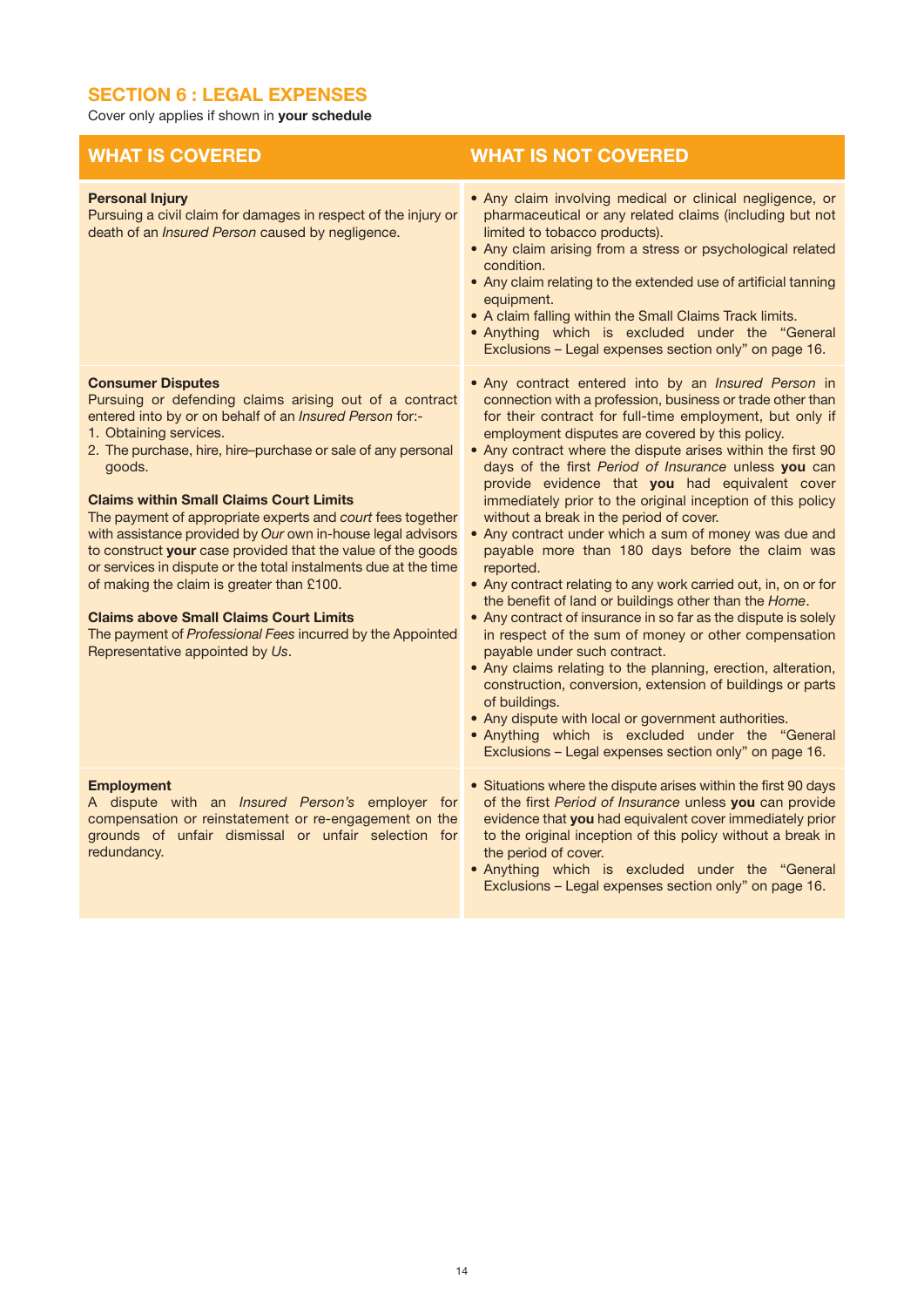## SECTION 6 : LEGAL EXPENSES

Cover only applies if shown in **your schedule**

| WHAT IS COVERED | WHAT IS NOT COVERED |
| --- | --- |
| **Personal Injury**<br>Pursuing a civil claim for damages in respect of the injury or death of an *Insured Person* caused by negligence. | • Any claim involving medical or clinical negligence, or pharmaceutical or any related claims (including but not limited to tobacco products).<br>• Any claim arising from a stress or psychological related condition.<br>• Any claim relating to the extended use of artificial tanning equipment.<br>• A claim falling within the Small Claims Track limits.<br>• Anything which is excluded under the "General Exclusions – Legal expenses section only" on page 16. |
| **Consumer Disputes**<br>Pursuing or defending claims arising out of a contract entered into by or on behalf of an *Insured Person* for:-<br>1. Obtaining services.<br>2. The purchase, hire, hire–purchase or sale of any personal goods.<br><br>**Claims within Small Claims Court Limits**<br>The payment of appropriate experts and *court* fees together with assistance provided by *Our* own in-house legal advisors to construct **your** case provided that the value of the goods or services in dispute or the total instalments due at the time of making the claim is greater than £100.<br><br>**Claims above Small Claims Court Limits**<br>The payment of *Professional Fees* incurred by the Appointed Representative appointed by *Us*. | • Any contract entered into by an *Insured Person* in connection with a profession, business or trade other than for their contract for full-time employment, but only if employment disputes are covered by this policy.<br>• Any contract where the dispute arises within the first 90 days of the first *Period of Insurance* unless **you** can provide evidence that **you** had equivalent cover immediately prior to the original inception of this policy without a break in the period of cover.<br>• Any contract under which a sum of money was due and payable more than 180 days before the claim was reported.<br>• Any contract relating to any work carried out, in, on or for the benefit of land or buildings other than the *Home*.<br>• Any contract of insurance in so far as the dispute is solely in respect of the sum of money or other compensation payable under such contract.<br>• Any claims relating to the planning, erection, alteration, construction, conversion, extension of buildings or parts of buildings.<br>• Any dispute with local or government authorities.<br>• Anything which is excluded under the "General Exclusions – Legal expenses section only" on page 16. |
| **Employment**<br>A dispute with an *Insured Person's* employer for compensation or reinstatement or re-engagement on the grounds of unfair dismissal or unfair selection for redundancy. | • Situations where the dispute arises within the first 90 days of the first *Period of Insurance* unless **you** can provide evidence that **you** had equivalent cover immediately prior to the original inception of this policy without a break in the period of cover.<br>• Anything which is excluded under the "General Exclusions – Legal expenses section only" on page 16. |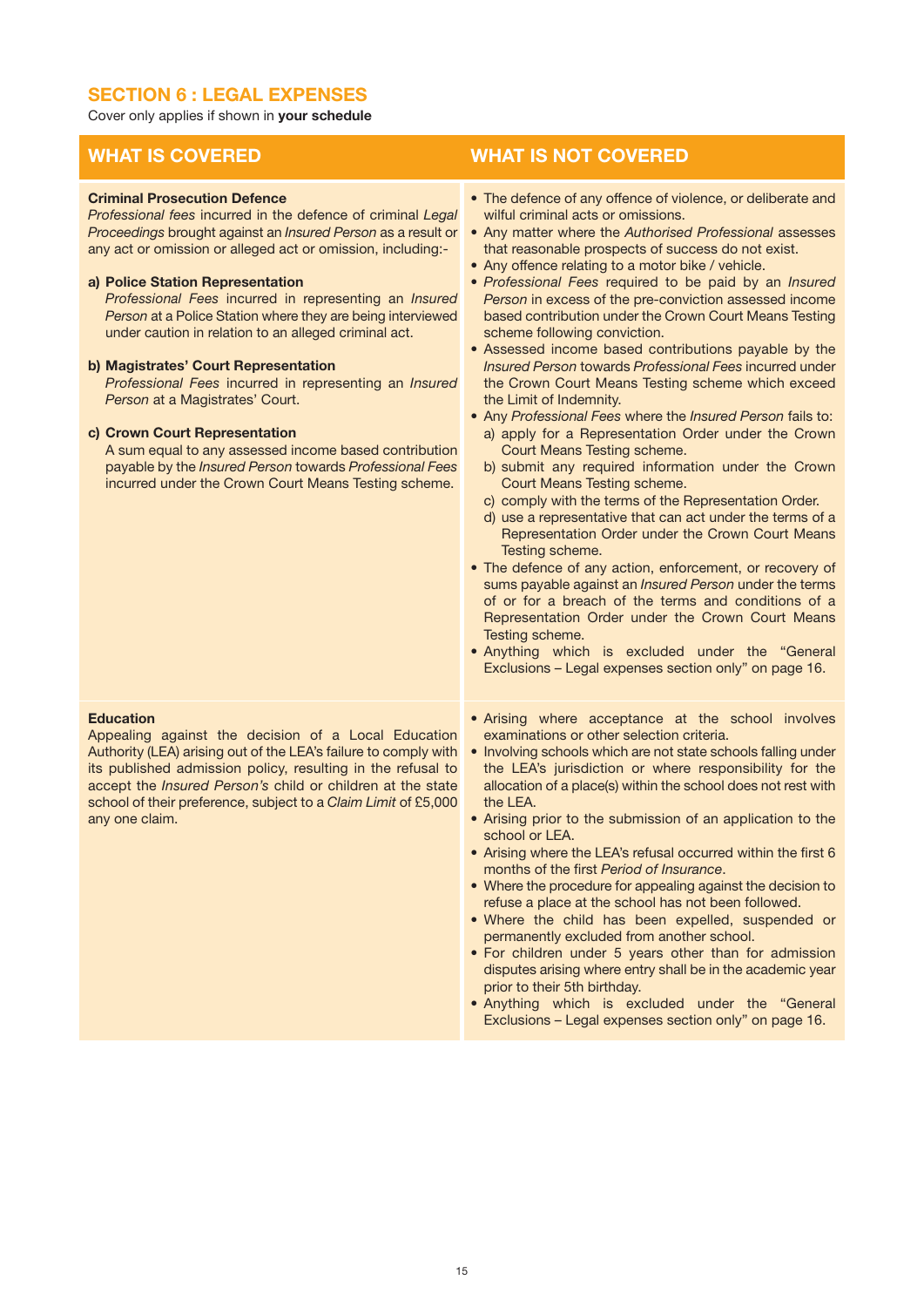## SECTION 6 : LEGAL EXPENSES

Cover only applies if shown in **your schedule**

| WHAT IS COVERED | WHAT IS NOT COVERED |
|---|---|
| **Criminal Prosecution Defence**<br>*Professional fees* incurred in the defence of criminal *Legal Proceedings* brought against an *Insured Person* as a result or any act or omission or alleged act or omission, including:-<br><br>**a) Police Station Representation**<br>*Professional Fees* incurred in representing an *Insured Person* at a Police Station where they are being interviewed under caution in relation to an alleged criminal act.<br><br>**b) Magistrates' Court Representation**<br>*Professional Fees* incurred in representing an *Insured Person* at a Magistrates' Court.<br><br>**c) Crown Court Representation**<br>A sum equal to any assessed income based contribution payable by the *Insured Person* towards *Professional Fees* incurred under the Crown Court Means Testing scheme. | • The defence of any offence of violence, or deliberate and wilful criminal acts or omissions.<br>• Any matter where the *Authorised Professional* assesses that reasonable prospects of success do not exist.<br>• Any offence relating to a motor bike / vehicle.<br>• *Professional Fees* required to be paid by an *Insured Person* in excess of the pre-conviction assessed income based contribution under the Crown Court Means Testing scheme following conviction.<br>• Assessed income based contributions payable by the *Insured Person* towards *Professional Fees* incurred under the Crown Court Means Testing scheme which exceed the Limit of Indemnity.<br>• Any *Professional Fees* where the *Insured Person* fails to:<br>a) apply for a Representation Order under the Crown Court Means Testing scheme.<br>b) submit any required information under the Crown Court Means Testing scheme.<br>c) comply with the terms of the Representation Order.<br>d) use a representative that can act under the terms of a Representation Order under the Crown Court Means Testing scheme.<br>• The defence of any action, enforcement, or recovery of sums payable against an *Insured Person* under the terms of or for a breach of the terms and conditions of a Representation Order under the Crown Court Means Testing scheme.<br>• Anything which is excluded under the "General Exclusions – Legal expenses section only" on page 16. |
| **Education**<br>Appealing against the decision of a Local Education Authority (LEA) arising out of the LEA's failure to comply with its published admission policy, resulting in the refusal to accept the *Insured Person's* child or children at the state school of their preference, subject to a *Claim Limit* of £5,000 any one claim. | • Arising where acceptance at the school involves examinations or other selection criteria.<br>• Involving schools which are not state schools falling under the LEA's jurisdiction or where responsibility for the allocation of a place(s) within the school does not rest with the LEA.<br>• Arising prior to the submission of an application to the school or LEA.<br>• Arising where the LEA's refusal occurred within the first 6 months of the first *Period of Insurance*.<br>• Where the procedure for appealing against the decision to refuse a place at the school has not been followed.<br>• Where the child has been expelled, suspended or permanently excluded from another school.<br>• For children under 5 years other than for admission disputes arising where entry shall be in the academic year prior to their 5th birthday.<br>• Anything which is excluded under the "General Exclusions – Legal expenses section only" on page 16. |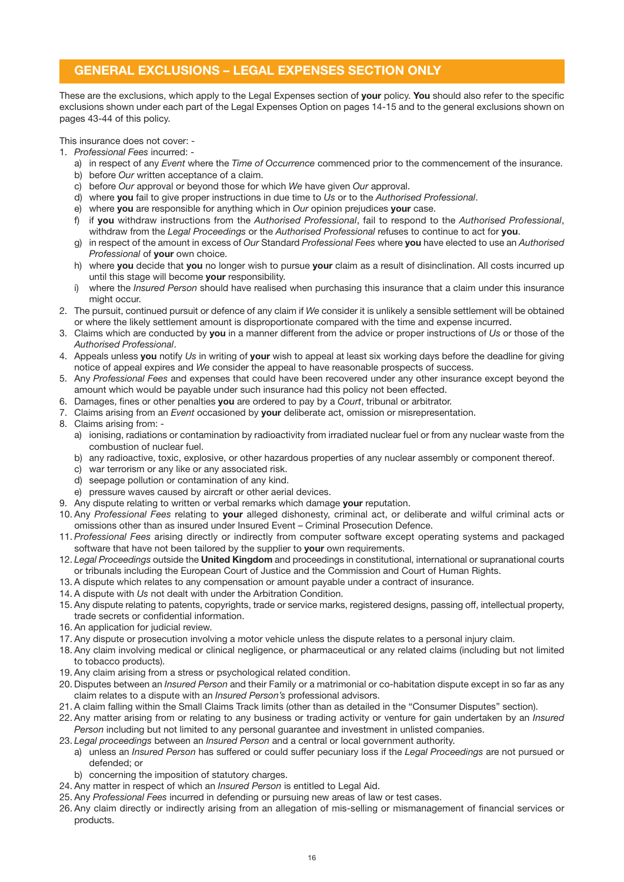## GENERAL EXCLUSIONS – LEGAL EXPENSES SECTION ONLY

These are the exclusions, which apply to the Legal Expenses section of **your** policy. **You** should also refer to the specific exclusions shown under each part of the Legal Expenses Option on pages 14-15 and to the general exclusions shown on pages 43-44 of this policy.

This insurance does not cover: -

1. *Professional Fees* incurred: -
   a) in respect of any *Event* where the *Time of Occurrence* commenced prior to the commencement of the insurance.
   b) before *Our* written acceptance of a claim.
   c) before *Our* approval or beyond those for which *We* have given *Our* approval.
   d) where **you** fail to give proper instructions in due time to *Us* or to the *Authorised Professional*.
   e) where **you** are responsible for anything which in *Our* opinion prejudices **your** case.
   f) if **you** withdraw instructions from the *Authorised Professional*, fail to respond to the *Authorised Professional*, withdraw from the *Legal Proceedings* or the *Authorised Professional* refuses to continue to act for **you**.
   g) in respect of the amount in excess of *Our* Standard *Professional Fees* where **you** have elected to use an *Authorised Professional* of **your** own choice.
   h) where **you** decide that **you** no longer wish to pursue **your** claim as a result of disinclination. All costs incurred up until this stage will become **your** responsibility.
   i) where the *Insured Person* should have realised when purchasing this insurance that a claim under this insurance might occur.
2. The pursuit, continued pursuit or defence of any claim if *We* consider it is unlikely a sensible settlement will be obtained or where the likely settlement amount is disproportionate compared with the time and expense incurred.
3. Claims which are conducted by **you** in a manner different from the advice or proper instructions of *Us* or those of the *Authorised Professional*.
4. Appeals unless **you** notify *Us* in writing of **your** wish to appeal at least six working days before the deadline for giving notice of appeal expires and *We* consider the appeal to have reasonable prospects of success.
5. Any *Professional Fees* and expenses that could have been recovered under any other insurance except beyond the amount which would be payable under such insurance had this policy not been effected.
6. Damages, fines or other penalties **you** are ordered to pay by a *Court*, tribunal or arbitrator.
7. Claims arising from an *Event* occasioned by **your** deliberate act, omission or misrepresentation.
8. Claims arising from: -
   a) ionising, radiations or contamination by radioactivity from irradiated nuclear fuel or from any nuclear waste from the combustion of nuclear fuel.
   b) any radioactive, toxic, explosive, or other hazardous properties of any nuclear assembly or component thereof.
   c) war terrorism or any like or any associated risk.
   d) seepage pollution or contamination of any kind.
   e) pressure waves caused by aircraft or other aerial devices.
9. Any dispute relating to written or verbal remarks which damage **your** reputation.
10. Any *Professional Fees* relating to **your** alleged dishonesty, criminal act, or deliberate and wilful criminal acts or omissions other than as insured under Insured Event – Criminal Prosecution Defence.
11. *Professional Fees* arising directly or indirectly from computer software except operating systems and packaged software that have not been tailored by the supplier to **your** own requirements.
12. *Legal Proceedings* outside the **United Kingdom** and proceedings in constitutional, international or supranational courts or tribunals including the European Court of Justice and the Commission and Court of Human Rights.
13. A dispute which relates to any compensation or amount payable under a contract of insurance.
14. A dispute with *Us* not dealt with under the Arbitration Condition.
15. Any dispute relating to patents, copyrights, trade or service marks, registered designs, passing off, intellectual property, trade secrets or confidential information.
16. An application for judicial review.
17. Any dispute or prosecution involving a motor vehicle unless the dispute relates to a personal injury claim.
18. Any claim involving medical or clinical negligence, or pharmaceutical or any related claims (including but not limited to tobacco products).
19. Any claim arising from a stress or psychological related condition.
20. Disputes between an *Insured Person* and their Family or a matrimonial or co-habitation dispute except in so far as any claim relates to a dispute with an *Insured Person's* professional advisors.
21. A claim falling within the Small Claims Track limits (other than as detailed in the "Consumer Disputes" section).
22. Any matter arising from or relating to any business or trading activity or venture for gain undertaken by an *Insured Person* including but not limited to any personal guarantee and investment in unlisted companies.
23. *Legal proceedings* between an *Insured Person* and a central or local government authority.
   a) unless an *Insured Person* has suffered or could suffer pecuniary loss if the *Legal Proceedings* are not pursued or defended; or
   b) concerning the imposition of statutory charges.
24. Any matter in respect of which an *Insured Person* is entitled to Legal Aid.
25. Any *Professional Fees* incurred in defending or pursuing new areas of law or test cases.
26. Any claim directly or indirectly arising from an allegation of mis-selling or mismanagement of financial services or products.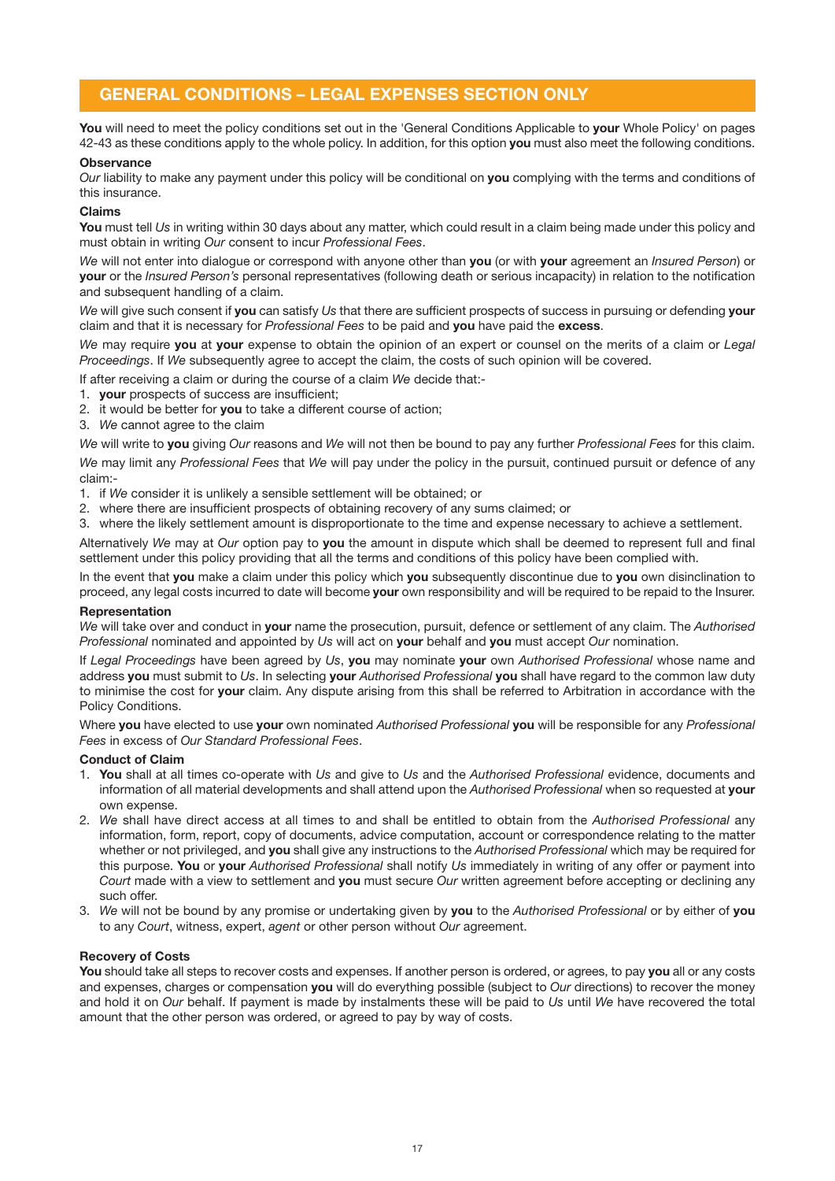## GENERAL CONDITIONS – LEGAL EXPENSES SECTION ONLY

**You** will need to meet the policy conditions set out in the 'General Conditions Applicable to **your** Whole Policy' on pages 42-43 as these conditions apply to the whole policy. In addition, for this option **you** must also meet the following conditions.

**Observance**

*Our* liability to make any payment under this policy will be conditional on **you** complying with the terms and conditions of this insurance.

**Claims**

**You** must tell *Us* in writing within 30 days about any matter, which could result in a claim being made under this policy and must obtain in writing *Our* consent to incur *Professional Fees*.

*We* will not enter into dialogue or correspond with anyone other than **you** (or with **your** agreement an *Insured Person*) or **your** or the *Insured Person's* personal representatives (following death or serious incapacity) in relation to the notification and subsequent handling of a claim.

*We* will give such consent if **you** can satisfy *Us* that there are sufficient prospects of success in pursuing or defending **your** claim and that it is necessary for *Professional Fees* to be paid and **you** have paid the **excess**.

*We* may require **you** at **your** expense to obtain the opinion of an expert or counsel on the merits of a claim or *Legal Proceedings*. If *We* subsequently agree to accept the claim, the costs of such opinion will be covered.

If after receiving a claim or during the course of a claim *We* decide that:-

1. **your** prospects of success are insufficient;
2. it would be better for **you** to take a different course of action;
3. *We* cannot agree to the claim

*We* will write to **you** giving *Our* reasons and *We* will not then be bound to pay any further *Professional Fees* for this claim.

*We* may limit any *Professional Fees* that *We* will pay under the policy in the pursuit, continued pursuit or defence of any claim:-

1. if *We* consider it is unlikely a sensible settlement will be obtained; or
2. where there are insufficient prospects of obtaining recovery of any sums claimed; or
3. where the likely settlement amount is disproportionate to the time and expense necessary to achieve a settlement.

Alternatively *We* may at *Our* option pay to **you** the amount in dispute which shall be deemed to represent full and final settlement under this policy providing that all the terms and conditions of this policy have been complied with.

In the event that **you** make a claim under this policy which **you** subsequently discontinue due to **you** own disinclination to proceed, any legal costs incurred to date will become **your** own responsibility and will be required to be repaid to the Insurer.

**Representation**

*We* will take over and conduct in **your** name the prosecution, pursuit, defence or settlement of any claim. The *Authorised Professional* nominated and appointed by *Us* will act on **your** behalf and **you** must accept *Our* nomination.

If *Legal Proceedings* have been agreed by *Us*, **you** may nominate **your** own *Authorised Professional* whose name and address **you** must submit to *Us*. In selecting **your** *Authorised Professional* **you** shall have regard to the common law duty to minimise the cost for **your** claim. Any dispute arising from this shall be referred to Arbitration in accordance with the Policy Conditions.

Where **you** have elected to use **your** own nominated *Authorised Professional* **you** will be responsible for any *Professional Fees* in excess of *Our Standard Professional Fees*.

**Conduct of Claim**

1. **You** shall at all times co-operate with *Us* and give to *Us* and the *Authorised Professional* evidence, documents and information of all material developments and shall attend upon the *Authorised Professional* when so requested at **your** own expense.
2. *We* shall have direct access at all times to and shall be entitled to obtain from the *Authorised Professional* any information, form, report, copy of documents, advice computation, account or correspondence relating to the matter whether or not privileged, and **you** shall give any instructions to the *Authorised Professional* which may be required for this purpose. **You** or **your** *Authorised Professional* shall notify *Us* immediately in writing of any offer or payment into *Court* made with a view to settlement and **you** must secure *Our* written agreement before accepting or declining any such offer.
3. *We* will not be bound by any promise or undertaking given by **you** to the *Authorised Professional* or by either of **you** to any *Court*, witness, expert, *agent* or other person without *Our* agreement.

**Recovery of Costs**

**You** should take all steps to recover costs and expenses. If another person is ordered, or agrees, to pay **you** all or any costs and expenses, charges or compensation **you** will do everything possible (subject to *Our* directions) to recover the money and hold it on *Our* behalf. If payment is made by instalments these will be paid to *Us* until *We* have recovered the total amount that the other person was ordered, or agreed to pay by way of costs.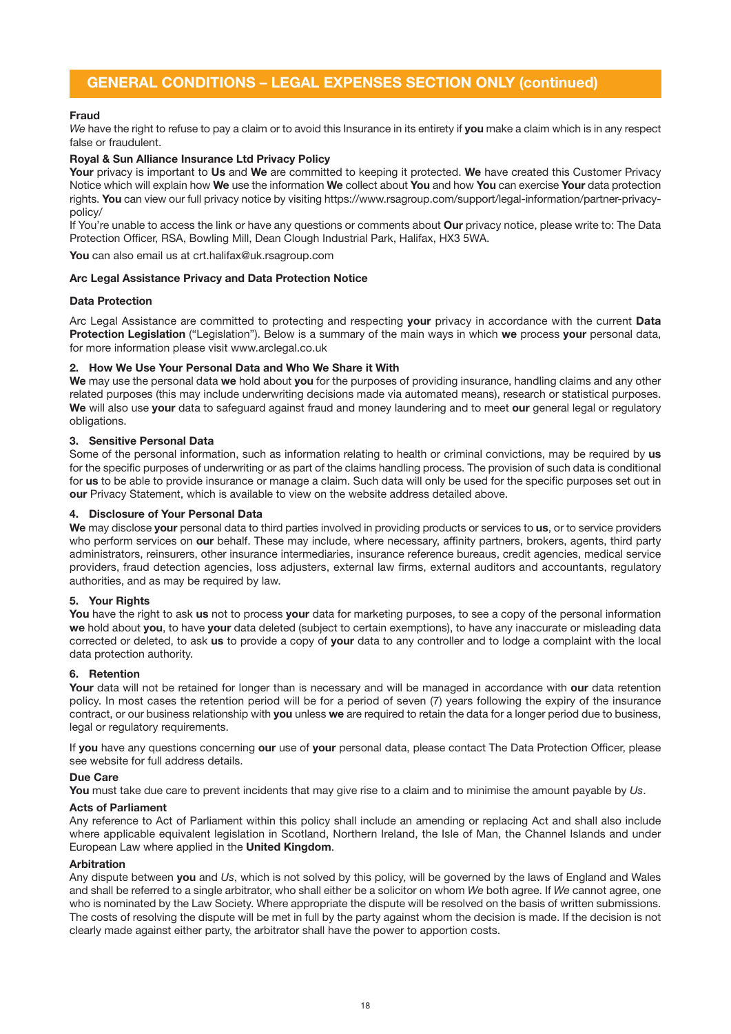## GENERAL CONDITIONS – LEGAL EXPENSES SECTION ONLY (continued)

**Fraud**

*We* have the right to refuse to pay a claim or to avoid this Insurance in its entirety if **you** make a claim which is in any respect false or fraudulent.

**Royal & Sun Alliance Insurance Ltd Privacy Policy**

**Your** privacy is important to **Us** and **We** are committed to keeping it protected. **We** have created this Customer Privacy Notice which will explain how **We** use the information **We** collect about **You** and how **You** can exercise **Your** data protection rights. **You** can view our full privacy notice by visiting https://www.rsagroup.com/support/legal-information/partner-privacy-policy/

If You're unable to access the link or have any questions or comments about **Our** privacy notice, please write to: The Data Protection Officer, RSA, Bowling Mill, Dean Clough Industrial Park, Halifax, HX3 5WA.

**You** can also email us at crt.halifax@uk.rsagroup.com

**Arc Legal Assistance Privacy and Data Protection Notice**

**Data Protection**

Arc Legal Assistance are committed to protecting and respecting **your** privacy in accordance with the current **Data Protection Legislation** ("Legislation"). Below is a summary of the main ways in which **we** process **your** personal data, for more information please visit www.arclegal.co.uk

**2. How We Use Your Personal Data and Who We Share it With**

**We** may use the personal data **we** hold about **you** for the purposes of providing insurance, handling claims and any other related purposes (this may include underwriting decisions made via automated means), research or statistical purposes. **We** will also use **your** data to safeguard against fraud and money laundering and to meet **our** general legal or regulatory obligations.

**3. Sensitive Personal Data**

Some of the personal information, such as information relating to health or criminal convictions, may be required by **us** for the specific purposes of underwriting or as part of the claims handling process. The provision of such data is conditional for **us** to be able to provide insurance or manage a claim. Such data will only be used for the specific purposes set out in **our** Privacy Statement, which is available to view on the website address detailed above.

**4. Disclosure of Your Personal Data**

**We** may disclose **your** personal data to third parties involved in providing products or services to **us**, or to service providers who perform services on **our** behalf. These may include, where necessary, affinity partners, brokers, agents, third party administrators, reinsurers, other insurance intermediaries, insurance reference bureaus, credit agencies, medical service providers, fraud detection agencies, loss adjusters, external law firms, external auditors and accountants, regulatory authorities, and as may be required by law.

**5. Your Rights**

**You** have the right to ask **us** not to process **your** data for marketing purposes, to see a copy of the personal information **we** hold about **you**, to have **your** data deleted (subject to certain exemptions), to have any inaccurate or misleading data corrected or deleted, to ask **us** to provide a copy of **your** data to any controller and to lodge a complaint with the local data protection authority.

**6. Retention**

**Your** data will not be retained for longer than is necessary and will be managed in accordance with **our** data retention policy. In most cases the retention period will be for a period of seven (7) years following the expiry of the insurance contract, or our business relationship with **you** unless **we** are required to retain the data for a longer period due to business, legal or regulatory requirements.

If **you** have any questions concerning **our** use of **your** personal data, please contact The Data Protection Officer, please see website for full address details.

**Due Care**

**You** must take due care to prevent incidents that may give rise to a claim and to minimise the amount payable by *Us*.

**Acts of Parliament**

Any reference to Act of Parliament within this policy shall include an amending or replacing Act and shall also include where applicable equivalent legislation in Scotland, Northern Ireland, the Isle of Man, the Channel Islands and under European Law where applied in the **United Kingdom**.

**Arbitration**

Any dispute between **you** and *Us*, which is not solved by this policy, will be governed by the laws of England and Wales and shall be referred to a single arbitrator, who shall either be a solicitor on whom *We* both agree. If *We* cannot agree, one who is nominated by the Law Society. Where appropriate the dispute will be resolved on the basis of written submissions. The costs of resolving the dispute will be met in full by the party against whom the decision is made. If the decision is not clearly made against either party, the arbitrator shall have the power to apportion costs.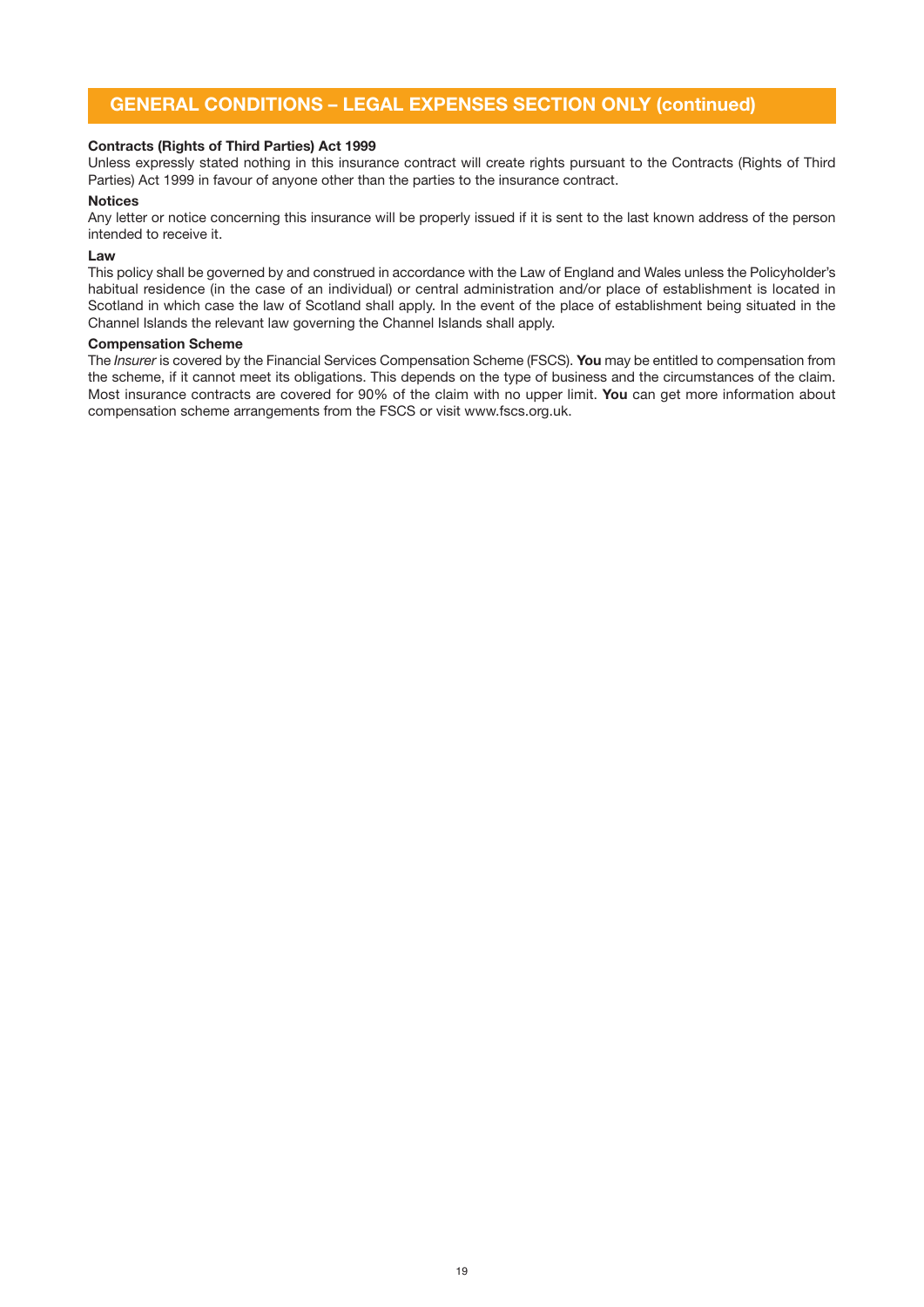## GENERAL CONDITIONS – LEGAL EXPENSES SECTION ONLY (continued)

**Contracts (Rights of Third Parties) Act 1999**

Unless expressly stated nothing in this insurance contract will create rights pursuant to the Contracts (Rights of Third Parties) Act 1999 in favour of anyone other than the parties to the insurance contract.

**Notices**

Any letter or notice concerning this insurance will be properly issued if it is sent to the last known address of the person intended to receive it.

**Law**

This policy shall be governed by and construed in accordance with the Law of England and Wales unless the Policyholder's habitual residence (in the case of an individual) or central administration and/or place of establishment is located in Scotland in which case the law of Scotland shall apply. In the event of the place of establishment being situated in the Channel Islands the relevant law governing the Channel Islands shall apply.

**Compensation Scheme**

The *Insurer* is covered by the Financial Services Compensation Scheme (FSCS). **You** may be entitled to compensation from the scheme, if it cannot meet its obligations. This depends on the type of business and the circumstances of the claim. Most insurance contracts are covered for 90% of the claim with no upper limit. **You** can get more information about compensation scheme arrangements from the FSCS or visit www.fscs.org.uk.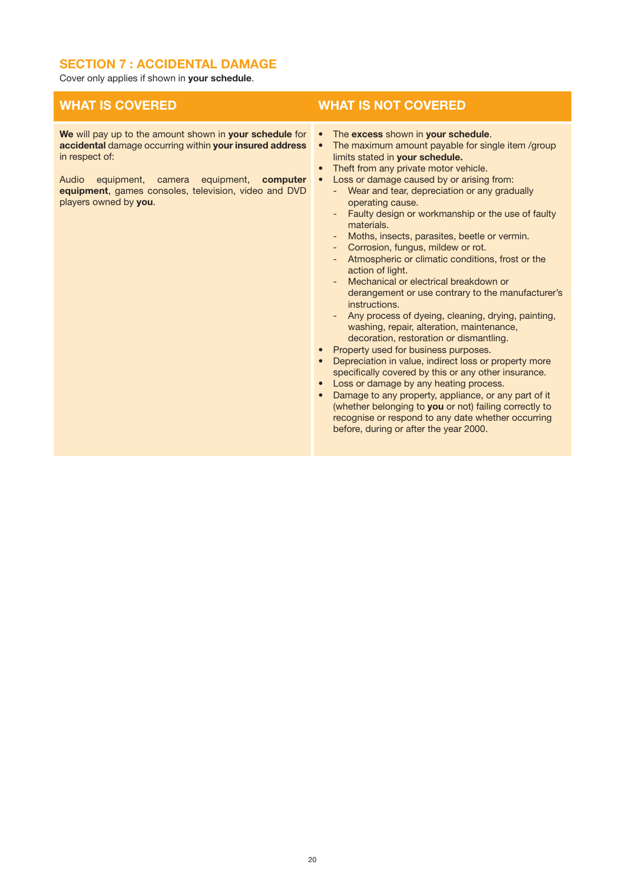## SECTION 7 : ACCIDENTAL DAMAGE

Cover only applies if shown in **your schedule**.

| WHAT IS COVERED | WHAT IS NOT COVERED |
| --- | --- |
| **We** will pay up to the amount shown in **your schedule** for **accidental** damage occurring within **your insured address** in respect of:<br><br>Audio equipment, camera equipment, **computer equipment**, games consoles, television, video and DVD players owned by **you**. | • The **excess** shown in **your schedule**.<br>• The maximum amount payable for single item /group limits stated in **your schedule.**<br>• Theft from any private motor vehicle.<br>• Loss or damage caused by or arising from:<br>  - Wear and tear, depreciation or any gradually operating cause.<br>  - Faulty design or workmanship or the use of faulty materials.<br>  - Moths, insects, parasites, beetle or vermin.<br>  - Corrosion, fungus, mildew or rot.<br>  - Atmospheric or climatic conditions, frost or the action of light.<br>  - Mechanical or electrical breakdown or derangement or use contrary to the manufacturer's instructions.<br>  - Any process of dyeing, cleaning, drying, painting, washing, repair, alteration, maintenance, decoration, restoration or dismantling.<br>• Property used for business purposes.<br>• Depreciation in value, indirect loss or property more specifically covered by this or any other insurance.<br>• Loss or damage by any heating process.<br>• Damage to any property, appliance, or any part of it (whether belonging to **you** or not) failing correctly to recognise or respond to any date whether occurring before, during or after the year 2000. |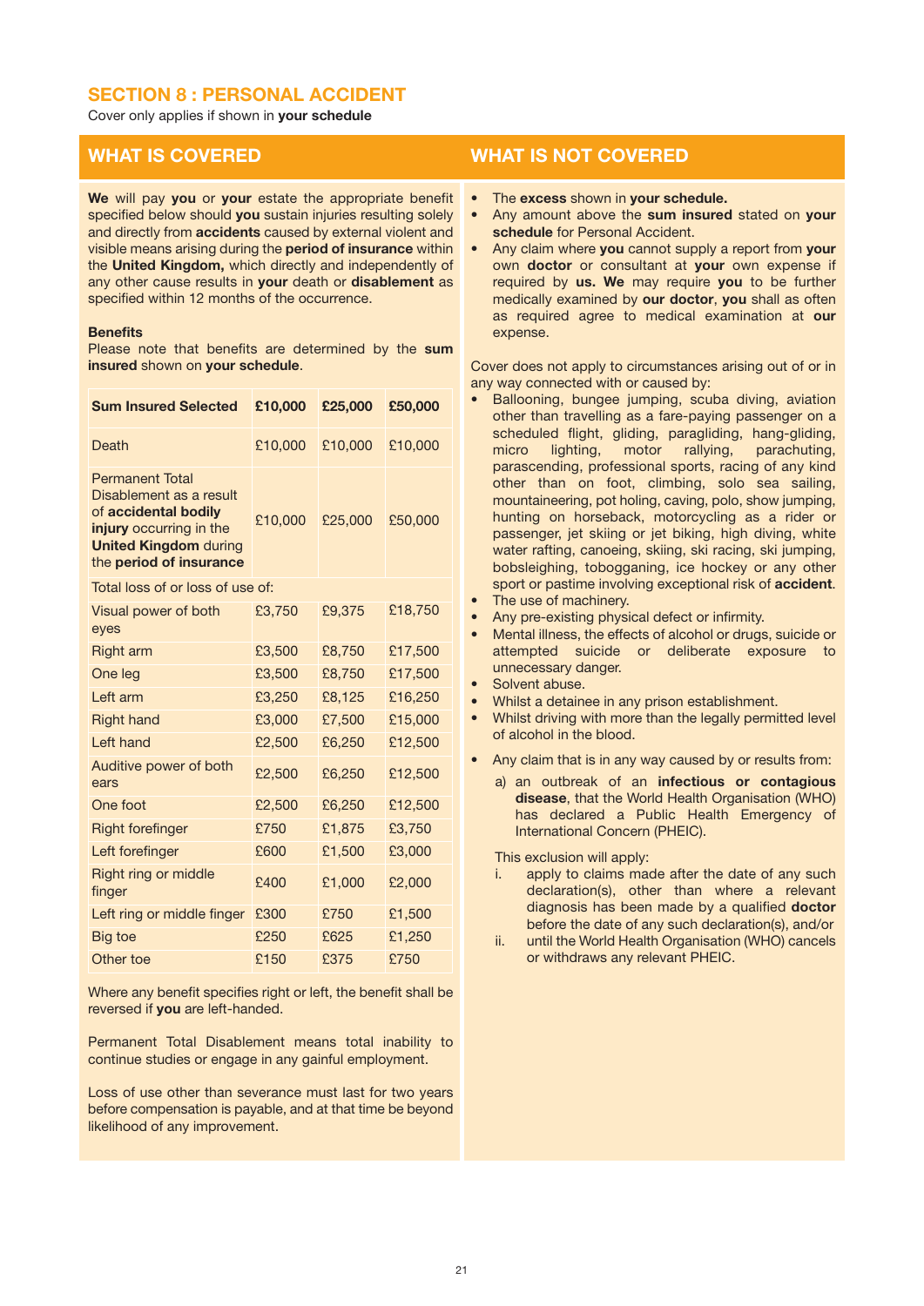## SECTION 8 : PERSONAL ACCIDENT

Cover only applies if shown in **your schedule**

### WHAT IS COVERED

**We** will pay **you** or **your** estate the appropriate benefit specified below should **you** sustain injuries resulting solely and directly from **accidents** caused by external violent and visible means arising during the **period of insurance** within the **United Kingdom,** which directly and independently of any other cause results in **your** death or **disablement** as specified within 12 months of the occurrence.

**Benefits**

Please note that benefits are determined by the **sum insured** shown on **your schedule**.

| **Sum Insured Selected** | **£10,000** | **£25,000** | **£50,000** |
|---|---|---|---|
| Death | £10,000 | £10,000 | £10,000 |
| Permanent Total Disablement as a result of **accidental bodily injury** occurring in the **United Kingdom** during the **period of insurance** | £10,000 | £25,000 | £50,000 |
| Total loss of or loss of use of: | | | |
| Visual power of both eyes | £3,750 | £9,375 | £18,750 |
| Right arm | £3,500 | £8,750 | £17,500 |
| One leg | £3,500 | £8,750 | £17,500 |
| Left arm | £3,250 | £8,125 | £16,250 |
| Right hand | £3,000 | £7,500 | £15,000 |
| Left hand | £2,500 | £6,250 | £12,500 |
| Auditive power of both ears | £2,500 | £6,250 | £12,500 |
| One foot | £2,500 | £6,250 | £12,500 |
| Right forefinger | £750 | £1,875 | £3,750 |
| Left forefinger | £600 | £1,500 | £3,000 |
| Right ring or middle finger | £400 | £1,000 | £2,000 |
| Left ring or middle finger | £300 | £750 | £1,500 |
| Big toe | £250 | £625 | £1,250 |
| Other toe | £150 | £375 | £750 |

Where any benefit specifies right or left, the benefit shall be reversed if **you** are left-handed.

Permanent Total Disablement means total inability to continue studies or engage in any gainful employment.

Loss of use other than severance must last for two years before compensation is payable, and at that time be beyond likelihood of any improvement.

### WHAT IS NOT COVERED

- The **excess** shown in **your schedule.**
- Any amount above the **sum insured** stated on **your schedule** for Personal Accident.
- Any claim where **you** cannot supply a report from **your** own **doctor** or consultant at **your** own expense if required by **us. We** may require **you** to be further medically examined by **our doctor**, **you** shall as often as required agree to medical examination at **our** expense.

Cover does not apply to circumstances arising out of or in any way connected with or caused by:

- Ballooning, bungee jumping, scuba diving, aviation other than travelling as a fare-paying passenger on a scheduled flight, gliding, paragliding, hang-gliding, micro lighting, motor rallying, parachuting, parascending, professional sports, racing of any kind other than on foot, climbing, solo sea sailing, mountaineering, pot holing, caving, polo, show jumping, hunting on horseback, motorcycling as a rider or passenger, jet skiing or jet biking, high diving, white water rafting, canoeing, skiing, ski racing, ski jumping, bobsleighing, tobogganing, ice hockey or any other sport or pastime involving exceptional risk of **accident**.
- The use of machinery.
- Any pre-existing physical defect or infirmity.
- Mental illness, the effects of alcohol or drugs, suicide or attempted suicide or deliberate exposure to unnecessary danger.
- Solvent abuse.
- Whilst a detainee in any prison establishment.
- Whilst driving with more than the legally permitted level of alcohol in the blood.
- Any claim that is in any way caused by or results from:

  a) an outbreak of an **infectious or contagious disease**, that the World Health Organisation (WHO) has declared a Public Health Emergency of International Concern (PHEIC).

  This exclusion will apply:

  i. apply to claims made after the date of any such declaration(s), other than where a relevant diagnosis has been made by a qualified **doctor** before the date of any such declaration(s), and/or

  ii. until the World Health Organisation (WHO) cancels or withdraws any relevant PHEIC.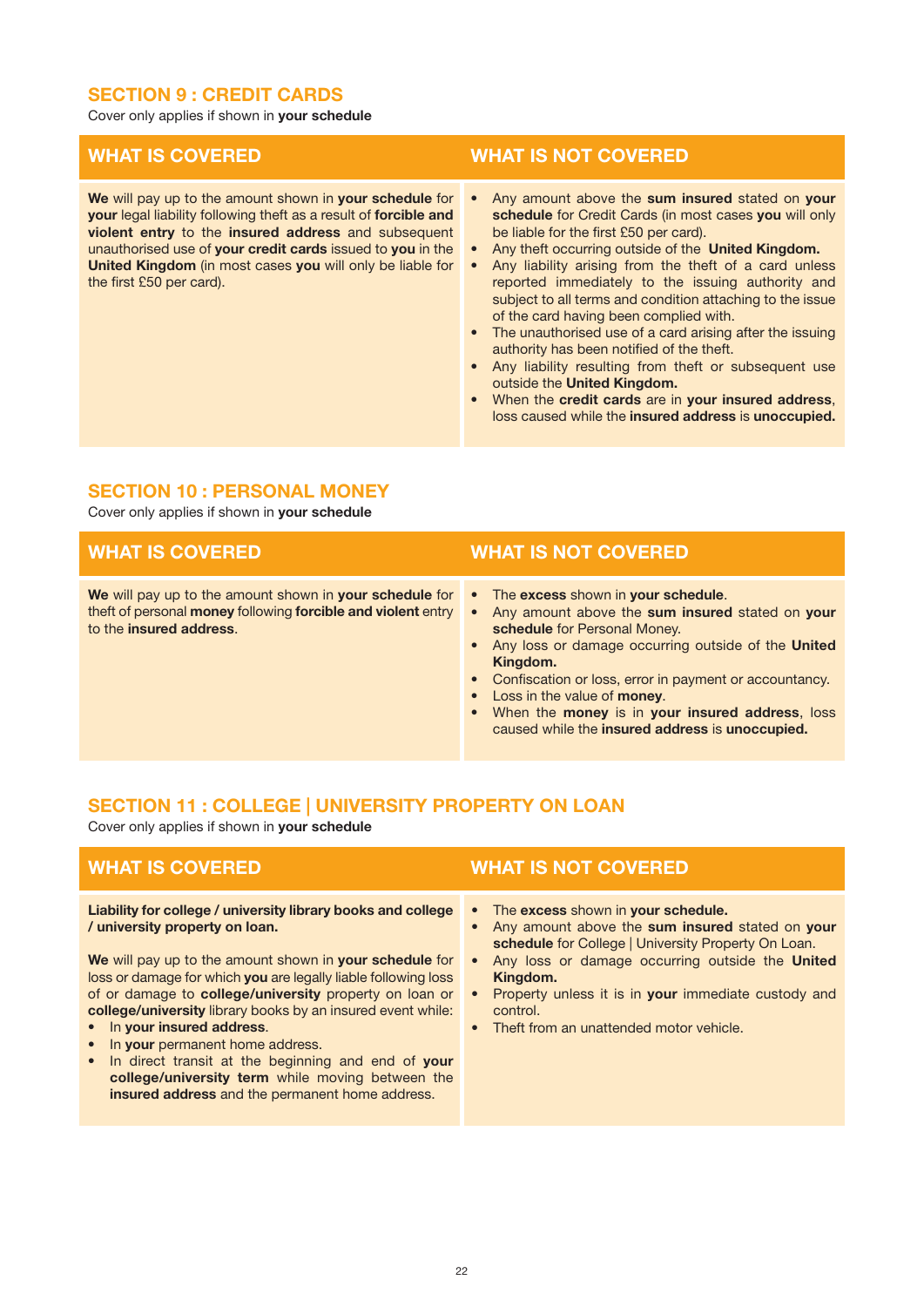## SECTION 9 : CREDIT CARDS

Cover only applies if shown in **your schedule**

| WHAT IS COVERED | WHAT IS NOT COVERED |
| --- | --- |
| **We** will pay up to the amount shown in **your schedule** for **your** legal liability following theft as a result of **forcible and violent entry** to the **insured address** and subsequent unauthorised use of **your credit cards** issued to **you** in the **United Kingdom** (in most cases **you** will only be liable for the first £50 per card). | • Any amount above the **sum insured** stated on **your schedule** for Credit Cards (in most cases **you** will only be liable for the first £50 per card).<br>• Any theft occurring outside of the **United Kingdom.**<br>• Any liability arising from the theft of a card unless reported immediately to the issuing authority and subject to all terms and condition attaching to the issue of the card having been complied with.<br>• The unauthorised use of a card arising after the issuing authority has been notified of the theft.<br>• Any liability resulting from theft or subsequent use outside the **United Kingdom.**<br>• When the **credit cards** are in **your insured address**, loss caused while the **insured address** is **unoccupied.** |

## SECTION 10 : PERSONAL MONEY

Cover only applies if shown in **your schedule**

| WHAT IS COVERED | WHAT IS NOT COVERED |
| --- | --- |
| **We** will pay up to the amount shown in **your schedule** for theft of personal **money** following **forcible and violent** entry to the **insured address**. | • The **excess** shown in **your schedule**.<br>• Any amount above the **sum insured** stated on **your schedule** for Personal Money.<br>• Any loss or damage occurring outside of the **United Kingdom.**<br>• Confiscation or loss, error in payment or accountancy.<br>• Loss in the value of **money**.<br>• When the **money** is in **your insured address**, loss caused while the **insured address** is **unoccupied.** |

## SECTION 11 : COLLEGE | UNIVERSITY PROPERTY ON LOAN

Cover only applies if shown in **your schedule**

| WHAT IS COVERED | WHAT IS NOT COVERED |
| --- | --- |
| **Liability for college / university library books and college / university property on loan.**<br><br>**We** will pay up to the amount shown in **your schedule** for loss or damage for which **you** are legally liable following loss of or damage to **college/university** property on loan or **college/university** library books by an insured event while:<br>• In **your insured address**.<br>• In **your** permanent home address.<br>• In direct transit at the beginning and end of **your college/university term** while moving between the **insured address** and the permanent home address. | • The **excess** shown in **your schedule.**<br>• Any amount above the **sum insured** stated on **your schedule** for College \| University Property On Loan.<br>• Any loss or damage occurring outside the **United Kingdom.**<br>• Property unless it is in **your** immediate custody and control.<br>• Theft from an unattended motor vehicle. |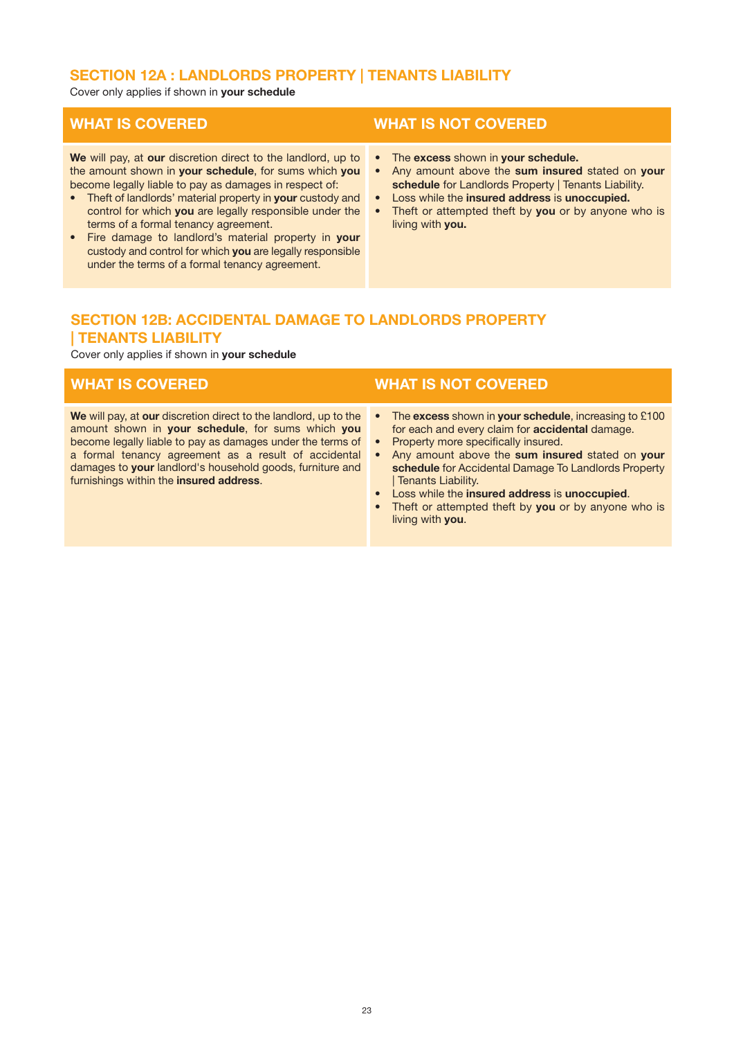## SECTION 12A : LANDLORDS PROPERTY | TENANTS LIABILITY

Cover only applies if shown in **your schedule**

| WHAT IS COVERED | WHAT IS NOT COVERED |
|---|---|
| **We** will pay, at **our** discretion direct to the landlord, up to the amount shown in **your schedule**, for sums which **you** become legally liable to pay as damages in respect of:<br>• Theft of landlords' material property in **your** custody and control for which **you** are legally responsible under the terms of a formal tenancy agreement.<br>• Fire damage to landlord's material property in **your** custody and control for which **you** are legally responsible under the terms of a formal tenancy agreement. | • The **excess** shown in **your schedule.**<br>• Any amount above the **sum insured** stated on **your schedule** for Landlords Property \| Tenants Liability.<br>• Loss while the **insured address** is **unoccupied.**<br>• Theft or attempted theft by **you** or by anyone who is living with **you.** |

## SECTION 12B: ACCIDENTAL DAMAGE TO LANDLORDS PROPERTY | TENANTS LIABILITY

Cover only applies if shown in **your schedule**

| WHAT IS COVERED | WHAT IS NOT COVERED |
|---|---|
| **We** will pay, at **our** discretion direct to the landlord, up to the amount shown in **your schedule**, for sums which **you** become legally liable to pay as damages under the terms of a formal tenancy agreement as a result of accidental damages to **your** landlord's household goods, furniture and furnishings within the **insured address**. | • The **excess** shown in **your schedule**, increasing to £100 for each and every claim for **accidental** damage.<br>• Property more specifically insured.<br>• Any amount above the **sum insured** stated on **your schedule** for Accidental Damage To Landlords Property \| Tenants Liability.<br>• Loss while the **insured address** is **unoccupied**.<br>• Theft or attempted theft by **you** or by anyone who is living with **you**. |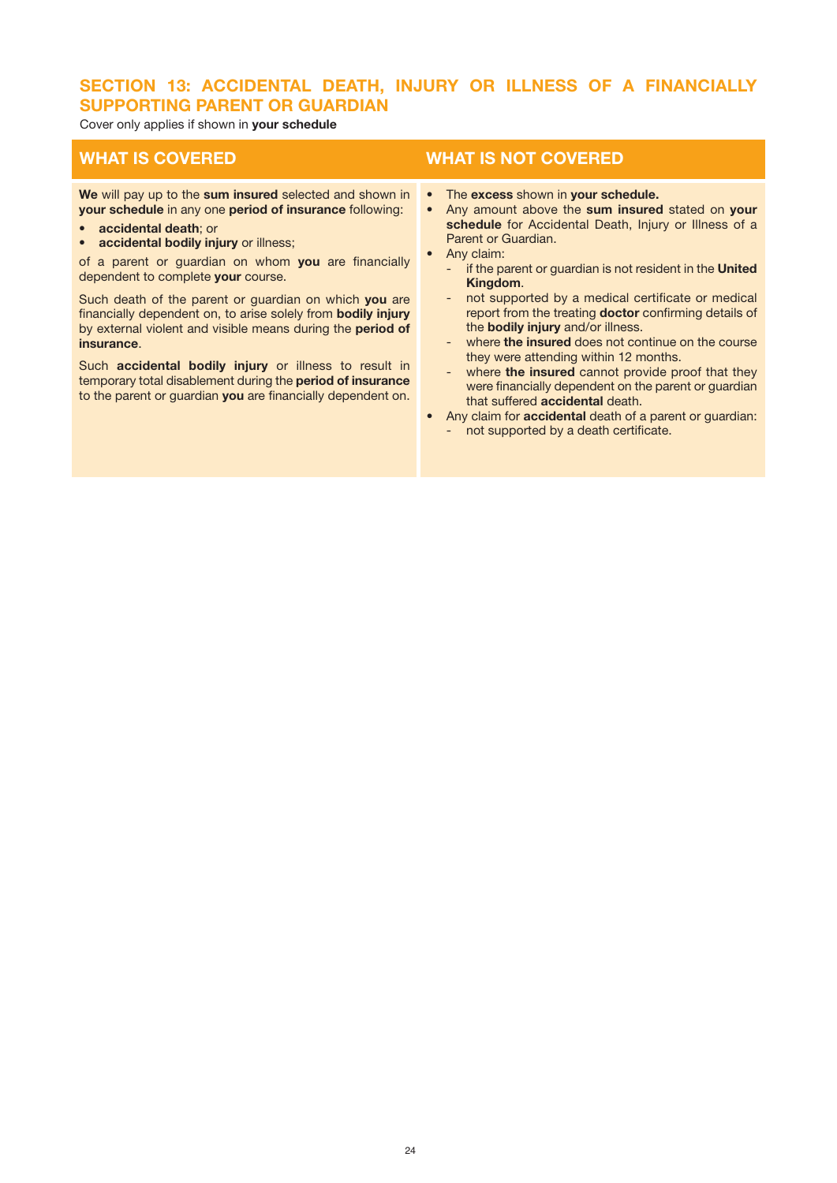## SECTION 13: ACCIDENTAL DEATH, INJURY OR ILLNESS OF A FINANCIALLY SUPPORTING PARENT OR GUARDIAN

Cover only applies if shown in **your schedule**

### WHAT IS COVERED

**We** will pay up to the **sum insured** selected and shown in **your schedule** in any one **period of insurance** following:

- **accidental death**; or
- **accidental bodily injury** or illness;

of a parent or guardian on whom **you** are financially dependent to complete **your** course.

Such death of the parent or guardian on which **you** are financially dependent on, to arise solely from **bodily injury** by external violent and visible means during the **period of insurance**.

Such **accidental bodily injury** or illness to result in temporary total disablement during the **period of insurance** to the parent or guardian **you** are financially dependent on.

### WHAT IS NOT COVERED

- The **excess** shown in **your schedule.**
- Any amount above the **sum insured** stated on **your schedule** for Accidental Death, Injury or Illness of a Parent or Guardian.
- Any claim:
  - if the parent or guardian is not resident in the **United Kingdom**.
  - not supported by a medical certificate or medical report from the treating **doctor** confirming details of the **bodily injury** and/or illness.
  - where **the insured** does not continue on the course they were attending within 12 months.
  - where **the insured** cannot provide proof that they were financially dependent on the parent or guardian that suffered **accidental** death.
- Any claim for **accidental** death of a parent or guardian:
  - not supported by a death certificate.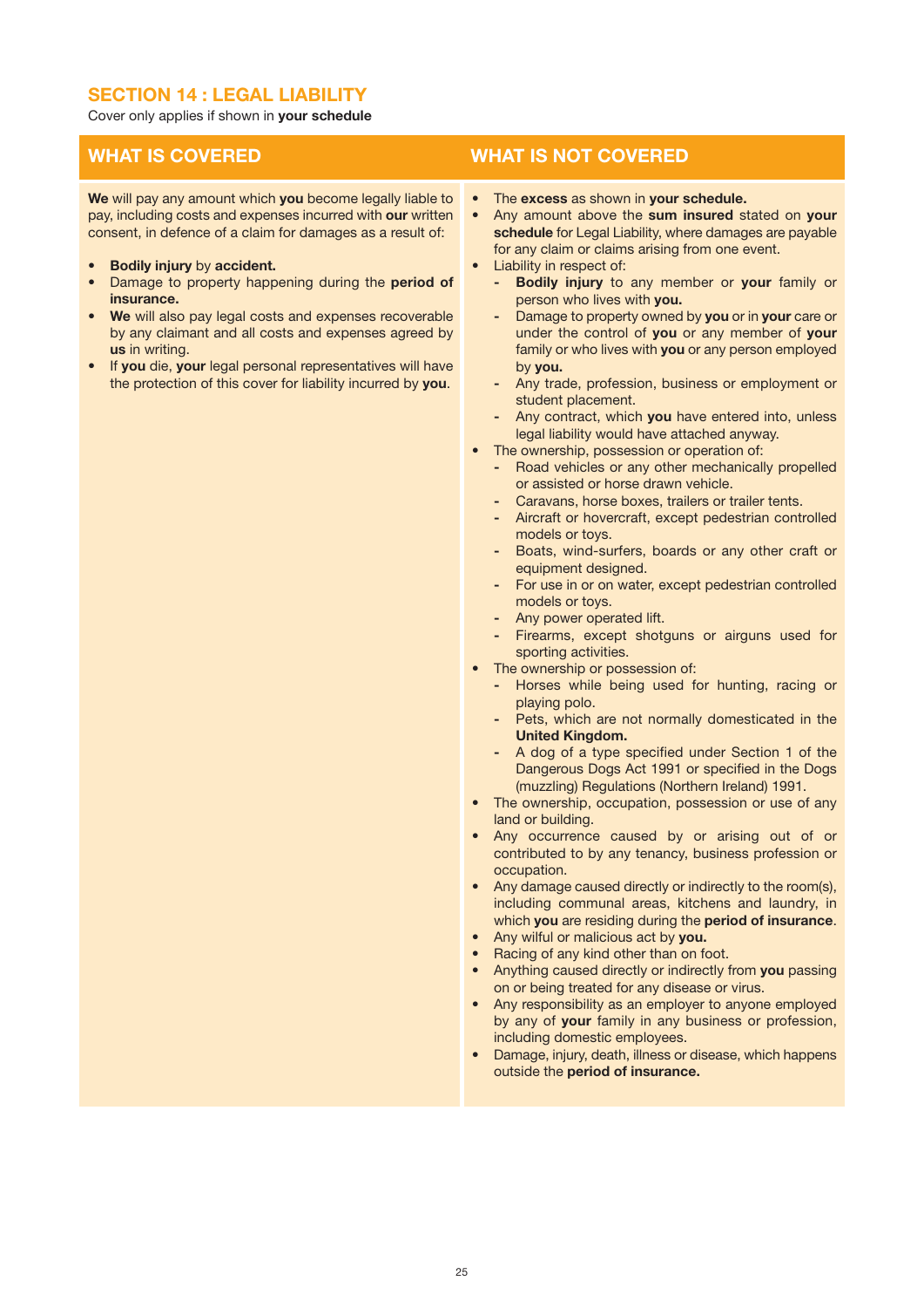## SECTION 14 : LEGAL LIABILITY

Cover only applies if shown in **your schedule**

### WHAT IS COVERED

**We** will pay any amount which **you** become legally liable to pay, including costs and expenses incurred with **our** written consent, in defence of a claim for damages as a result of:

- **Bodily injury** by **accident.**
- Damage to property happening during the **period of insurance.**
- **We** will also pay legal costs and expenses recoverable by any claimant and all costs and expenses agreed by **us** in writing.
- If **you** die, **your** legal personal representatives will have the protection of this cover for liability incurred by **you**.

### WHAT IS NOT COVERED

- The **excess** as shown in **your schedule.**
- Any amount above the **sum insured** stated on **your schedule** for Legal Liability, where damages are payable for any claim or claims arising from one event.
- Liability in respect of:
  - **Bodily injury** to any member or **your** family or person who lives with **you.**
  - Damage to property owned by **you** or in **your** care or under the control of **you** or any member of **your** family or who lives with **you** or any person employed by **you.**
  - Any trade, profession, business or employment or student placement.
  - Any contract, which **you** have entered into, unless legal liability would have attached anyway.
- The ownership, possession or operation of:
  - Road vehicles or any other mechanically propelled or assisted or horse drawn vehicle.
  - Caravans, horse boxes, trailers or trailer tents.
  - Aircraft or hovercraft, except pedestrian controlled models or toys.
  - Boats, wind-surfers, boards or any other craft or equipment designed.
  - For use in or on water, except pedestrian controlled models or toys.
  - Any power operated lift.
  - Firearms, except shotguns or airguns used for sporting activities.
- The ownership or possession of:
  - Horses while being used for hunting, racing or playing polo.
  - Pets, which are not normally domesticated in the **United Kingdom.**
  - A dog of a type specified under Section 1 of the Dangerous Dogs Act 1991 or specified in the Dogs (muzzling) Regulations (Northern Ireland) 1991.
- The ownership, occupation, possession or use of any land or building.
- Any occurrence caused by or arising out of or contributed to by any tenancy, business profession or occupation.
- Any damage caused directly or indirectly to the room(s), including communal areas, kitchens and laundry, in which **you** are residing during the **period of insurance**.
- Any wilful or malicious act by **you.**
- Racing of any kind other than on foot.
- Anything caused directly or indirectly from **you** passing on or being treated for any disease or virus.
- Any responsibility as an employer to anyone employed by any of **your** family in any business or profession, including domestic employees.
- Damage, injury, death, illness or disease, which happens outside the **period of insurance.**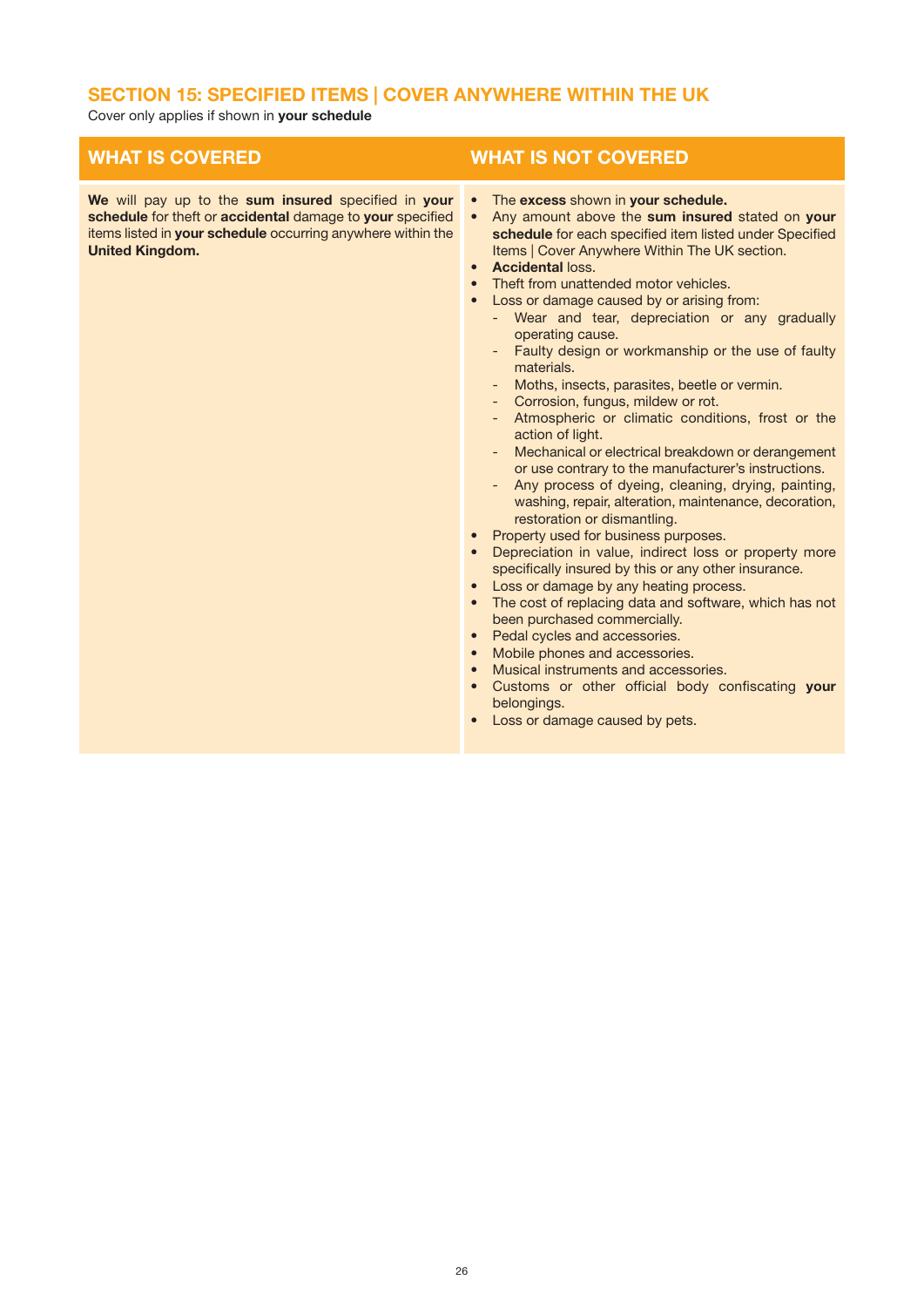## SECTION 15: SPECIFIED ITEMS | COVER ANYWHERE WITHIN THE UK

Cover only applies if shown in **your schedule**

| WHAT IS COVERED | WHAT IS NOT COVERED |
|---|---|
| **We** will pay up to the **sum insured** specified in **your schedule** for theft or **accidental** damage to **your** specified items listed in **your schedule** occurring anywhere within the **United Kingdom.** | • The **excess** shown in **your schedule.**<br>• Any amount above the **sum insured** stated on **your schedule** for each specified item listed under Specified Items \| Cover Anywhere Within The UK section.<br>• **Accidental** loss.<br>• Theft from unattended motor vehicles.<br>• Loss or damage caused by or arising from:<br>  - Wear and tear, depreciation or any gradually operating cause.<br>  - Faulty design or workmanship or the use of faulty materials.<br>  - Moths, insects, parasites, beetle or vermin.<br>  - Corrosion, fungus, mildew or rot.<br>  - Atmospheric or climatic conditions, frost or the action of light.<br>  - Mechanical or electrical breakdown or derangement or use contrary to the manufacturer's instructions.<br>  - Any process of dyeing, cleaning, drying, painting, washing, repair, alteration, maintenance, decoration, restoration or dismantling.<br>• Property used for business purposes.<br>• Depreciation in value, indirect loss or property more specifically insured by this or any other insurance.<br>• Loss or damage by any heating process.<br>• The cost of replacing data and software, which has not been purchased commercially.<br>• Pedal cycles and accessories.<br>• Mobile phones and accessories.<br>• Musical instruments and accessories.<br>• Customs or other official body confiscating **your** belongings.<br>• Loss or damage caused by pets. |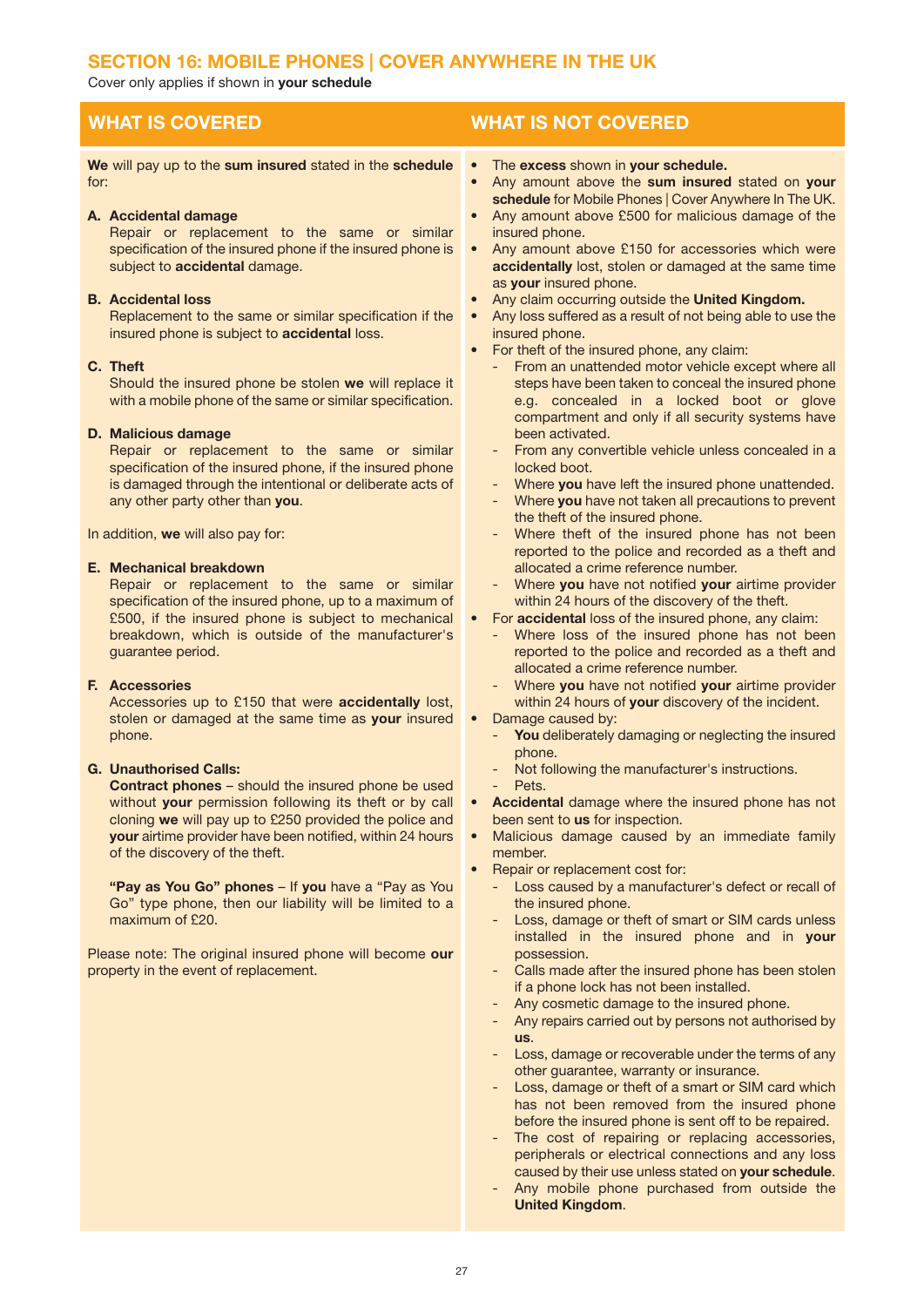# SECTION 16: MOBILE PHONES | COVER ANYWHERE IN THE UK

Cover only applies if shown in **your schedule**

## WHAT IS COVERED

**We** will pay up to the **sum insured** stated in the **schedule** for:

**A. Accidental damage**
Repair or replacement to the same or similar specification of the insured phone if the insured phone is subject to **accidental** damage.

**B. Accidental loss**
Replacement to the same or similar specification if the insured phone is subject to **accidental** loss.

**C. Theft**
Should the insured phone be stolen **we** will replace it with a mobile phone of the same or similar specification.

**D. Malicious damage**
Repair or replacement to the same or similar specification of the insured phone, if the insured phone is damaged through the intentional or deliberate acts of any other party other than **you**.

In addition, **we** will also pay for:

**E. Mechanical breakdown**
Repair or replacement to the same or similar specification of the insured phone, up to a maximum of £500, if the insured phone is subject to mechanical breakdown, which is outside of the manufacturer's guarantee period.

**F. Accessories**
Accessories up to £150 that were **accidentally** lost, stolen or damaged at the same time as **your** insured phone.

**G. Unauthorised Calls:**
**Contract phones** – should the insured phone be used without **your** permission following its theft or by call cloning **we** will pay up to £250 provided the police and **your** airtime provider have been notified, within 24 hours of the discovery of the theft.

**"Pay as You Go" phones** – If **you** have a "Pay as You Go" type phone, then our liability will be limited to a maximum of £20.

Please note: The original insured phone will become **our** property in the event of replacement.

## WHAT IS NOT COVERED

- The **excess** shown in **your schedule.**
- Any amount above the **sum insured** stated on **your schedule** for Mobile Phones | Cover Anywhere In The UK.
- Any amount above £500 for malicious damage of the insured phone.
- Any amount above £150 for accessories which were **accidentally** lost, stolen or damaged at the same time as **your** insured phone.
- Any claim occurring outside the **United Kingdom.**
- Any loss suffered as a result of not being able to use the insured phone.
- For theft of the insured phone, any claim:
  - From an unattended motor vehicle except where all steps have been taken to conceal the insured phone e.g. concealed in a locked boot or glove compartment and only if all security systems have been activated.
  - From any convertible vehicle unless concealed in a locked boot.
  - Where **you** have left the insured phone unattended.
  - Where **you** have not taken all precautions to prevent the theft of the insured phone.
  - Where theft of the insured phone has not been reported to the police and recorded as a theft and allocated a crime reference number.
  - Where **you** have not notified **your** airtime provider within 24 hours of the discovery of the theft.
- For **accidental** loss of the insured phone, any claim:
  - Where loss of the insured phone has not been reported to the police and recorded as a theft and allocated a crime reference number.
  - Where **you** have not notified **your** airtime provider within 24 hours of **your** discovery of the incident.
- Damage caused by:
  - **You** deliberately damaging or neglecting the insured phone.
  - Not following the manufacturer's instructions.
  - Pets.
- **Accidental** damage where the insured phone has not been sent to **us** for inspection.
- Malicious damage caused by an immediate family member.
- Repair or replacement cost for:
  - Loss caused by a manufacturer's defect or recall of the insured phone.
  - Loss, damage or theft of smart or SIM cards unless installed in the insured phone and in **your** possession.
  - Calls made after the insured phone has been stolen if a phone lock has not been installed.
  - Any cosmetic damage to the insured phone.
  - Any repairs carried out by persons not authorised by **us**.
  - Loss, damage or recoverable under the terms of any other guarantee, warranty or insurance.
  - Loss, damage or theft of a smart or SIM card which has not been removed from the insured phone before the insured phone is sent off to be repaired.
  - The cost of repairing or replacing accessories, peripherals or electrical connections and any loss caused by their use unless stated on **your schedule**.
  - Any mobile phone purchased from outside the **United Kingdom**.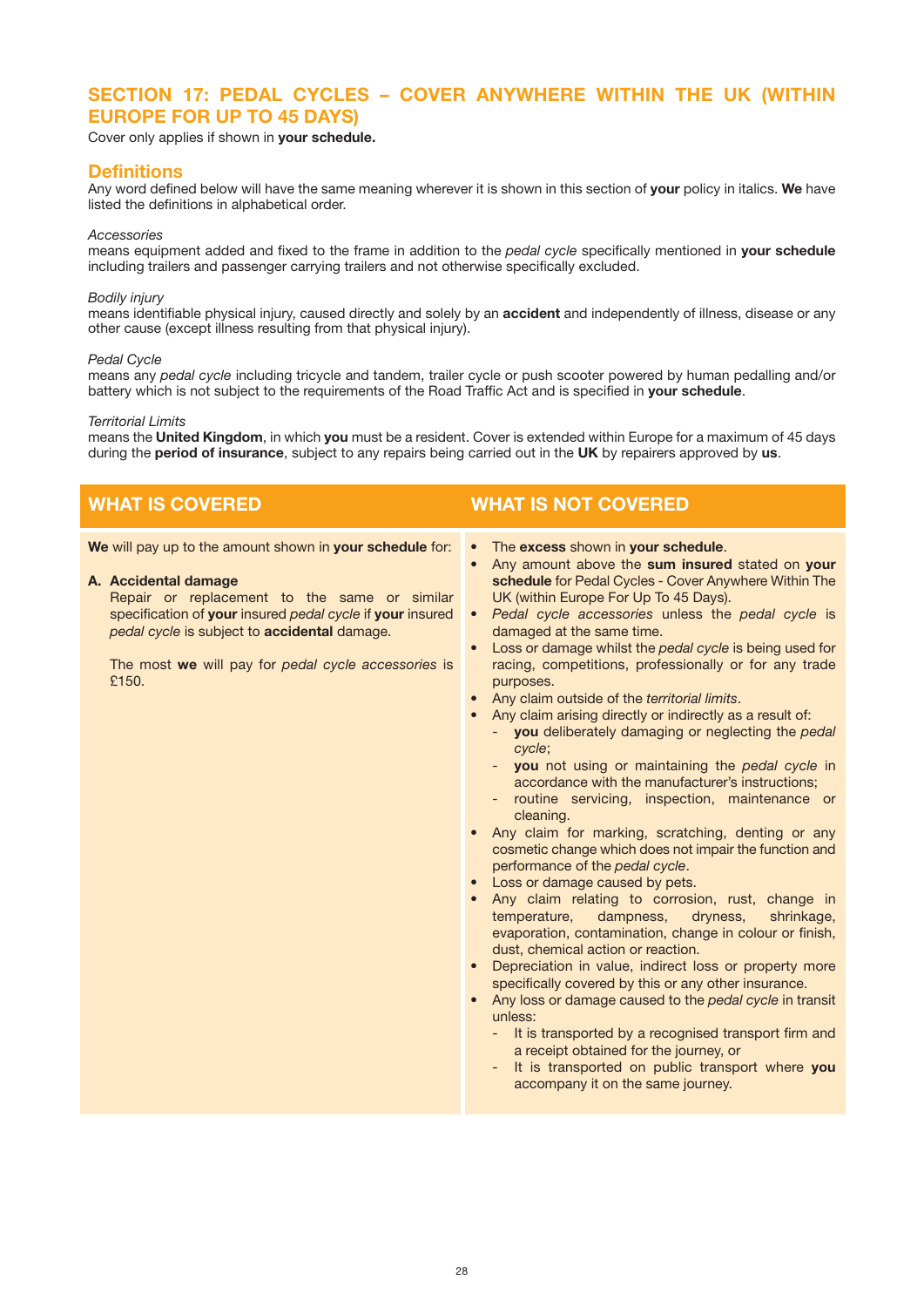# SECTION 17: PEDAL CYCLES – COVER ANYWHERE WITHIN THE UK (WITHIN EUROPE FOR UP TO 45 DAYS)

Cover only applies if shown in **your schedule.**

## Definitions

Any word defined below will have the same meaning wherever it is shown in this section of **your** policy in italics. **We** have listed the definitions in alphabetical order.

*Accessories*
means equipment added and fixed to the frame in addition to the *pedal cycle* specifically mentioned in **your schedule** including trailers and passenger carrying trailers and not otherwise specifically excluded.

*Bodily injury*
means identifiable physical injury, caused directly and solely by an **accident** and independently of illness, disease or any other cause (except illness resulting from that physical injury).

*Pedal Cycle*
means any *pedal cycle* including tricycle and tandem, trailer cycle or push scooter powered by human pedalling and/or battery which is not subject to the requirements of the Road Traffic Act and is specified in **your schedule**.

*Territorial Limits*
means the **United Kingdom**, in which **you** must be a resident. Cover is extended within Europe for a maximum of 45 days during the **period of insurance**, subject to any repairs being carried out in the **UK** by repairers approved by **us**.

## WHAT IS COVERED

**We** will pay up to the amount shown in **your schedule** for:

**A. Accidental damage**

Repair or replacement to the same or similar specification of **your** insured *pedal cycle* if **your** insured *pedal cycle* is subject to **accidental** damage.

The most **we** will pay for *pedal cycle accessories* is £150.

## WHAT IS NOT COVERED

- The **excess** shown in **your schedule**.
- Any amount above the **sum insured** stated on **your schedule** for Pedal Cycles - Cover Anywhere Within The UK (within Europe For Up To 45 Days).
- *Pedal cycle accessories* unless the *pedal cycle* is damaged at the same time.
- Loss or damage whilst the *pedal cycle* is being used for racing, competitions, professionally or for any trade purposes.
- Any claim outside of the *territorial limits*.
- Any claim arising directly or indirectly as a result of:
  - **you** deliberately damaging or neglecting the *pedal cycle*;
  - **you** not using or maintaining the *pedal cycle* in accordance with the manufacturer's instructions;
  - routine servicing, inspection, maintenance or cleaning.
- Any claim for marking, scratching, denting or any cosmetic change which does not impair the function and performance of the *pedal cycle*.
- Loss or damage caused by pets.
- Any claim relating to corrosion, rust, change in temperature, dampness, dryness, shrinkage, evaporation, contamination, change in colour or finish, dust, chemical action or reaction.
- Depreciation in value, indirect loss or property more specifically covered by this or any other insurance.
- Any loss or damage caused to the *pedal cycle* in transit unless:
  - It is transported by a recognised transport firm and a receipt obtained for the journey, or
  - It is transported on public transport where **you** accompany it on the same journey.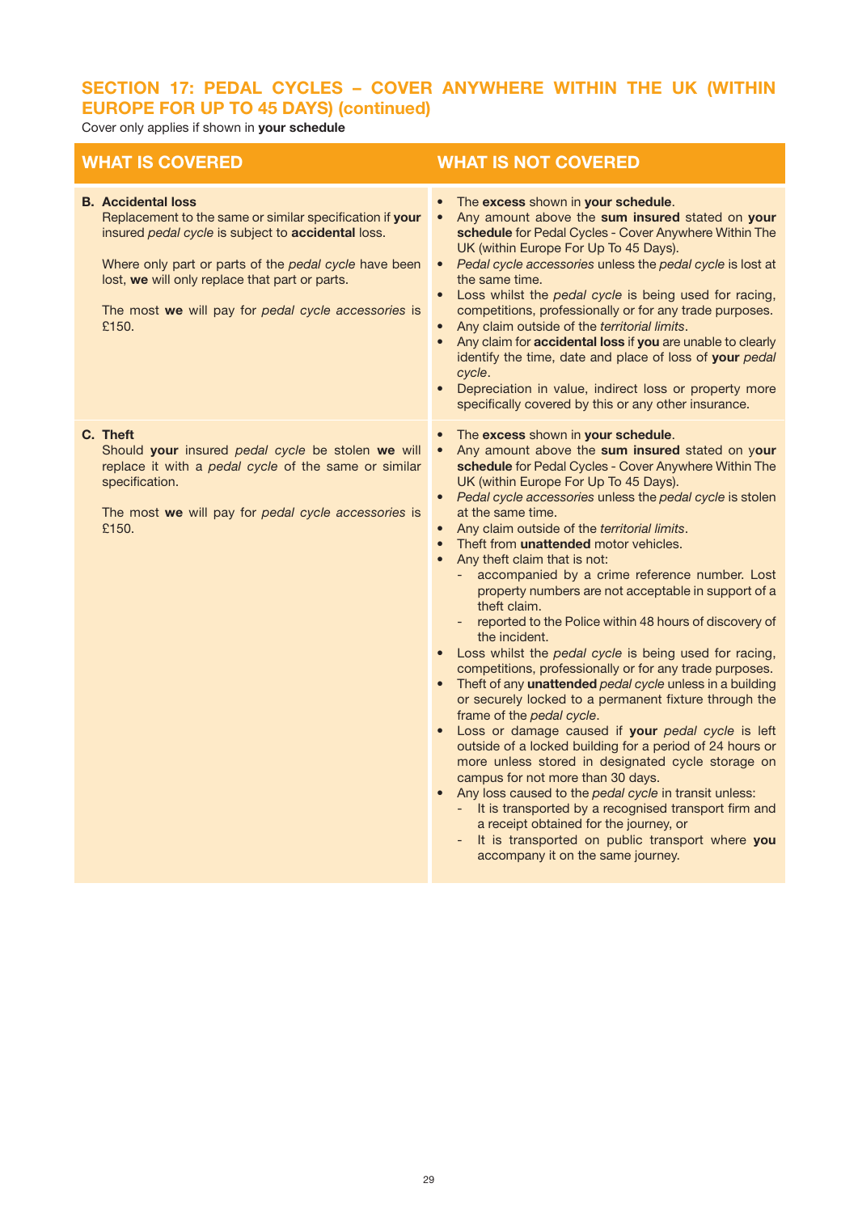## SECTION 17: PEDAL CYCLES – COVER ANYWHERE WITHIN THE UK (WITHIN EUROPE FOR UP TO 45 DAYS) (continued)

Cover only applies if shown in **your schedule**

| WHAT IS COVERED | WHAT IS NOT COVERED |
|---|---|
| **B. Accidental loss**<br>Replacement to the same or similar specification if **your** insured *pedal cycle* is subject to **accidental** loss.<br><br>Where only part or parts of the *pedal cycle* have been lost, **we** will only replace that part or parts.<br><br>The most **we** will pay for *pedal cycle accessories* is £150. | • The **excess** shown in **your schedule**.<br>• Any amount above the **sum insured** stated on **your schedule** for Pedal Cycles - Cover Anywhere Within The UK (within Europe For Up To 45 Days).<br>• *Pedal cycle accessories* unless the *pedal cycle* is lost at the same time.<br>• Loss whilst the *pedal cycle* is being used for racing, competitions, professionally or for any trade purposes.<br>• Any claim outside of the *territorial limits*.<br>• Any claim for **accidental loss** if **you** are unable to clearly identify the time, date and place of loss of **your** *pedal cycle*.<br>• Depreciation in value, indirect loss or property more specifically covered by this or any other insurance. |
| **C. Theft**<br>Should **your** insured *pedal cycle* be stolen **we** will replace it with a *pedal cycle* of the same or similar specification.<br><br>The most **we** will pay for *pedal cycle accessories* is £150. | • The **excess** shown in **your schedule**.<br>• Any amount above the **sum insured** stated on **your schedule** for Pedal Cycles - Cover Anywhere Within The UK (within Europe For Up To 45 Days).<br>• *Pedal cycle accessories* unless the *pedal cycle* is stolen at the same time.<br>• Any claim outside of the *territorial limits*.<br>• Theft from **unattended** motor vehicles.<br>• Any theft claim that is not:<br>&nbsp;&nbsp;- accompanied by a crime reference number. Lost property numbers are not acceptable in support of a theft claim.<br>&nbsp;&nbsp;- reported to the Police within 48 hours of discovery of the incident.<br>• Loss whilst the *pedal cycle* is being used for racing, competitions, professionally or for any trade purposes.<br>• Theft of any **unattended** *pedal cycle* unless in a building or securely locked to a permanent fixture through the frame of the *pedal cycle*.<br>• Loss or damage caused if **your** *pedal cycle* is left outside of a locked building for a period of 24 hours or more unless stored in designated cycle storage on campus for not more than 30 days.<br>• Any loss caused to the *pedal cycle* in transit unless:<br>&nbsp;&nbsp;- It is transported by a recognised transport firm and a receipt obtained for the journey, or<br>&nbsp;&nbsp;- It is transported on public transport where **you** accompany it on the same journey. |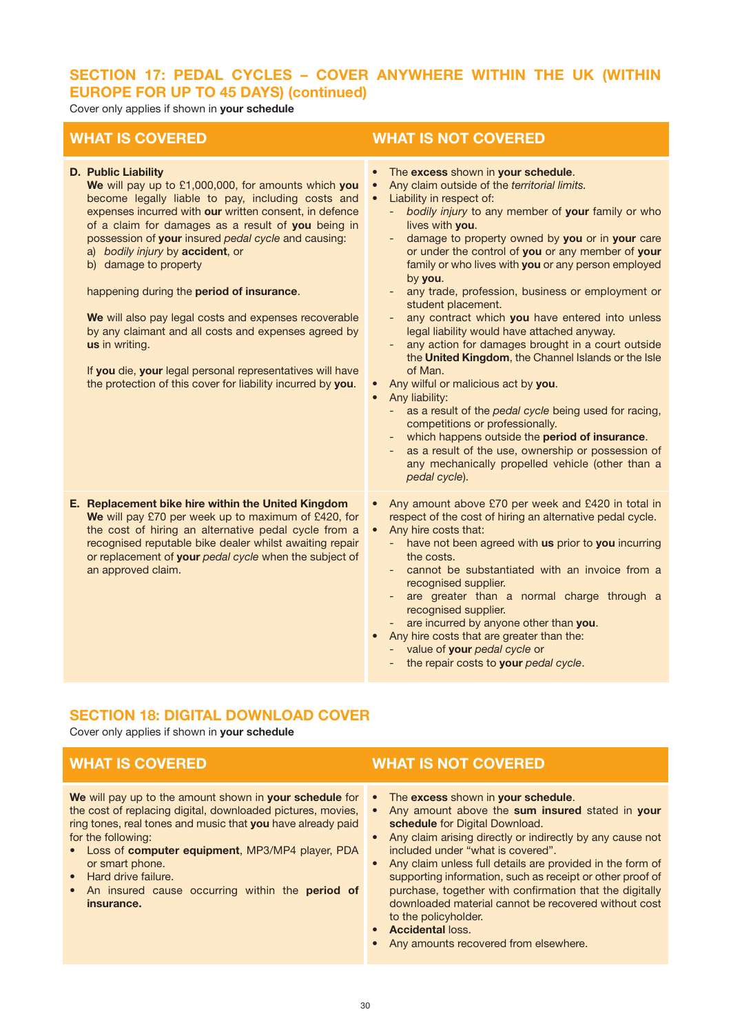## SECTION 17: PEDAL CYCLES – COVER ANYWHERE WITHIN THE UK (WITHIN EUROPE FOR UP TO 45 DAYS) (continued)

Cover only applies if shown in **your schedule**

| WHAT IS COVERED | WHAT IS NOT COVERED |
|---|---|
| **D. Public Liability**<br>**We** will pay up to £1,000,000, for amounts which **you** become legally liable to pay, including costs and expenses incurred with **our** written consent, in defence of a claim for damages as a result of **you** being in possession of **your** insured *pedal cycle* and causing:<br>a) *bodily injury* by **accident**, or<br>b) damage to property<br><br>happening during the **period of insurance**.<br><br>**We** will also pay legal costs and expenses recoverable by any claimant and all costs and expenses agreed by **us** in writing.<br><br>If **you** die, **your** legal personal representatives will have the protection of this cover for liability incurred by **you**. | • The **excess** shown in **your schedule**.<br>• Any claim outside of the *territorial limits.*<br>• Liability in respect of:<br>- *bodily injury* to any member of **your** family or who lives with **you**.<br>- damage to property owned by **you** or in **your** care or under the control of **you** or any member of **your** family or who lives with **you** or any person employed by **you**.<br>- any trade, profession, business or employment or student placement.<br>- any contract which **you** have entered into unless legal liability would have attached anyway.<br>- any action for damages brought in a court outside the **United Kingdom**, the Channel Islands or the Isle of Man.<br>• Any wilful or malicious act by **you**.<br>• Any liability:<br>- as a result of the *pedal cycle* being used for racing, competitions or professionally.<br>- which happens outside the **period of insurance**.<br>- as a result of the use, ownership or possession of any mechanically propelled vehicle (other than a *pedal cycle*). |
| **E. Replacement bike hire within the United Kingdom**<br>**We** will pay £70 per week up to maximum of £420, for the cost of hiring an alternative pedal cycle from a recognised reputable bike dealer whilst awaiting repair or replacement of **your** *pedal cycle* when the subject of an approved claim. | • Any amount above £70 per week and £420 in total in respect of the cost of hiring an alternative pedal cycle.<br>• Any hire costs that:<br>- have not been agreed with **us** prior to **you** incurring the costs.<br>- cannot be substantiated with an invoice from a recognised supplier.<br>- are greater than a normal charge through a recognised supplier.<br>- are incurred by anyone other than **you**.<br>• Any hire costs that are greater than the:<br>- value of **your** *pedal cycle* or<br>- the repair costs to **your** *pedal cycle*. |

## SECTION 18: DIGITAL DOWNLOAD COVER

Cover only applies if shown in **your schedule**

| WHAT IS COVERED | WHAT IS NOT COVERED |
|---|---|
| **We** will pay up to the amount shown in **your schedule** for the cost of replacing digital, downloaded pictures, movies, ring tones, real tones and music that **you** have already paid for the following:<br>• Loss of **computer equipment**, MP3/MP4 player, PDA or smart phone.<br>• Hard drive failure.<br>• An insured cause occurring within the **period of insurance.** | • The **excess** shown in **your schedule**.<br>• Any amount above the **sum insured** stated in **your schedule** for Digital Download.<br>• Any claim arising directly or indirectly by any cause not included under "what is covered".<br>• Any claim unless full details are provided in the form of supporting information, such as receipt or other proof of purchase, together with confirmation that the digitally downloaded material cannot be recovered without cost to the policyholder.<br>• **Accidental** loss.<br>• Any amounts recovered from elsewhere. |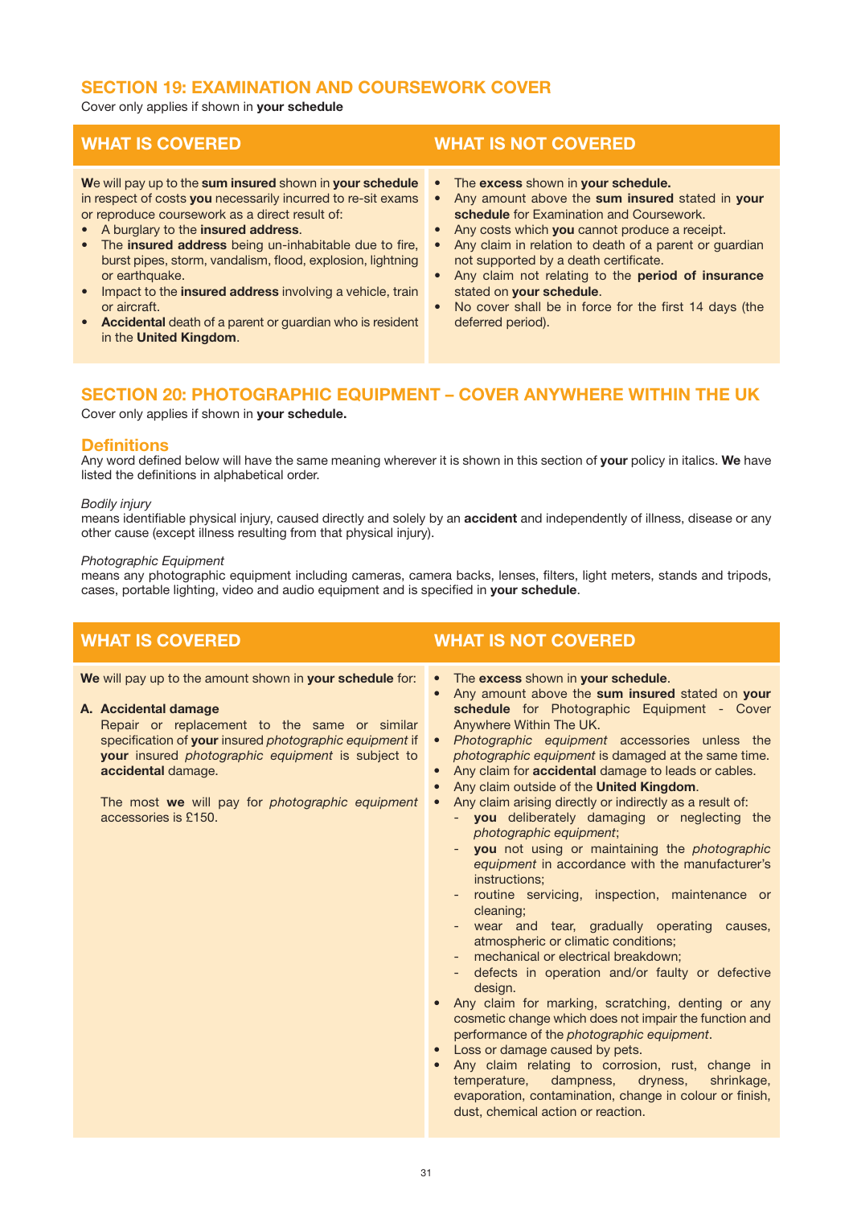## SECTION 19: EXAMINATION AND COURSEWORK COVER

Cover only applies if shown in **your schedule**

### WHAT IS COVERED

**We** will pay up to the **sum insured** shown in **your schedule** in respect of costs **you** necessarily incurred to re-sit exams or reproduce coursework as a direct result of:

- A burglary to the **insured address**.
- The **insured address** being un-inhabitable due to fire, burst pipes, storm, vandalism, flood, explosion, lightning or earthquake.
- Impact to the **insured address** involving a vehicle, train or aircraft.
- **Accidental** death of a parent or guardian who is resident in the **United Kingdom**.

### WHAT IS NOT COVERED

- The **excess** shown in **your schedule.**
- Any amount above the **sum insured** stated in **your schedule** for Examination and Coursework.
- Any costs which **you** cannot produce a receipt.
- Any claim in relation to death of a parent or guardian not supported by a death certificate.
- Any claim not relating to the **period of insurance** stated on **your schedule**.
- No cover shall be in force for the first 14 days (the deferred period).

## SECTION 20: PHOTOGRAPHIC EQUIPMENT – COVER ANYWHERE WITHIN THE UK

Cover only applies if shown in **your schedule.**

### Definitions

Any word defined below will have the same meaning wherever it is shown in this section of **your** policy in italics. **We** have listed the definitions in alphabetical order.

*Bodily injury*
means identifiable physical injury, caused directly and solely by an **accident** and independently of illness, disease or any other cause (except illness resulting from that physical injury).

*Photographic Equipment*
means any photographic equipment including cameras, camera backs, lenses, filters, light meters, stands and tripods, cases, portable lighting, video and audio equipment and is specified in **your schedule**.

### WHAT IS COVERED

**We** will pay up to the amount shown in **your schedule** for:

**A. Accidental damage**

Repair or replacement to the same or similar specification of **your** insured *photographic equipment* if **your** insured *photographic equipment* is subject to **accidental** damage.

The most **we** will pay for *photographic equipment* accessories is £150.

### WHAT IS NOT COVERED

- The **excess** shown in **your schedule**.
- Any amount above the **sum insured** stated on **your schedule** for Photographic Equipment - Cover Anywhere Within The UK.
- *Photographic equipment* accessories unless the *photographic equipment* is damaged at the same time.
- Any claim for **accidental** damage to leads or cables.
- Any claim outside of the **United Kingdom**.
- Any claim arising directly or indirectly as a result of:
  - **you** deliberately damaging or neglecting the *photographic equipment*;
  - **you** not using or maintaining the *photographic equipment* in accordance with the manufacturer's instructions;
  - routine servicing, inspection, maintenance or cleaning;
  - wear and tear, gradually operating causes, atmospheric or climatic conditions;
  - mechanical or electrical breakdown;
  - defects in operation and/or faulty or defective design.
- Any claim for marking, scratching, denting or any cosmetic change which does not impair the function and performance of the *photographic equipment*.
- Loss or damage caused by pets.
- Any claim relating to corrosion, rust, change in temperature, dampness, dryness, shrinkage, evaporation, contamination, change in colour or finish, dust, chemical action or reaction.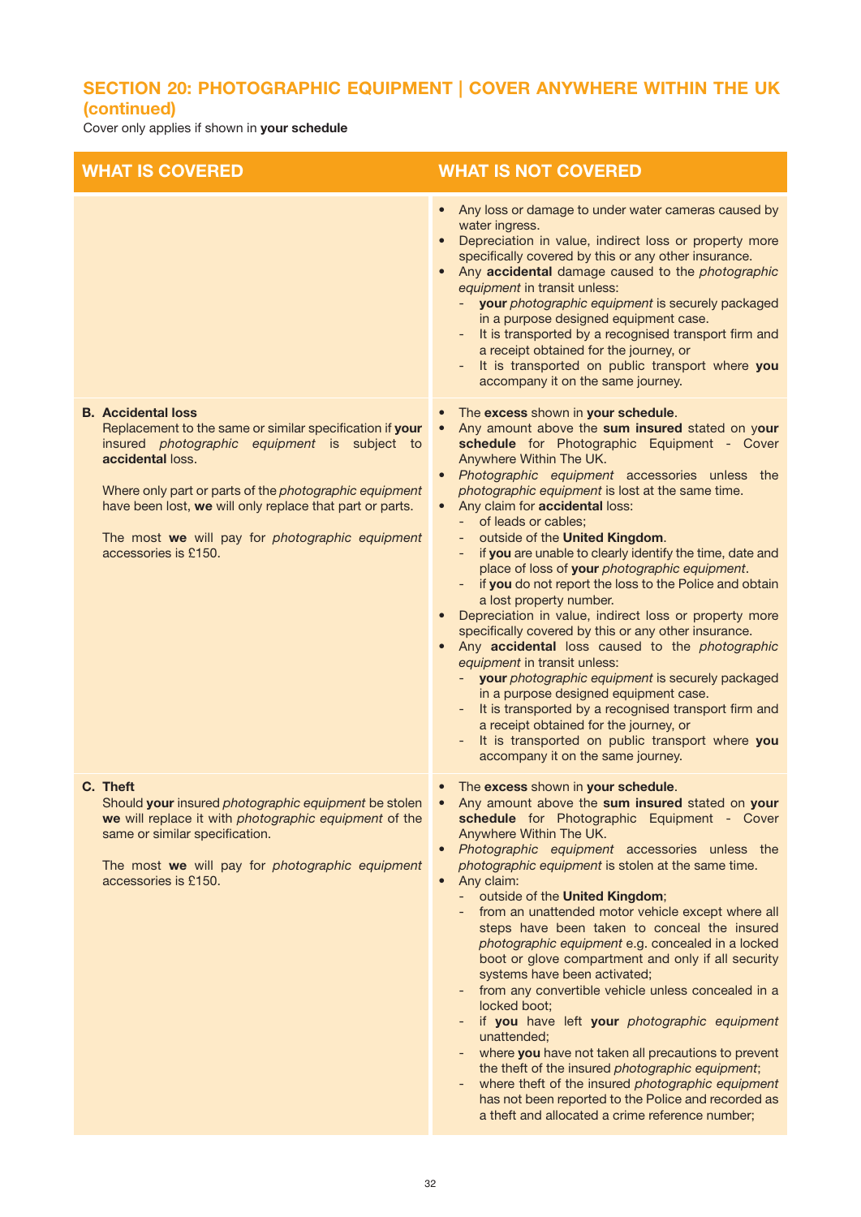## SECTION 20: PHOTOGRAPHIC EQUIPMENT | COVER ANYWHERE WITHIN THE UK (continued)

Cover only applies if shown in **your schedule**

| WHAT IS COVERED | WHAT IS NOT COVERED |
|---|---|
| | • Any loss or damage to under water cameras caused by water ingress.<br>• Depreciation in value, indirect loss or property more specifically covered by this or any other insurance.<br>• Any **accidental** damage caused to the *photographic equipment* in transit unless:<br>- **your** *photographic equipment* is securely packaged in a purpose designed equipment case.<br>- It is transported by a recognised transport firm and a receipt obtained for the journey, or<br>- It is transported on public transport where **you** accompany it on the same journey. |
| **B. Accidental loss**<br>Replacement to the same or similar specification if **your** insured *photographic equipment* is subject to **accidental** loss.<br><br>Where only part or parts of the *photographic equipment* have been lost, **we** will only replace that part or parts.<br><br>The most **we** will pay for *photographic equipment* accessories is £150. | • The **excess** shown in **your schedule**.<br>• Any amount above the **sum insured** stated on **your schedule** for Photographic Equipment - Cover Anywhere Within The UK.<br>• *Photographic equipment* accessories unless the *photographic equipment* is lost at the same time.<br>• Any claim for **accidental** loss:<br>- of leads or cables;<br>- outside of the **United Kingdom**.<br>- if **you** are unable to clearly identify the time, date and place of loss of **your** *photographic equipment*.<br>- if **you** do not report the loss to the Police and obtain a lost property number.<br>• Depreciation in value, indirect loss or property more specifically covered by this or any other insurance.<br>• Any **accidental** loss caused to the *photographic equipment* in transit unless:<br>- **your** *photographic equipment* is securely packaged in a purpose designed equipment case.<br>- It is transported by a recognised transport firm and a receipt obtained for the journey, or<br>- It is transported on public transport where **you** accompany it on the same journey. |
| **C. Theft**<br>Should **your** insured *photographic equipment* be stolen **we** will replace it with *photographic equipment* of the same or similar specification.<br><br>The most **we** will pay for *photographic equipment* accessories is £150. | • The **excess** shown in **your schedule**.<br>• Any amount above the **sum insured** stated on **your schedule** for Photographic Equipment - Cover Anywhere Within The UK.<br>• *Photographic equipment* accessories unless the *photographic equipment* is stolen at the same time.<br>• Any claim:<br>- outside of the **United Kingdom**;<br>- from an unattended motor vehicle except where all steps have been taken to conceal the insured *photographic equipment* e.g. concealed in a locked boot or glove compartment and only if all security systems have been activated;<br>- from any convertible vehicle unless concealed in a locked boot;<br>- if **you** have left **your** *photographic equipment* unattended;<br>- where **you** have not taken all precautions to prevent the theft of the insured *photographic equipment*;<br>- where theft of the insured *photographic equipment* has not been reported to the Police and recorded as a theft and allocated a crime reference number; |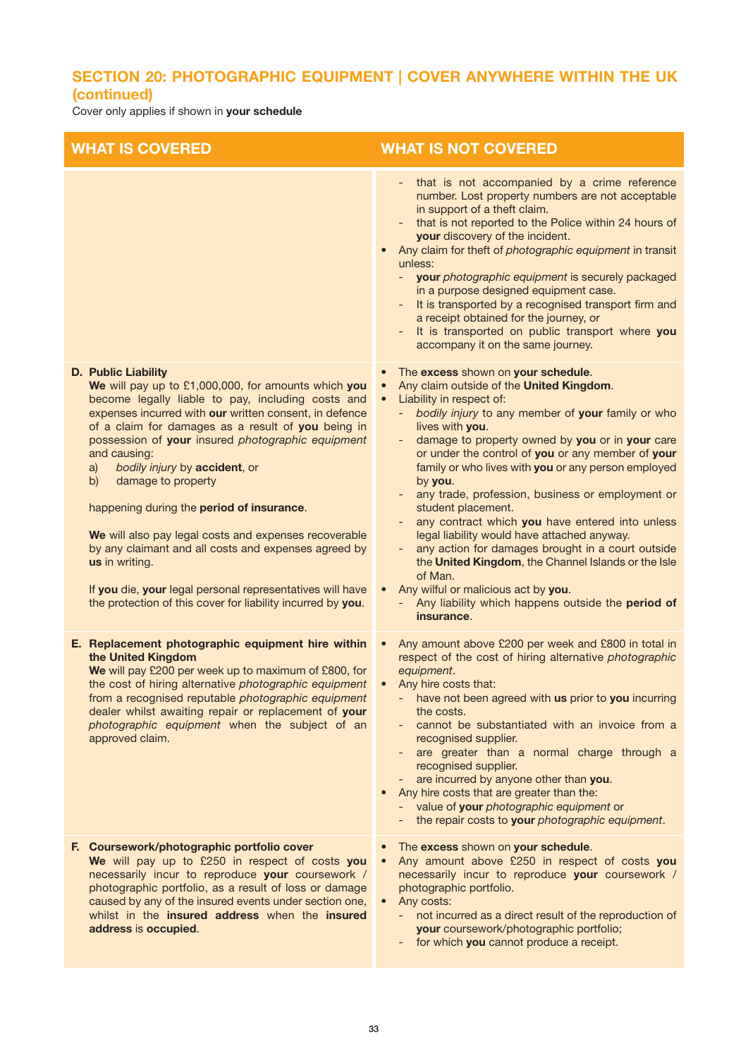## SECTION 20: PHOTOGRAPHIC EQUIPMENT | COVER ANYWHERE WITHIN THE UK (continued)

Cover only applies if shown in **your schedule**

| WHAT IS COVERED | WHAT IS NOT COVERED |
|---|---|
| | - that is not accompanied by a crime reference number. Lost property numbers are not acceptable in support of a theft claim.<br>- that is not reported to the Police within 24 hours of **your** discovery of the incident.<br>• Any claim for theft of *photographic equipment* in transit unless:<br>- **your** *photographic equipment* is securely packaged in a purpose designed equipment case.<br>- It is transported by a recognised transport firm and a receipt obtained for the journey, or<br>- It is transported on public transport where **you** accompany it on the same journey. |
| **D. Public Liability**<br>**We** will pay up to £1,000,000, for amounts which **you** become legally liable to pay, including costs and expenses incurred with **our** written consent, in defence of a claim for damages as a result of **you** being in possession of **your** insured *photographic equipment* and causing:<br>a) *bodily injury* by **accident**, or<br>b) damage to property<br><br>happening during the **period of insurance**.<br><br>**We** will also pay legal costs and expenses recoverable by any claimant and all costs and expenses agreed by **us** in writing.<br><br>If **you** die, **your** legal personal representatives will have the protection of this cover for liability incurred by **you**. | • The **excess** shown on **your schedule**.<br>• Any claim outside of the **United Kingdom**.<br>• Liability in respect of:<br>- *bodily injury* to any member of **your** family or who lives with **you**.<br>- damage to property owned by **you** or in **your** care or under the control of **you** or any member of **your** family or who lives with **you** or any person employed by **you**.<br>- any trade, profession, business or employment or student placement.<br>- any contract which **you** have entered into unless legal liability would have attached anyway.<br>- any action for damages brought in a court outside the **United Kingdom**, the Channel Islands or the Isle of Man.<br>• Any wilful or malicious act by **you**.<br>- Any liability which happens outside the **period of insurance**. |
| **E. Replacement photographic equipment hire within the United Kingdom**<br>**We** will pay £200 per week up to maximum of £800, for the cost of hiring alternative *photographic equipment* from a recognised reputable *photographic equipment* dealer whilst awaiting repair or replacement of **your** *photographic equipment* when the subject of an approved claim. | • Any amount above £200 per week and £800 in total in respect of the cost of hiring alternative *photographic equipment*.<br>• Any hire costs that:<br>- have not been agreed with **us** prior to **you** incurring the costs.<br>- cannot be substantiated with an invoice from a recognised supplier.<br>- are greater than a normal charge through a recognised supplier.<br>- are incurred by anyone other than **you**.<br>• Any hire costs that are greater than the:<br>- value of **your** *photographic equipment* or<br>- the repair costs to **your** *photographic equipment*. |
| **F. Coursework/photographic portfolio cover**<br>**We** will pay up to £250 in respect of costs **you** necessarily incur to reproduce **your** coursework / photographic portfolio, as a result of loss or damage caused by any of the insured events under section one, whilst in the **insured address** when the **insured address** is **occupied**. | • The **excess** shown on **your schedule**.<br>• Any amount above £250 in respect of costs **you** necessarily incur to reproduce **your** coursework / photographic portfolio.<br>• Any costs:<br>- not incurred as a direct result of the reproduction of **your** coursework/photographic portfolio;<br>- for which **you** cannot produce a receipt. |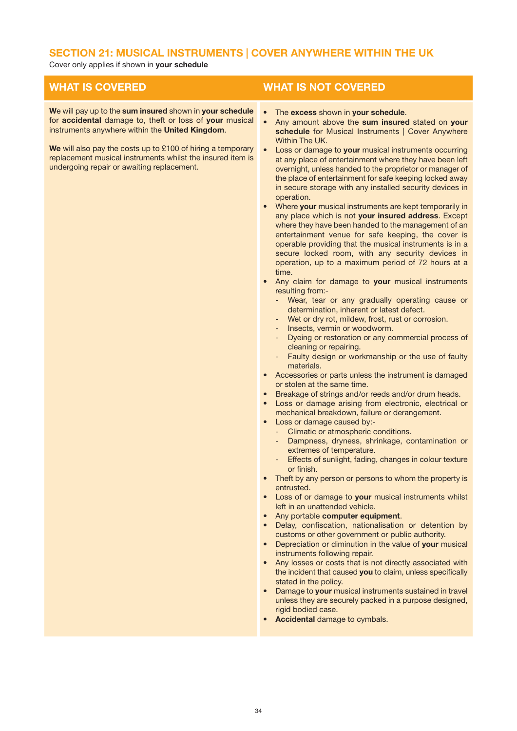## SECTION 21: MUSICAL INSTRUMENTS | COVER ANYWHERE WITHIN THE UK

Cover only applies if shown in **your schedule**

### WHAT IS COVERED

**We** will pay up to the **sum insured** shown in **your schedule** for **accidental** damage to, theft or loss of **your** musical instruments anywhere within the **United Kingdom**.

**We** will also pay the costs up to £100 of hiring a temporary replacement musical instruments whilst the insured item is undergoing repair or awaiting replacement.

### WHAT IS NOT COVERED

- The **excess** shown in **your schedule**.
- Any amount above the **sum insured** stated on **your schedule** for Musical Instruments | Cover Anywhere Within The UK.
- Loss or damage to **your** musical instruments occurring at any place of entertainment where they have been left overnight, unless handed to the proprietor or manager of the place of entertainment for safe keeping locked away in secure storage with any installed security devices in operation.
- Where **your** musical instruments are kept temporarily in any place which is not **your insured address**. Except where they have been handed to the management of an entertainment venue for safe keeping, the cover is operable providing that the musical instruments is in a secure locked room, with any security devices in operation, up to a maximum period of 72 hours at a time.
- Any claim for damage to **your** musical instruments resulting from:-
  - Wear, tear or any gradually operating cause or determination, inherent or latest defect.
  - Wet or dry rot, mildew, frost, rust or corrosion.
  - Insects, vermin or woodworm.
  - Dyeing or restoration or any commercial process of cleaning or repairing.
  - Faulty design or workmanship or the use of faulty materials.
- Accessories or parts unless the instrument is damaged or stolen at the same time.
- Breakage of strings and/or reeds and/or drum heads.
- Loss or damage arising from electronic, electrical or mechanical breakdown, failure or derangement.
- Loss or damage caused by:-
  - Climatic or atmospheric conditions.
  - Dampness, dryness, shrinkage, contamination or extremes of temperature.
  - Effects of sunlight, fading, changes in colour texture or finish.
- Theft by any person or persons to whom the property is entrusted.
- Loss of or damage to **your** musical instruments whilst left in an unattended vehicle.
- Any portable **computer equipment**.
- Delay, confiscation, nationalisation or detention by customs or other government or public authority.
- Depreciation or diminution in the value of **your** musical instruments following repair.
- Any losses or costs that is not directly associated with the incident that caused **you** to claim, unless specifically stated in the policy.
- Damage to **your** musical instruments sustained in travel unless they are securely packed in a purpose designed, rigid bodied case.
- **Accidental** damage to cymbals.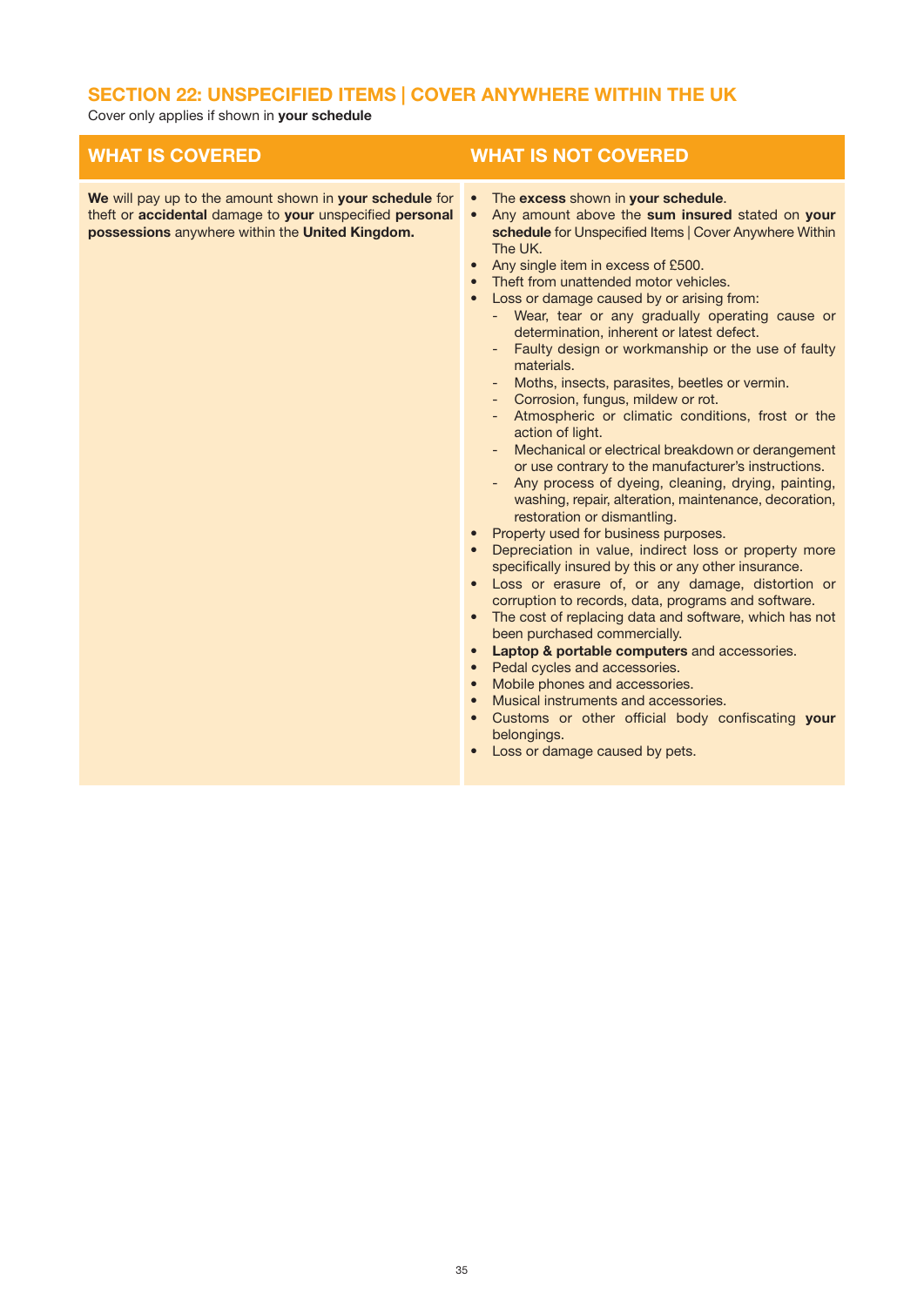## SECTION 22: UNSPECIFIED ITEMS | COVER ANYWHERE WITHIN THE UK

Cover only applies if shown in **your schedule**

| WHAT IS COVERED | WHAT IS NOT COVERED |
|---|---|
| **We** will pay up to the amount shown in **your schedule** for theft or **accidental** damage to **your** unspecified **personal possessions** anywhere within the **United Kingdom.** | • The **excess** shown in **your schedule**.<br>• Any amount above the **sum insured** stated on **your schedule** for Unspecified Items \| Cover Anywhere Within The UK.<br>• Any single item in excess of £500.<br>• Theft from unattended motor vehicles.<br>• Loss or damage caused by or arising from:<br>&nbsp;&nbsp;- Wear, tear or any gradually operating cause or determination, inherent or latest defect.<br>&nbsp;&nbsp;- Faulty design or workmanship or the use of faulty materials.<br>&nbsp;&nbsp;- Moths, insects, parasites, beetles or vermin.<br>&nbsp;&nbsp;- Corrosion, fungus, mildew or rot.<br>&nbsp;&nbsp;- Atmospheric or climatic conditions, frost or the action of light.<br>&nbsp;&nbsp;- Mechanical or electrical breakdown or derangement or use contrary to the manufacturer's instructions.<br>&nbsp;&nbsp;- Any process of dyeing, cleaning, drying, painting, washing, repair, alteration, maintenance, decoration, restoration or dismantling.<br>• Property used for business purposes.<br>• Depreciation in value, indirect loss or property more specifically insured by this or any other insurance.<br>• Loss or erasure of, or any damage, distortion or corruption to records, data, programs and software.<br>• The cost of replacing data and software, which has not been purchased commercially.<br>• **Laptop & portable computers** and accessories.<br>• Pedal cycles and accessories.<br>• Mobile phones and accessories.<br>• Musical instruments and accessories.<br>• Customs or other official body confiscating **your** belongings.<br>• Loss or damage caused by pets. |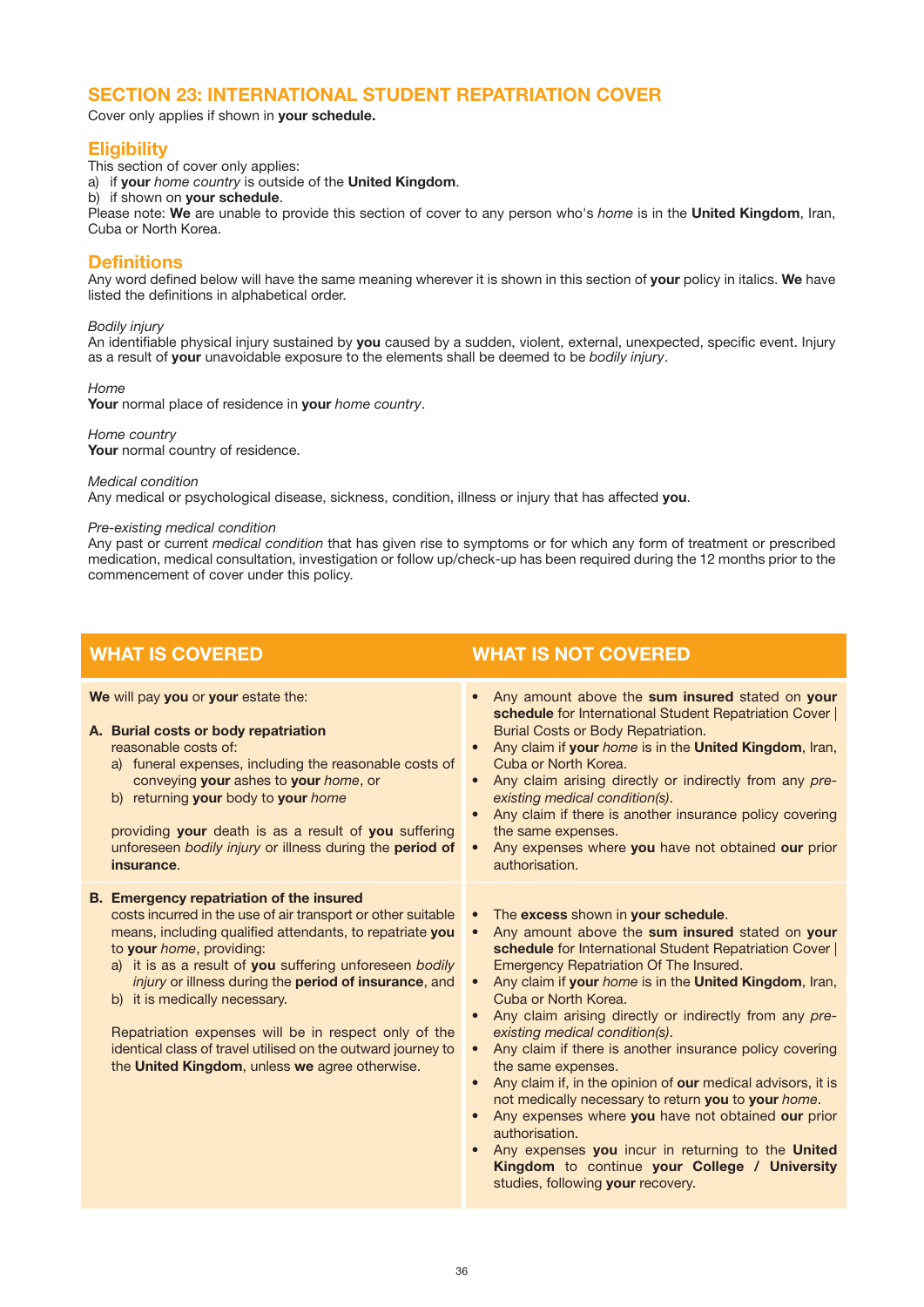## SECTION 23: INTERNATIONAL STUDENT REPATRIATION COVER

Cover only applies if shown in **your schedule.**

### Eligibility

This section of cover only applies:

a) if **your** *home country* is outside of the **United Kingdom**.
b) if shown on **your schedule**.

Please note: **We** are unable to provide this section of cover to any person who's *home* is in the **United Kingdom**, Iran, Cuba or North Korea.

### Definitions

Any word defined below will have the same meaning wherever it is shown in this section of **your** policy in italics. **We** have listed the definitions in alphabetical order.

*Bodily injury*
An identifiable physical injury sustained by **you** caused by a sudden, violent, external, unexpected, specific event. Injury as a result of **your** unavoidable exposure to the elements shall be deemed to be *bodily injury*.

*Home*
**Your** normal place of residence in **your** *home country*.

*Home country*
**Your** normal country of residence.

*Medical condition*
Any medical or psychological disease, sickness, condition, illness or injury that has affected **you**.

*Pre-existing medical condition*
Any past or current *medical condition* that has given rise to symptoms or for which any form of treatment or prescribed medication, medical consultation, investigation or follow up/check-up has been required during the 12 months prior to the commencement of cover under this policy.

| WHAT IS COVERED | WHAT IS NOT COVERED |
|---|---|
| **We** will pay **you** or **your** estate the:<br><br>**A. Burial costs or body repatriation**<br>reasonable costs of:<br>a) funeral expenses, including the reasonable costs of conveying **your** ashes to **your** *home*, or<br>b) returning **your** body to **your** *home*<br><br>providing **your** death is as a result of **you** suffering unforeseen *bodily injury* or illness during the **period of insurance**. | • Any amount above the **sum insured** stated on **your schedule** for International Student Repatriation Cover \| Burial Costs or Body Repatriation.<br>• Any claim if **your** *home* is in the **United Kingdom**, Iran, Cuba or North Korea.<br>• Any claim arising directly or indirectly from any *pre-existing medical condition(s)*.<br>• Any claim if there is another insurance policy covering the same expenses.<br>• Any expenses where **you** have not obtained **our** prior authorisation. |
| **B. Emergency repatriation of the insured**<br>costs incurred in the use of air transport or other suitable means, including qualified attendants, to repatriate **you** to **your** *home*, providing:<br>a) it is as a result of **you** suffering unforeseen *bodily injury* or illness during the **period of insurance**, and<br>b) it is medically necessary.<br><br>Repatriation expenses will be in respect only of the identical class of travel utilised on the outward journey to the **United Kingdom**, unless **we** agree otherwise. | • The **excess** shown in **your schedule**.<br>• Any amount above the **sum insured** stated on **your schedule** for International Student Repatriation Cover \| Emergency Repatriation Of The Insured.<br>• Any claim if **your** *home* is in the **United Kingdom**, Iran, Cuba or North Korea.<br>• Any claim arising directly or indirectly from any *pre-existing medical condition(s)*.<br>• Any claim if there is another insurance policy covering the same expenses.<br>• Any claim if, in the opinion of **our** medical advisors, it is not medically necessary to return **you** to **your** *home*.<br>• Any expenses where **you** have not obtained **our** prior authorisation.<br>• Any expenses **you** incur in returning to the **United Kingdom** to continue **your College / University** studies, following **your** recovery. |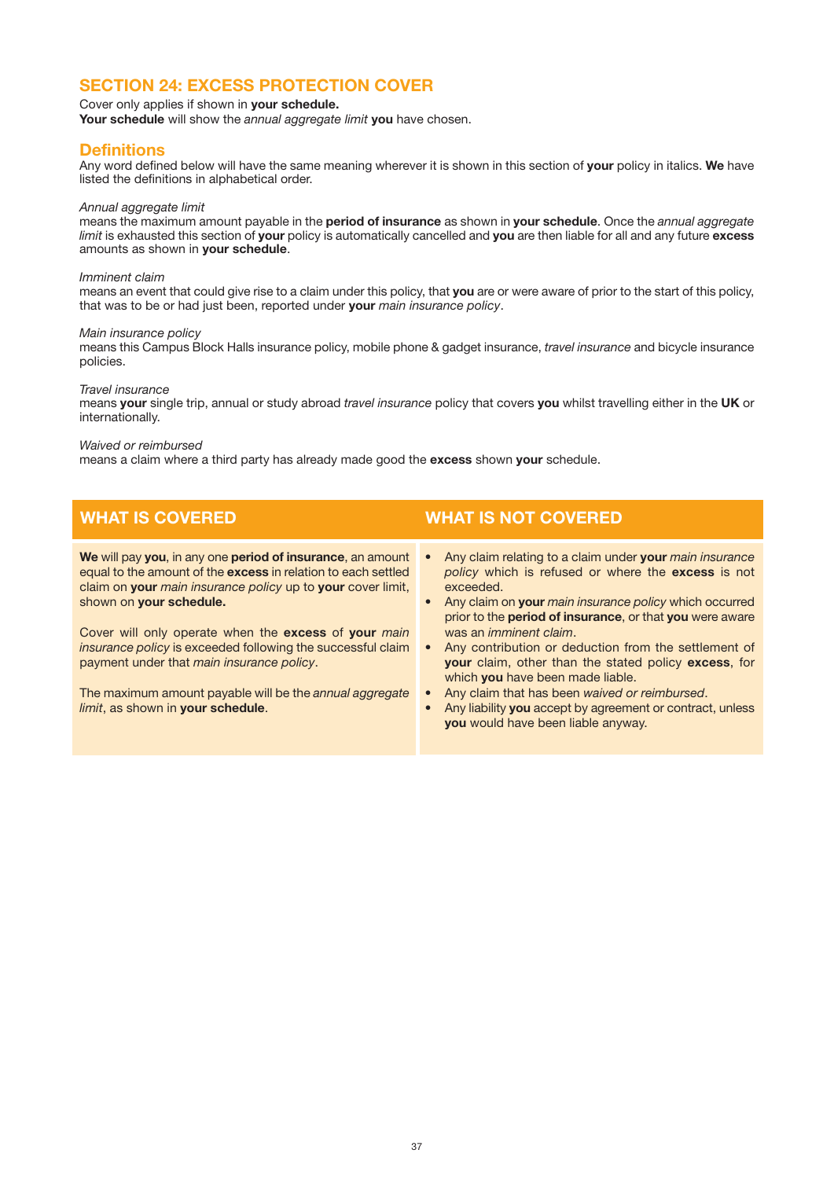## SECTION 24: EXCESS PROTECTION COVER

Cover only applies if shown in **your schedule.**
**Your schedule** will show the *annual aggregate limit* **you** have chosen.

### Definitions

Any word defined below will have the same meaning wherever it is shown in this section of **your** policy in italics. **We** have listed the definitions in alphabetical order.

*Annual aggregate limit*
means the maximum amount payable in the **period of insurance** as shown in **your schedule**. Once the *annual aggregate limit* is exhausted this section of **your** policy is automatically cancelled and **you** are then liable for all and any future **excess** amounts as shown in **your schedule**.

*Imminent claim*
means an event that could give rise to a claim under this policy, that **you** are or were aware of prior to the start of this policy, that was to be or had just been, reported under **your** *main insurance policy*.

*Main insurance policy*
means this Campus Block Halls insurance policy, mobile phone & gadget insurance, *travel insurance* and bicycle insurance policies.

*Travel insurance*
means **your** single trip, annual or study abroad *travel insurance* policy that covers **you** whilst travelling either in the **UK** or internationally.

*Waived or reimbursed*
means a claim where a third party has already made good the **excess** shown **your** schedule.

| WHAT IS COVERED | WHAT IS NOT COVERED |
|---|---|
| **We** will pay **you**, in any one **period of insurance**, an amount equal to the amount of the **excess** in relation to each settled claim on **your** *main insurance policy* up to **your** cover limit, shown on **your schedule.**<br><br>Cover will only operate when the **excess** of **your** *main insurance policy* is exceeded following the successful claim payment under that *main insurance policy*.<br><br>The maximum amount payable will be the *annual aggregate limit*, as shown in **your schedule**. | • Any claim relating to a claim under **your** *main insurance policy* which is refused or where the **excess** is not exceeded.<br>• Any claim on **your** *main insurance policy* which occurred prior to the **period of insurance**, or that **you** were aware was an *imminent claim*.<br>• Any contribution or deduction from the settlement of **your** claim, other than the stated policy **excess**, for which **you** have been made liable.<br>• Any claim that has been *waived or reimbursed*.<br>• Any liability **you** accept by agreement or contract, unless **you** would have been liable anyway. |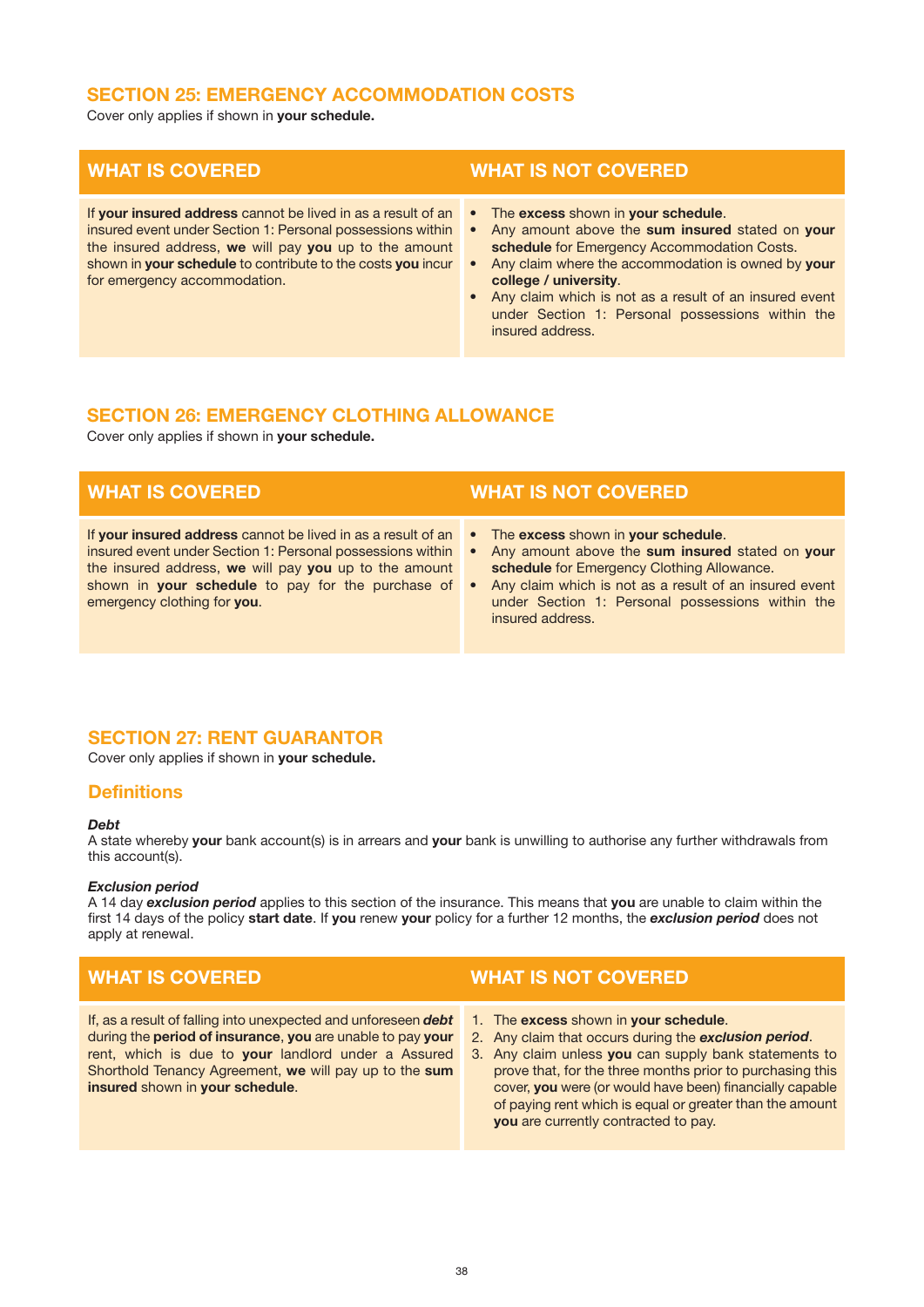## SECTION 25: EMERGENCY ACCOMMODATION COSTS

Cover only applies if shown in **your schedule.**

| WHAT IS COVERED | WHAT IS NOT COVERED |
|---|---|
| If **your insured address** cannot be lived in as a result of an insured event under Section 1: Personal possessions within the insured address, **we** will pay **you** up to the amount shown in **your schedule** to contribute to the costs **you** incur for emergency accommodation. | • The **excess** shown in **your schedule**.<br>• Any amount above the **sum insured** stated on **your schedule** for Emergency Accommodation Costs.<br>• Any claim where the accommodation is owned by **your college / university**.<br>• Any claim which is not as a result of an insured event under Section 1: Personal possessions within the insured address. |

## SECTION 26: EMERGENCY CLOTHING ALLOWANCE

Cover only applies if shown in **your schedule.**

| WHAT IS COVERED | WHAT IS NOT COVERED |
|---|---|
| If **your insured address** cannot be lived in as a result of an insured event under Section 1: Personal possessions within the insured address, **we** will pay **you** up to the amount shown in **your schedule** to pay for the purchase of emergency clothing for **you**. | • The **excess** shown in **your schedule**.<br>• Any amount above the **sum insured** stated on **your schedule** for Emergency Clothing Allowance.<br>• Any claim which is not as a result of an insured event under Section 1: Personal possessions within the insured address. |

## SECTION 27: RENT GUARANTOR

Cover only applies if shown in **your schedule.**

### Definitions

***Debt***
A state whereby **your** bank account(s) is in arrears and **your** bank is unwilling to authorise any further withdrawals from this account(s).

***Exclusion period***
A 14 day ***exclusion period*** applies to this section of the insurance. This means that **you** are unable to claim within the first 14 days of the policy **start date**. If **you** renew **your** policy for a further 12 months, the ***exclusion period*** does not apply at renewal.

| WHAT IS COVERED | WHAT IS NOT COVERED |
|---|---|
| If, as a result of falling into unexpected and unforeseen ***debt*** during the **period of insurance**, **you** are unable to pay **your** rent, which is due to **your** landlord under a Assured Shorthold Tenancy Agreement, **we** will pay up to the **sum insured** shown in **your schedule**. | 1. The **excess** shown in **your schedule**.<br>2. Any claim that occurs during the ***exclusion period***.<br>3. Any claim unless **you** can supply bank statements to prove that, for the three months prior to purchasing this cover, **you** were (or would have been) financially capable of paying rent which is equal or greater than the amount **you** are currently contracted to pay. |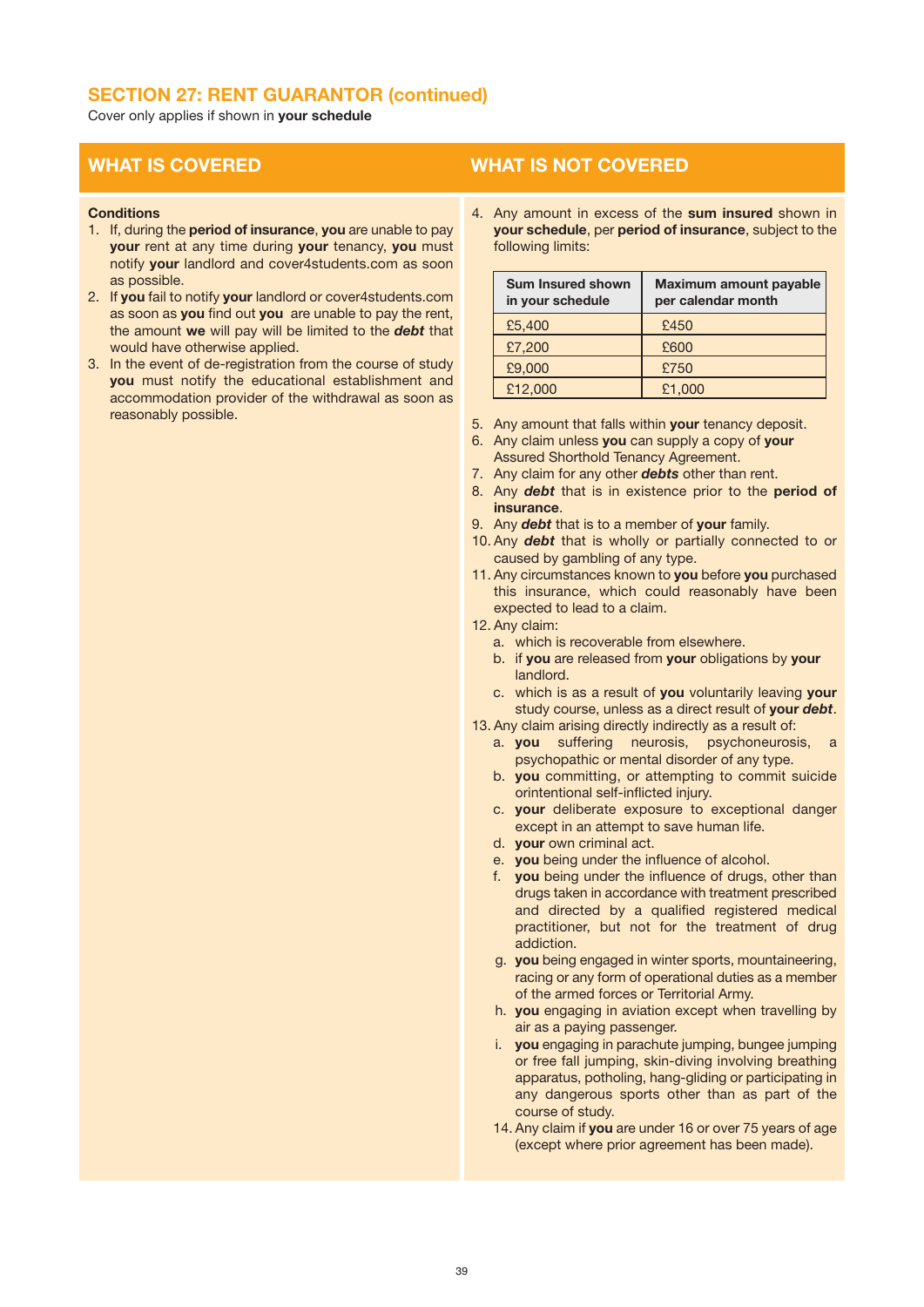## SECTION 27: RENT GUARANTOR (continued)

Cover only applies if shown in **your schedule**

### WHAT IS COVERED

**Conditions**

1. If, during the **period of insurance**, **you** are unable to pay **your** rent at any time during **your** tenancy, **you** must notify **your** landlord and cover4students.com as soon as possible.
2. If **you** fail to notify **your** landlord or cover4students.com as soon as **you** find out **you** are unable to pay the rent, the amount **we** will pay will be limited to the ***debt*** that would have otherwise applied.
3. In the event of de-registration from the course of study **you** must notify the educational establishment and accommodation provider of the withdrawal as soon as reasonably possible.

### WHAT IS NOT COVERED

4. Any amount in excess of the **sum insured** shown in **your schedule**, per **period of insurance**, subject to the following limits:

| Sum Insured shown in your schedule | Maximum amount payable per calendar month |
|---|---|
| £5,400 | £450 |
| £7,200 | £600 |
| £9,000 | £750 |
| £12,000 | £1,000 |

5. Any amount that falls within **your** tenancy deposit.
6. Any claim unless **you** can supply a copy of **your** Assured Shorthold Tenancy Agreement.
7. Any claim for any other ***debts*** other than rent.
8. Any ***debt*** that is in existence prior to the **period of insurance**.
9. Any ***debt*** that is to a member of **your** family.
10. Any ***debt*** that is wholly or partially connected to or caused by gambling of any type.
11. Any circumstances known to **you** before **you** purchased this insurance, which could reasonably have been expected to lead to a claim.
12. Any claim:
    a. which is recoverable from elsewhere.
    b. if **you** are released from **your** obligations by **your** landlord.
    c. which is as a result of **you** voluntarily leaving **your** study course, unless as a direct result of **your** ***debt***.
13. Any claim arising directly indirectly as a result of:
    a. **you** suffering neurosis, psychoneurosis, a psychopathic or mental disorder of any type.
    b. **you** committing, or attempting to commit suicide orintentional self-inflicted injury.
    c. **your** deliberate exposure to exceptional danger except in an attempt to save human life.
    d. **your** own criminal act.
    e. **you** being under the influence of alcohol.
    f. **you** being under the influence of drugs, other than drugs taken in accordance with treatment prescribed and directed by a qualified registered medical practitioner, but not for the treatment of drug addiction.
    g. **you** being engaged in winter sports, mountaineering, racing or any form of operational duties as a member of the armed forces or Territorial Army.
    h. **you** engaging in aviation except when travelling by air as a paying passenger.
    i. **you** engaging in parachute jumping, bungee jumping or free fall jumping, skin-diving involving breathing apparatus, potholing, hang-gliding or participating in any dangerous sports other than as part of the course of study.
14. Any claim if **you** are under 16 or over 75 years of age (except where prior agreement has been made).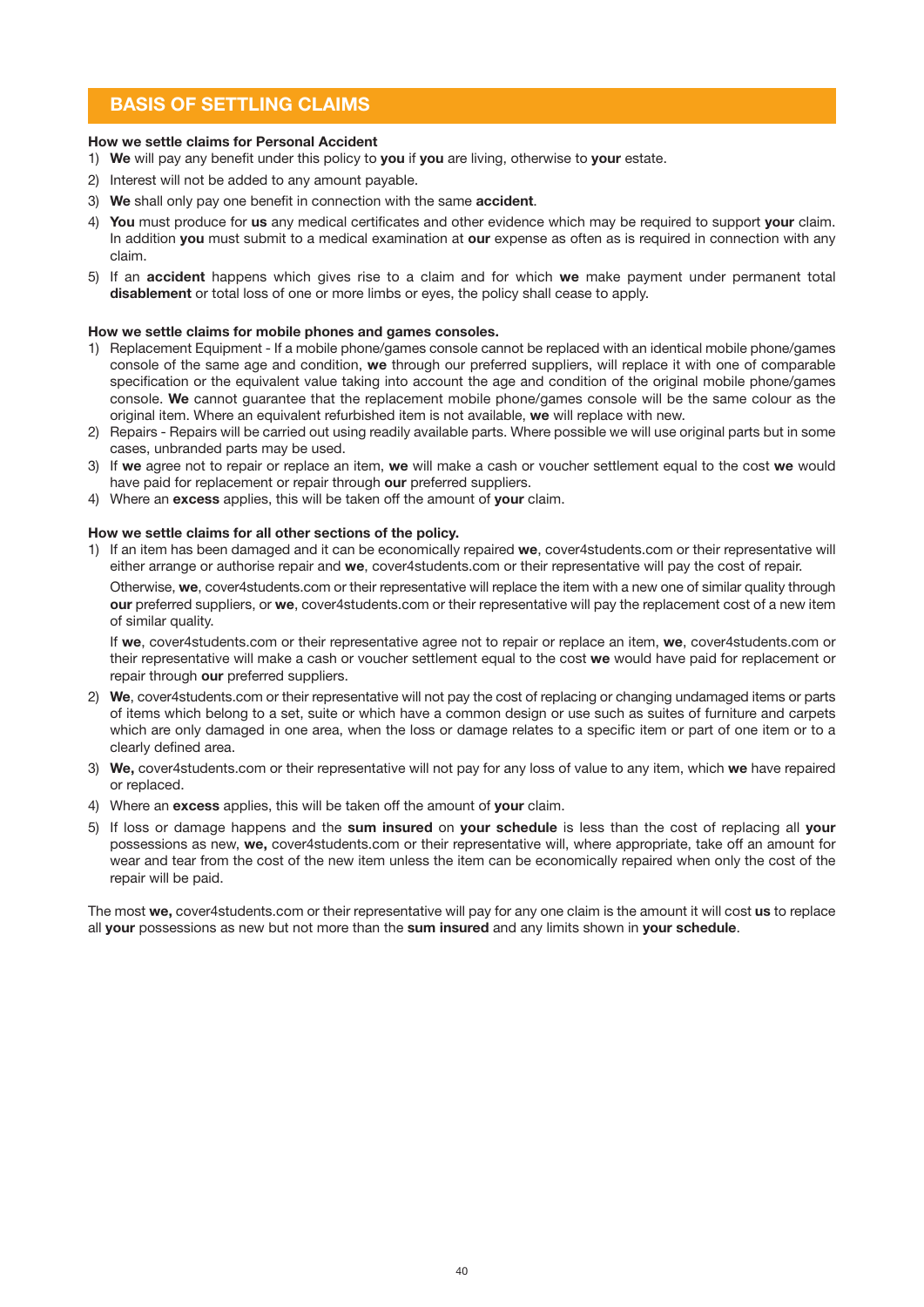## BASIS OF SETTLING CLAIMS

**How we settle claims for Personal Accident**

1) **We** will pay any benefit under this policy to **you** if **you** are living, otherwise to **your** estate.
2) Interest will not be added to any amount payable.
3) **We** shall only pay one benefit in connection with the same **accident**.
4) **You** must produce for **us** any medical certificates and other evidence which may be required to support **your** claim. In addition **you** must submit to a medical examination at **our** expense as often as is required in connection with any claim.
5) If an **accident** happens which gives rise to a claim and for which **we** make payment under permanent total **disablement** or total loss of one or more limbs or eyes, the policy shall cease to apply.

**How we settle claims for mobile phones and games consoles.**

1) Replacement Equipment - If a mobile phone/games console cannot be replaced with an identical mobile phone/games console of the same age and condition, **we** through our preferred suppliers, will replace it with one of comparable specification or the equivalent value taking into account the age and condition of the original mobile phone/games console. **We** cannot guarantee that the replacement mobile phone/games console will be the same colour as the original item. Where an equivalent refurbished item is not available, **we** will replace with new.
2) Repairs - Repairs will be carried out using readily available parts. Where possible we will use original parts but in some cases, unbranded parts may be used.
3) If **we** agree not to repair or replace an item, **we** will make a cash or voucher settlement equal to the cost **we** would have paid for replacement or repair through **our** preferred suppliers.
4) Where an **excess** applies, this will be taken off the amount of **your** claim.

**How we settle claims for all other sections of the policy.**

1) If an item has been damaged and it can be economically repaired **we**, cover4students.com or their representative will either arrange or authorise repair and **we**, cover4students.com or their representative will pay the cost of repair.

   Otherwise, **we**, cover4students.com or their representative will replace the item with a new one of similar quality through **our** preferred suppliers, or **we**, cover4students.com or their representative will pay the replacement cost of a new item of similar quality.

   If **we**, cover4students.com or their representative agree not to repair or replace an item, **we**, cover4students.com or their representative will make a cash or voucher settlement equal to the cost **we** would have paid for replacement or repair through **our** preferred suppliers.
2) **We**, cover4students.com or their representative will not pay the cost of replacing or changing undamaged items or parts of items which belong to a set, suite or which have a common design or use such as suites of furniture and carpets which are only damaged in one area, when the loss or damage relates to a specific item or part of one item or to a clearly defined area.
3) **We,** cover4students.com or their representative will not pay for any loss of value to any item, which **we** have repaired or replaced.
4) Where an **excess** applies, this will be taken off the amount of **your** claim.
5) If loss or damage happens and the **sum insured** on **your schedule** is less than the cost of replacing all **your** possessions as new, **we,** cover4students.com or their representative will, where appropriate, take off an amount for wear and tear from the cost of the new item unless the item can be economically repaired when only the cost of the repair will be paid.

The most **we,** cover4students.com or their representative will pay for any one claim is the amount it will cost **us** to replace all **your** possessions as new but not more than the **sum insured** and any limits shown in **your schedule**.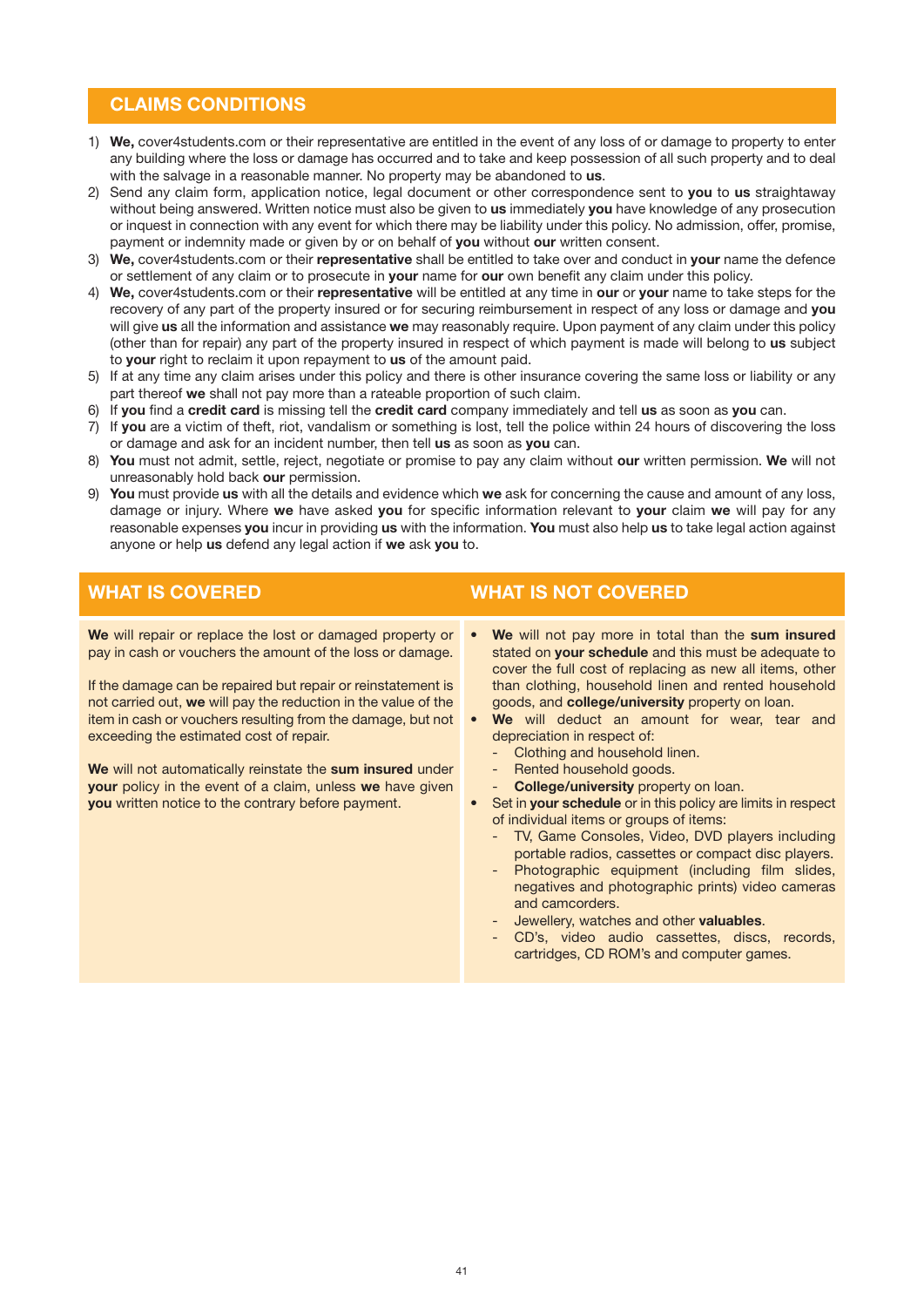## CLAIMS CONDITIONS

1) **We,** cover4students.com or their representative are entitled in the event of any loss of or damage to property to enter any building where the loss or damage has occurred and to take and keep possession of all such property and to deal with the salvage in a reasonable manner. No property may be abandoned to **us**.
2) Send any claim form, application notice, legal document or other correspondence sent to **you** to **us** straightaway without being answered. Written notice must also be given to **us** immediately **you** have knowledge of any prosecution or inquest in connection with any event for which there may be liability under this policy. No admission, offer, promise, payment or indemnity made or given by or on behalf of **you** without **our** written consent.
3) **We,** cover4students.com or their **representative** shall be entitled to take over and conduct in **your** name the defence or settlement of any claim or to prosecute in **your** name for **our** own benefit any claim under this policy.
4) **We,** cover4students.com or their **representative** will be entitled at any time in **our** or **your** name to take steps for the recovery of any part of the property insured or for securing reimbursement in respect of any loss or damage and **you** will give **us** all the information and assistance **we** may reasonably require. Upon payment of any claim under this policy (other than for repair) any part of the property insured in respect of which payment is made will belong to **us** subject to **your** right to reclaim it upon repayment to **us** of the amount paid.
5) If at any time any claim arises under this policy and there is other insurance covering the same loss or liability or any part thereof **we** shall not pay more than a rateable proportion of such claim.
6) If **you** find a **credit card** is missing tell the **credit card** company immediately and tell **us** as soon as **you** can.
7) If **you** are a victim of theft, riot, vandalism or something is lost, tell the police within 24 hours of discovering the loss or damage and ask for an incident number, then tell **us** as soon as **you** can.
8) **You** must not admit, settle, reject, negotiate or promise to pay any claim without **our** written permission. **We** will not unreasonably hold back **our** permission.
9) **You** must provide **us** with all the details and evidence which **we** ask for concerning the cause and amount of any loss, damage or injury. Where **we** have asked **you** for specific information relevant to **your** claim **we** will pay for any reasonable expenses **you** incur in providing **us** with the information. **You** must also help **us** to take legal action against anyone or help **us** defend any legal action if **we** ask **you** to.

## WHAT IS COVERED

**We** will repair or replace the lost or damaged property or pay in cash or vouchers the amount of the loss or damage.

If the damage can be repaired but repair or reinstatement is not carried out, **we** will pay the reduction in the value of the item in cash or vouchers resulting from the damage, but not exceeding the estimated cost of repair.

**We** will not automatically reinstate the **sum insured** under **your** policy in the event of a claim, unless **we** have given **you** written notice to the contrary before payment.

## WHAT IS NOT COVERED

- **We** will not pay more in total than the **sum insured** stated on **your schedule** and this must be adequate to cover the full cost of replacing as new all items, other than clothing, household linen and rented household goods, and **college/university** property on loan.
- **We** will deduct an amount for wear, tear and depreciation in respect of:
  - Clothing and household linen.
  - Rented household goods.
  - **College/university** property on loan.
- Set in **your schedule** or in this policy are limits in respect of individual items or groups of items:
  - TV, Game Consoles, Video, DVD players including portable radios, cassettes or compact disc players.
  - Photographic equipment (including film slides, negatives and photographic prints) video cameras and camcorders.
  - Jewellery, watches and other **valuables**.
  - CD's, video audio cassettes, discs, records, cartridges, CD ROM's and computer games.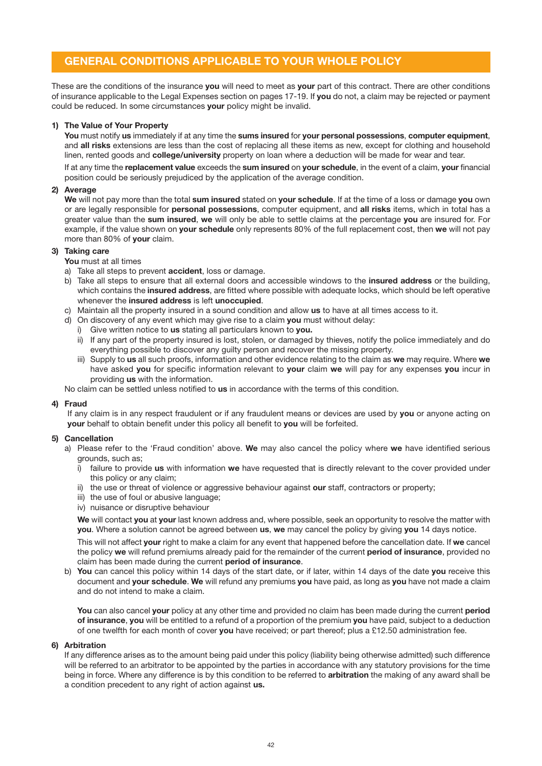# GENERAL CONDITIONS APPLICABLE TO YOUR WHOLE POLICY

These are the conditions of the insurance **you** will need to meet as **your** part of this contract. There are other conditions of insurance applicable to the Legal Expenses section on pages 17-19. If **you** do not, a claim may be rejected or payment could be reduced. In some circumstances **your** policy might be invalid.

**1) The Value of Your Property**

**You** must notify **us** immediately if at any time the **sums insured** for **your personal possessions**, **computer equipment**, and **all risks** extensions are less than the cost of replacing all these items as new, except for clothing and household linen, rented goods and **college/university** property on loan where a deduction will be made for wear and tear.

If at any time the **replacement value** exceeds the **sum insured** on **your schedule**, in the event of a claim, **your** financial position could be seriously prejudiced by the application of the average condition.

**2) Average**

**We** will not pay more than the total **sum insured** stated on **your schedule**. If at the time of a loss or damage **you** own or are legally responsible for **personal possessions**, computer equipment, and **all risks** items, which in total has a greater value than the **sum insured**, **we** will only be able to settle claims at the percentage **you** are insured for. For example, if the value shown on **your schedule** only represents 80% of the full replacement cost, then **we** will not pay more than 80% of **your** claim.

**3) Taking care**

**You** must at all times

a) Take all steps to prevent **accident**, loss or damage.
b) Take all steps to ensure that all external doors and accessible windows to the **insured address** or the building, which contains the **insured address**, are fitted where possible with adequate locks, which should be left operative whenever the **insured address** is left **unoccupied**.
c) Maintain all the property insured in a sound condition and allow **us** to have at all times access to it.
d) On discovery of any event which may give rise to a claim **you** must without delay:
   i) Give written notice to **us** stating all particulars known to **you.**
   ii) If any part of the property insured is lost, stolen, or damaged by thieves, notify the police immediately and do everything possible to discover any guilty person and recover the missing property.
   iii) Supply to **us** all such proofs, information and other evidence relating to the claim as **we** may require. Where **we** have asked **you** for specific information relevant to **your** claim **we** will pay for any expenses **you** incur in providing **us** with the information.

No claim can be settled unless notified to **us** in accordance with the terms of this condition.

**4) Fraud**

If any claim is in any respect fraudulent or if any fraudulent means or devices are used by **you** or anyone acting on **your** behalf to obtain benefit under this policy all benefit to **you** will be forfeited.

**5) Cancellation**

a) Please refer to the 'Fraud condition' above. **We** may also cancel the policy where **we** have identified serious grounds, such as;
   i) failure to provide **us** with information **we** have requested that is directly relevant to the cover provided under this policy or any claim;
   ii) the use or threat of violence or aggressive behaviour against **our** staff, contractors or property;
   iii) the use of foul or abusive language;
   iv) nuisance or disruptive behaviour

   **We** will contact **you** at **your** last known address and, where possible, seek an opportunity to resolve the matter with **you**. Where a solution cannot be agreed between **us**, **we** may cancel the policy by giving **you** 14 days notice.

   This will not affect **your** right to make a claim for any event that happened before the cancellation date. If **we** cancel the policy **we** will refund premiums already paid for the remainder of the current **period of insurance**, provided no claim has been made during the current **period of insurance**.

b) **You** can cancel this policy within 14 days of the start date, or if later, within 14 days of the date **you** receive this document and **your schedule**. **We** will refund any premiums **you** have paid, as long as **you** have not made a claim and do not intend to make a claim.

   **You** can also cancel **your** policy at any other time and provided no claim has been made during the current **period of insurance**, **you** will be entitled to a refund of a proportion of the premium **you** have paid, subject to a deduction of one twelfth for each month of cover **you** have received; or part thereof; plus a £12.50 administration fee.

**6) Arbitration**

If any difference arises as to the amount being paid under this policy (liability being otherwise admitted) such difference will be referred to an arbitrator to be appointed by the parties in accordance with any statutory provisions for the time being in force. Where any difference is by this condition to be referred to **arbitration** the making of any award shall be a condition precedent to any right of action against **us.**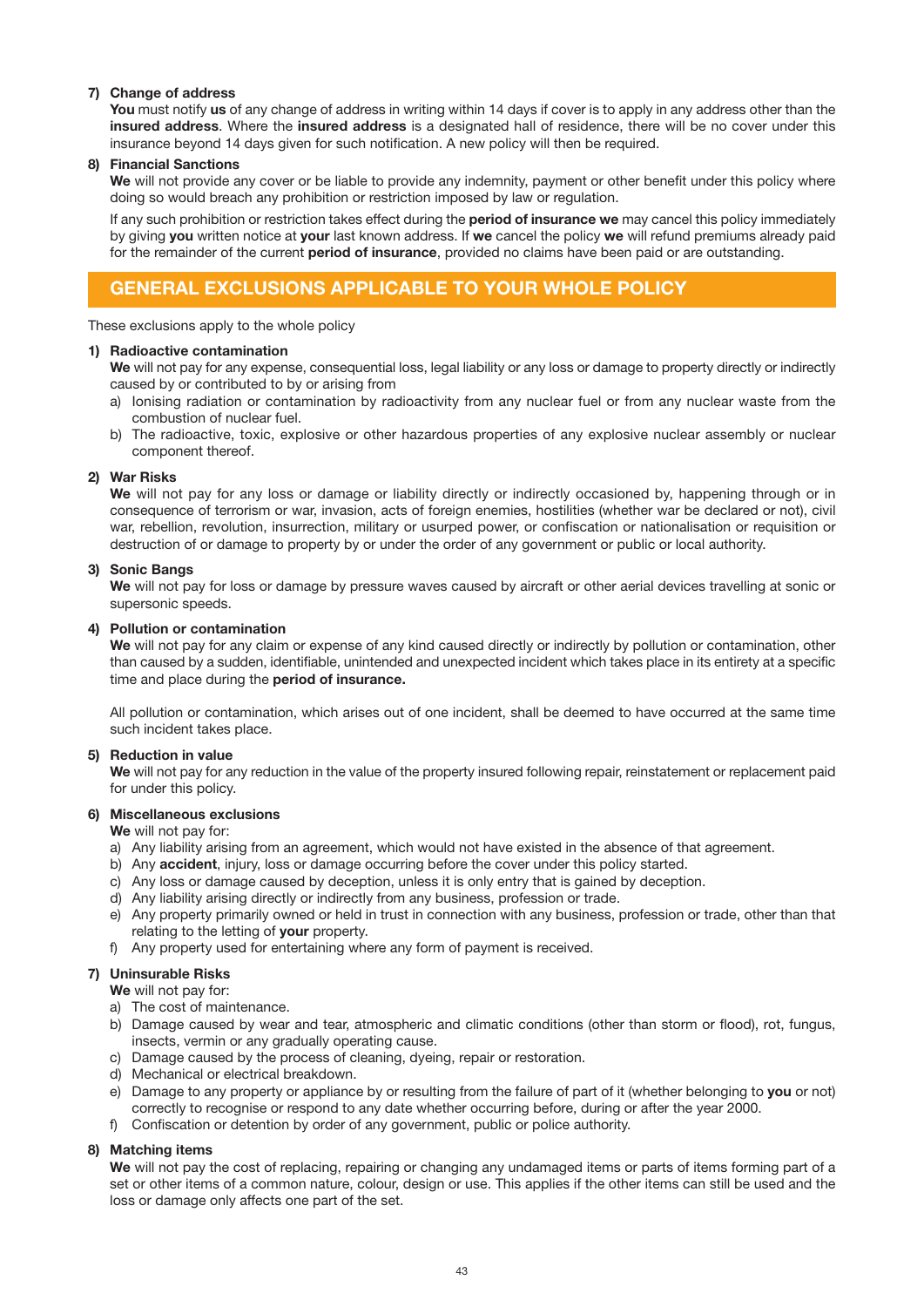**7) Change of address**

**You** must notify **us** of any change of address in writing within 14 days if cover is to apply in any address other than the **insured address**. Where the **insured address** is a designated hall of residence, there will be no cover under this insurance beyond 14 days given for such notification. A new policy will then be required.

**8) Financial Sanctions**

**We** will not provide any cover or be liable to provide any indemnity, payment or other benefit under this policy where doing so would breach any prohibition or restriction imposed by law or regulation.

If any such prohibition or restriction takes effect during the **period of insurance we** may cancel this policy immediately by giving **you** written notice at **your** last known address. If **we** cancel the policy **we** will refund premiums already paid for the remainder of the current **period of insurance**, provided no claims have been paid or are outstanding.

## GENERAL EXCLUSIONS APPLICABLE TO YOUR WHOLE POLICY

These exclusions apply to the whole policy

**1) Radioactive contamination**

**We** will not pay for any expense, consequential loss, legal liability or any loss or damage to property directly or indirectly caused by or contributed to by or arising from

a) Ionising radiation or contamination by radioactivity from any nuclear fuel or from any nuclear waste from the combustion of nuclear fuel.
b) The radioactive, toxic, explosive or other hazardous properties of any explosive nuclear assembly or nuclear component thereof.

**2) War Risks**

**We** will not pay for any loss or damage or liability directly or indirectly occasioned by, happening through or in consequence of terrorism or war, invasion, acts of foreign enemies, hostilities (whether war be declared or not), civil war, rebellion, revolution, insurrection, military or usurped power, or confiscation or nationalisation or requisition or destruction of or damage to property by or under the order of any government or public or local authority.

**3) Sonic Bangs**

**We** will not pay for loss or damage by pressure waves caused by aircraft or other aerial devices travelling at sonic or supersonic speeds.

**4) Pollution or contamination**

**We** will not pay for any claim or expense of any kind caused directly or indirectly by pollution or contamination, other than caused by a sudden, identifiable, unintended and unexpected incident which takes place in its entirety at a specific time and place during the **period of insurance.**

All pollution or contamination, which arises out of one incident, shall be deemed to have occurred at the same time such incident takes place.

**5) Reduction in value**

**We** will not pay for any reduction in the value of the property insured following repair, reinstatement or replacement paid for under this policy.

**6) Miscellaneous exclusions**

**We** will not pay for:

a) Any liability arising from an agreement, which would not have existed in the absence of that agreement.
b) Any **accident**, injury, loss or damage occurring before the cover under this policy started.
c) Any loss or damage caused by deception, unless it is only entry that is gained by deception.
d) Any liability arising directly or indirectly from any business, profession or trade.
e) Any property primarily owned or held in trust in connection with any business, profession or trade, other than that relating to the letting of **your** property.
f) Any property used for entertaining where any form of payment is received.

**7) Uninsurable Risks**

**We** will not pay for:

a) The cost of maintenance.
b) Damage caused by wear and tear, atmospheric and climatic conditions (other than storm or flood), rot, fungus, insects, vermin or any gradually operating cause.
c) Damage caused by the process of cleaning, dyeing, repair or restoration.
d) Mechanical or electrical breakdown.
e) Damage to any property or appliance by or resulting from the failure of part of it (whether belonging to **you** or not) correctly to recognise or respond to any date whether occurring before, during or after the year 2000.
f) Confiscation or detention by order of any government, public or police authority.

**8) Matching items**

**We** will not pay the cost of replacing, repairing or changing any undamaged items or parts of items forming part of a set or other items of a common nature, colour, design or use. This applies if the other items can still be used and the loss or damage only affects one part of the set.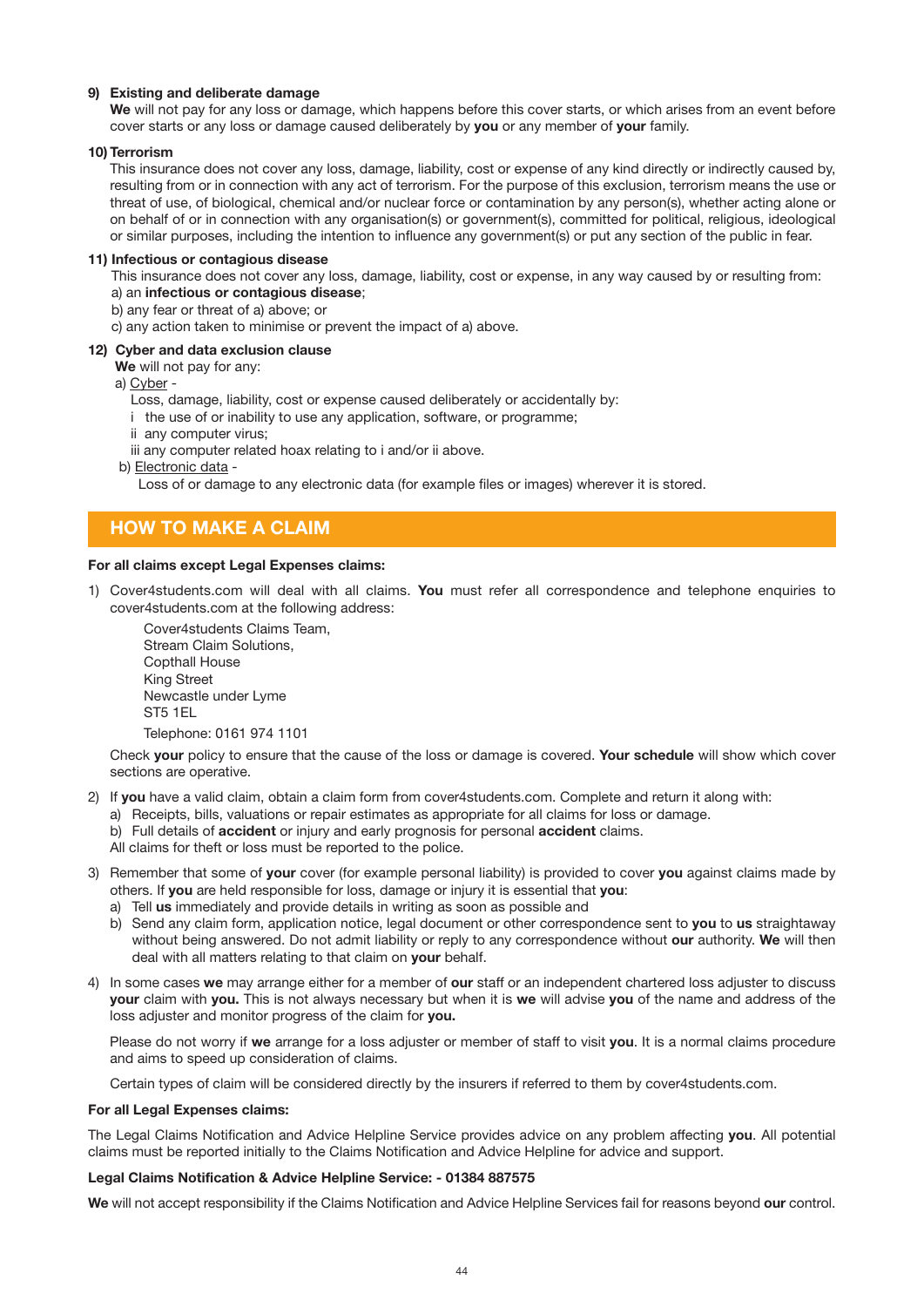**9) Existing and deliberate damage**

**We** will not pay for any loss or damage, which happens before this cover starts, or which arises from an event before cover starts or any loss or damage caused deliberately by **you** or any member of **your** family.

**10) Terrorism**

This insurance does not cover any loss, damage, liability, cost or expense of any kind directly or indirectly caused by, resulting from or in connection with any act of terrorism. For the purpose of this exclusion, terrorism means the use or threat of use, of biological, chemical and/or nuclear force or contamination by any person(s), whether acting alone or on behalf of or in connection with any organisation(s) or government(s), committed for political, religious, ideological or similar purposes, including the intention to influence any government(s) or put any section of the public in fear.

**11) Infectious or contagious disease**

This insurance does not cover any loss, damage, liability, cost or expense, in any way caused by or resulting from:

a) an **infectious or contagious disease**;

b) any fear or threat of a) above; or

c) any action taken to minimise or prevent the impact of a) above.

**12) Cyber and data exclusion clause**

**We** will not pay for any:

a) Cyber -

Loss, damage, liability, cost or expense caused deliberately or accidentally by:

i the use of or inability to use any application, software, or programme;

ii any computer virus;

iii any computer related hoax relating to i and/or ii above.

b) Electronic data -

Loss of or damage to any electronic data (for example files or images) wherever it is stored.

## HOW TO MAKE A CLAIM

**For all claims except Legal Expenses claims:**

1) Cover4students.com will deal with all claims. **You** must refer all correspondence and telephone enquiries to cover4students.com at the following address:

   Cover4students Claims Team,
   Stream Claim Solutions,
   Copthall House
   King Street
   Newcastle under Lyme
   ST5 1EL

   Telephone: 0161 974 1101

   Check **your** policy to ensure that the cause of the loss or damage is covered. **Your schedule** will show which cover sections are operative.

2) If **you** have a valid claim, obtain a claim form from cover4students.com. Complete and return it along with:

   a) Receipts, bills, valuations or repair estimates as appropriate for all claims for loss or damage.

   b) Full details of **accident** or injury and early prognosis for personal **accident** claims.

   All claims for theft or loss must be reported to the police.

3) Remember that some of **your** cover (for example personal liability) is provided to cover **you** against claims made by others. If **you** are held responsible for loss, damage or injury it is essential that **you**:

   a) Tell **us** immediately and provide details in writing as soon as possible and

   b) Send any claim form, application notice, legal document or other correspondence sent to **you** to **us** straightaway without being answered. Do not admit liability or reply to any correspondence without **our** authority. **We** will then deal with all matters relating to that claim on **your** behalf.

4) In some cases **we** may arrange either for a member of **our** staff or an independent chartered loss adjuster to discuss **your** claim with **you.** This is not always necessary but when it is **we** will advise **you** of the name and address of the loss adjuster and monitor progress of the claim for **you.**

   Please do not worry if **we** arrange for a loss adjuster or member of staff to visit **you**. It is a normal claims procedure and aims to speed up consideration of claims.

   Certain types of claim will be considered directly by the insurers if referred to them by cover4students.com.

**For all Legal Expenses claims:**

The Legal Claims Notification and Advice Helpline Service provides advice on any problem affecting **you**. All potential claims must be reported initially to the Claims Notification and Advice Helpline for advice and support.

**Legal Claims Notification & Advice Helpline Service: - 01384 887575**

**We** will not accept responsibility if the Claims Notification and Advice Helpline Services fail for reasons beyond **our** control.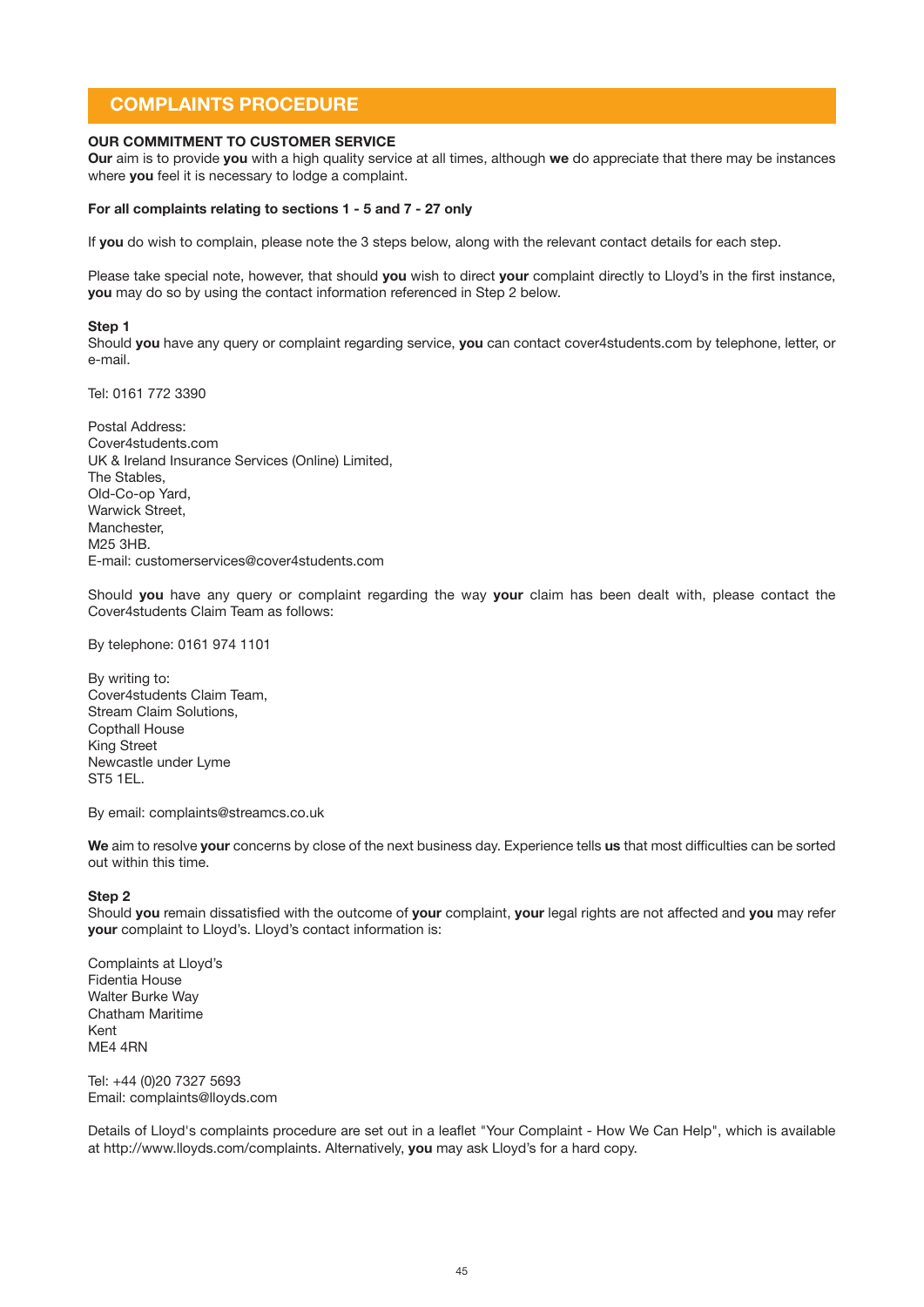## COMPLAINTS PROCEDURE

**OUR COMMITMENT TO CUSTOMER SERVICE**

**Our** aim is to provide **you** with a high quality service at all times, although **we** do appreciate that there may be instances where **you** feel it is necessary to lodge a complaint.

**For all complaints relating to sections 1 - 5 and 7 - 27 only**

If **you** do wish to complain, please note the 3 steps below, along with the relevant contact details for each step.

Please take special note, however, that should **you** wish to direct **your** complaint directly to Lloyd's in the first instance, **you** may do so by using the contact information referenced in Step 2 below.

**Step 1**

Should **you** have any query or complaint regarding service, **you** can contact cover4students.com by telephone, letter, or e-mail.

Tel: 0161 772 3390

Postal Address:
Cover4students.com
UK & Ireland Insurance Services (Online) Limited,
The Stables,
Old-Co-op Yard,
Warwick Street,
Manchester,
M25 3HB.
E-mail: customerservices@cover4students.com

Should **you** have any query or complaint regarding the way **your** claim has been dealt with, please contact the Cover4students Claim Team as follows:

By telephone: 0161 974 1101

By writing to:
Cover4students Claim Team,
Stream Claim Solutions,
Copthall House
King Street
Newcastle under Lyme
ST5 1EL.

By email: complaints@streamcs.co.uk

**We** aim to resolve **your** concerns by close of the next business day. Experience tells **us** that most difficulties can be sorted out within this time.

**Step 2**

Should **you** remain dissatisfied with the outcome of **your** complaint, **your** legal rights are not affected and **you** may refer **your** complaint to Lloyd's. Lloyd's contact information is:

Complaints at Lloyd's
Fidentia House
Walter Burke Way
Chatham Maritime
Kent
ME4 4RN

Tel: +44 (0)20 7327 5693
Email: complaints@lloyds.com

Details of Lloyd's complaints procedure are set out in a leaflet "Your Complaint - How We Can Help", which is available at http://www.lloyds.com/complaints. Alternatively, **you** may ask Lloyd's for a hard copy.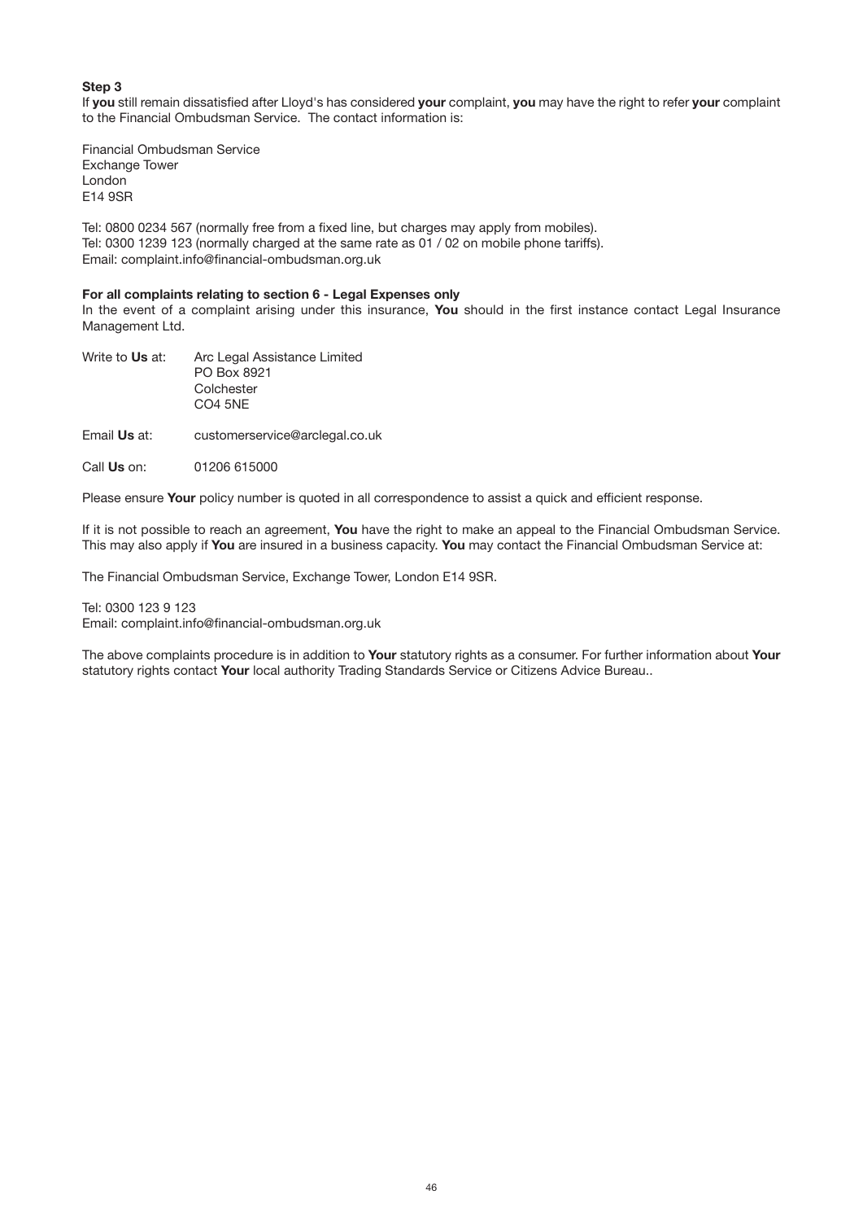**Step 3**

If **you** still remain dissatisfied after Lloyd's has considered **your** complaint, **you** may have the right to refer **your** complaint to the Financial Ombudsman Service. The contact information is:

Financial Ombudsman Service
Exchange Tower
London
E14 9SR

Tel: 0800 0234 567 (normally free from a fixed line, but charges may apply from mobiles).
Tel: 0300 1239 123 (normally charged at the same rate as 01 / 02 on mobile phone tariffs).
Email: complaint.info@financial-ombudsman.org.uk

**For all complaints relating to section 6 - Legal Expenses only**

In the event of a complaint arising under this insurance, **You** should in the first instance contact Legal Insurance Management Ltd.

Write to **Us** at: Arc Legal Assistance Limited
PO Box 8921
Colchester
CO4 5NE

Email **Us** at: customerservice@arclegal.co.uk

Call **Us** on: 01206 615000

Please ensure **Your** policy number is quoted in all correspondence to assist a quick and efficient response.

If it is not possible to reach an agreement, **You** have the right to make an appeal to the Financial Ombudsman Service. This may also apply if **You** are insured in a business capacity. **You** may contact the Financial Ombudsman Service at:

The Financial Ombudsman Service, Exchange Tower, London E14 9SR.

Tel: 0300 123 9 123
Email: complaint.info@financial-ombudsman.org.uk

The above complaints procedure is in addition to **Your** statutory rights as a consumer. For further information about **Your** statutory rights contact **Your** local authority Trading Standards Service or Citizens Advice Bureau..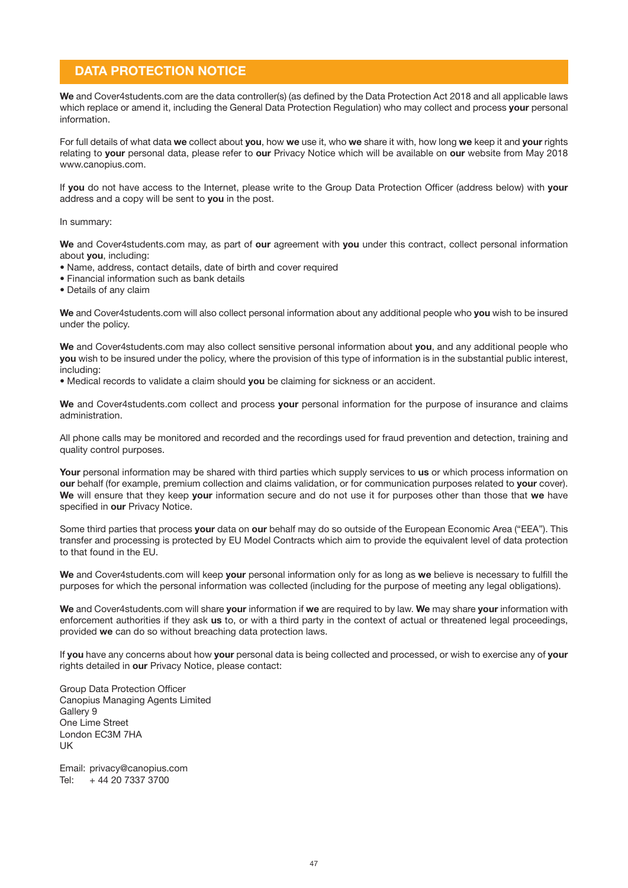## DATA PROTECTION NOTICE

**We** and Cover4students.com are the data controller(s) (as defined by the Data Protection Act 2018 and all applicable laws which replace or amend it, including the General Data Protection Regulation) who may collect and process **your** personal information.

For full details of what data **we** collect about **you**, how **we** use it, who **we** share it with, how long **we** keep it and **your** rights relating to **your** personal data, please refer to **our** Privacy Notice which will be available on **our** website from May 2018 www.canopius.com.

If **you** do not have access to the Internet, please write to the Group Data Protection Officer (address below) with **your** address and a copy will be sent to **you** in the post.

In summary:

**We** and Cover4students.com may, as part of **our** agreement with **you** under this contract, collect personal information about **you**, including:

- Name, address, contact details, date of birth and cover required
- Financial information such as bank details
- Details of any claim

**We** and Cover4students.com will also collect personal information about any additional people who **you** wish to be insured under the policy.

**We** and Cover4students.com may also collect sensitive personal information about **you**, and any additional people who **you** wish to be insured under the policy, where the provision of this type of information is in the substantial public interest, including:

- Medical records to validate a claim should **you** be claiming for sickness or an accident.

**We** and Cover4students.com collect and process **your** personal information for the purpose of insurance and claims administration.

All phone calls may be monitored and recorded and the recordings used for fraud prevention and detection, training and quality control purposes.

**Your** personal information may be shared with third parties which supply services to **us** or which process information on **our** behalf (for example, premium collection and claims validation, or for communication purposes related to **your** cover). **We** will ensure that they keep **your** information secure and do not use it for purposes other than those that **we** have specified in **our** Privacy Notice.

Some third parties that process **your** data on **our** behalf may do so outside of the European Economic Area ("EEA"). This transfer and processing is protected by EU Model Contracts which aim to provide the equivalent level of data protection to that found in the EU.

**We** and Cover4students.com will keep **your** personal information only for as long as **we** believe is necessary to fulfill the purposes for which the personal information was collected (including for the purpose of meeting any legal obligations).

**We** and Cover4students.com will share **your** information if **we** are required to by law. **We** may share **your** information with enforcement authorities if they ask **us** to, or with a third party in the context of actual or threatened legal proceedings, provided **we** can do so without breaching data protection laws.

If **you** have any concerns about how **your** personal data is being collected and processed, or wish to exercise any of **your** rights detailed in **our** Privacy Notice, please contact:

Group Data Protection Officer
Canopius Managing Agents Limited
Gallery 9
One Lime Street
London EC3M 7HA
UK

Email: privacy@canopius.com
Tel: + 44 20 7337 3700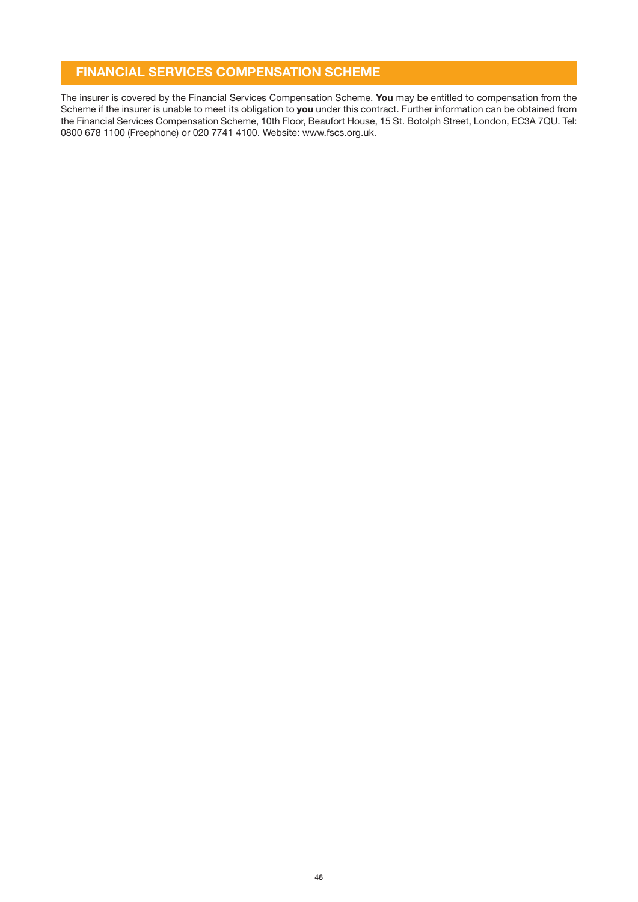## FINANCIAL SERVICES COMPENSATION SCHEME

The insurer is covered by the Financial Services Compensation Scheme. **You** may be entitled to compensation from the Scheme if the insurer is unable to meet its obligation to **you** under this contract. Further information can be obtained from the Financial Services Compensation Scheme, 10th Floor, Beaufort House, 15 St. Botolph Street, London, EC3A 7QU. Tel: 0800 678 1100 (Freephone) or 020 7741 4100. Website: www.fscs.org.uk.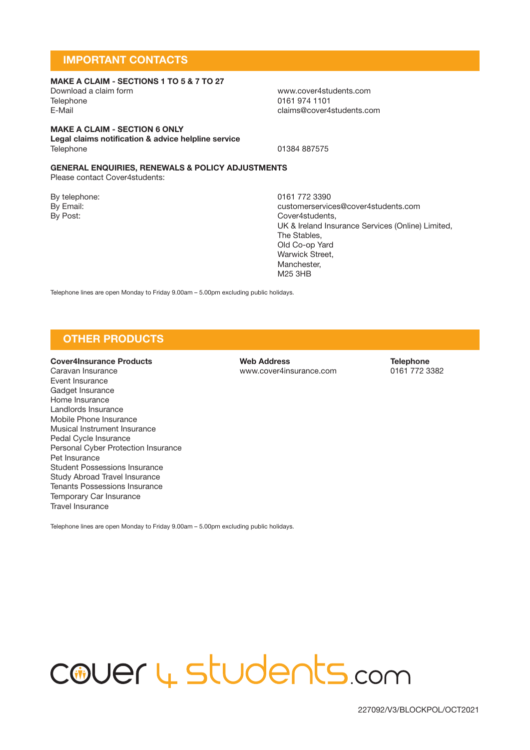## IMPORTANT CONTACTS

**MAKE A CLAIM - SECTIONS 1 TO 5 & 7 TO 27**

| | |
|---|---|
| Download a claim form | www.cover4students.com |
| Telephone | 0161 974 1101 |
| E-Mail | claims@cover4students.com |

**MAKE A CLAIM - SECTION 6 ONLY**

**Legal claims notification & advice helpline service**

| | |
|---|---|
| Telephone | 01384 887575 |

**GENERAL ENQUIRIES, RENEWALS & POLICY ADJUSTMENTS**

Please contact Cover4students:

| | |
|---|---|
| By telephone: | 0161 772 3390 |
| By Email: | customerservices@cover4students.com |
| By Post: | Cover4students, UK & Ireland Insurance Services (Online) Limited, The Stables, Old Co-op Yard Warwick Street, Manchester, M25 3HB |

Telephone lines are open Monday to Friday 9.00am – 5.00pm excluding public holidays.

## OTHER PRODUCTS

| Cover4Insurance Products | Web Address | Telephone |
|---|---|---|
| Caravan Insurance<br>Event Insurance<br>Gadget Insurance<br>Home Insurance<br>Landlords Insurance<br>Mobile Phone Insurance<br>Musical Instrument Insurance<br>Pedal Cycle Insurance<br>Personal Cyber Protection Insurance<br>Pet Insurance<br>Student Possessions Insurance<br>Study Abroad Travel Insurance<br>Tenants Possessions Insurance<br>Temporary Car Insurance<br>Travel Insurance | www.cover4insurance.com | 0161 772 3382 |

Telephone lines are open Monday to Friday 9.00am – 5.00pm excluding public holidays.

cover 4 students.com

227092/V3/BLOCKPOL/OCT2021